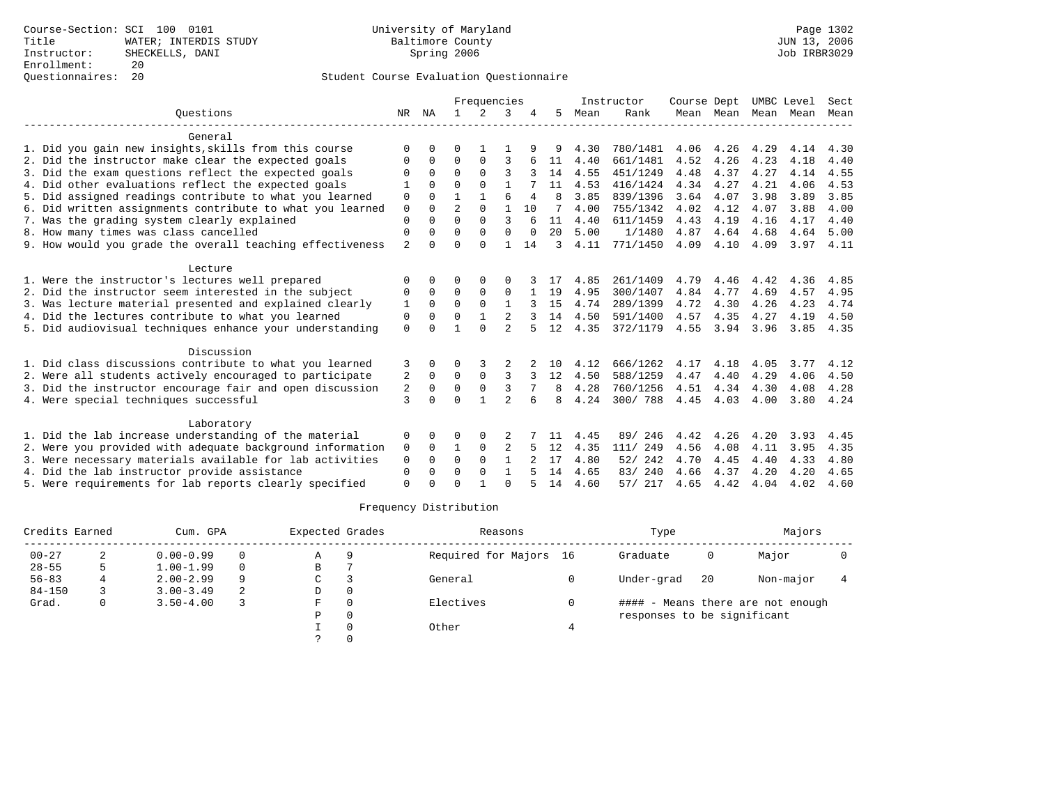Course-Section: SCI 100 0101
Title: WATER; INTERDIS STUDY
Instructor: SHECKELLS, DANI
Enrollment: 20
Questionnaires: 20

University of Maryland
Baltimore County
Spring 2006

JUN 13, 2006
Job IRBR3029

## Student Course Evaluation Questionnaire

| Questions | NR | NA | 1 | 2 | 3 | 4 | 5 | Instructor Mean | Instructor Rank | Course Mean | Dept Mean | UMBC Mean | Level Mean | Sect Mean |
|---|---|---|---|---|---|---|---|---|---|---|---|---|---|---|
| **General** | | | | | | | | | | | | | | |
| 1. Did you gain new insights,skills from this course | 0 | 0 | 0 | 1 | 1 | 9 | 9 | 4.30 | 780/1481 | 4.06 | 4.26 | 4.29 | 4.14 | 4.30 |
| 2. Did the instructor make clear the expected goals | 0 | 0 | 0 | 0 | 3 | 6 | 11 | 4.40 | 661/1481 | 4.52 | 4.26 | 4.23 | 4.18 | 4.40 |
| 3. Did the exam questions reflect the expected goals | 0 | 0 | 0 | 0 | 3 | 3 | 14 | 4.55 | 451/1249 | 4.48 | 4.37 | 4.27 | 4.14 | 4.55 |
| 4. Did other evaluations reflect the expected goals | 1 | 0 | 0 | 0 | 1 | 7 | 11 | 4.53 | 416/1424 | 4.34 | 4.27 | 4.21 | 4.06 | 4.53 |
| 5. Did assigned readings contribute to what you learned | 0 | 0 | 1 | 1 | 6 | 4 | 8 | 3.85 | 839/1396 | 3.64 | 4.07 | 3.98 | 3.89 | 3.85 |
| 6. Did written assignments contribute to what you learned | 0 | 0 | 2 | 0 | 1 | 10 | 7 | 4.00 | 755/1342 | 4.02 | 4.12 | 4.07 | 3.88 | 4.00 |
| 7. Was the grading system clearly explained | 0 | 0 | 0 | 0 | 3 | 6 | 11 | 4.40 | 611/1459 | 4.43 | 4.19 | 4.16 | 4.17 | 4.40 |
| 8. How many times was class cancelled | 0 | 0 | 0 | 0 | 0 | 0 | 20 | 5.00 | 1/1480 | 4.87 | 4.64 | 4.68 | 4.64 | 5.00 |
| 9. How would you grade the overall teaching effectiveness | 2 | 0 | 0 | 0 | 1 | 14 | 3 | 4.11 | 771/1450 | 4.09 | 4.10 | 4.09 | 3.97 | 4.11 |
| **Lecture** | | | | | | | | | | | | | | |
| 1. Were the instructor's lectures well prepared | 0 | 0 | 0 | 0 | 0 | 3 | 17 | 4.85 | 261/1409 | 4.79 | 4.46 | 4.42 | 4.36 | 4.85 |
| 2. Did the instructor seem interested in the subject | 0 | 0 | 0 | 0 | 0 | 1 | 19 | 4.95 | 300/1407 | 4.84 | 4.77 | 4.69 | 4.57 | 4.95 |
| 3. Was lecture material presented and explained clearly | 1 | 0 | 0 | 0 | 1 | 3 | 15 | 4.74 | 289/1399 | 4.72 | 4.30 | 4.26 | 4.23 | 4.74 |
| 4. Did the lectures contribute to what you learned | 0 | 0 | 0 | 1 | 2 | 3 | 14 | 4.50 | 591/1400 | 4.57 | 4.35 | 4.27 | 4.19 | 4.50 |
| 5. Did audiovisual techniques enhance your understanding | 0 | 0 | 1 | 0 | 2 | 5 | 12 | 4.35 | 372/1179 | 4.55 | 3.94 | 3.96 | 3.85 | 4.35 |
| **Discussion** | | | | | | | | | | | | | | |
| 1. Did class discussions contribute to what you learned | 3 | 0 | 0 | 3 | 2 | 2 | 10 | 4.12 | 666/1262 | 4.17 | 4.18 | 4.05 | 3.77 | 4.12 |
| 2. Were all students actively encouraged to participate | 2 | 0 | 0 | 0 | 3 | 3 | 12 | 4.50 | 588/1259 | 4.47 | 4.40 | 4.29 | 4.06 | 4.50 |
| 3. Did the instructor encourage fair and open discussion | 2 | 0 | 0 | 0 | 3 | 7 | 8 | 4.28 | 760/1256 | 4.51 | 4.34 | 4.30 | 4.08 | 4.28 |
| 4. Were special techniques successful | 3 | 0 | 0 | 1 | 2 | 6 | 8 | 4.24 | 300/ 788 | 4.45 | 4.03 | 4.00 | 3.80 | 4.24 |
| **Laboratory** | | | | | | | | | | | | | | |
| 1. Did the lab increase understanding of the material | 0 | 0 | 0 | 0 | 2 | 7 | 11 | 4.45 | 89/ 246 | 4.42 | 4.26 | 4.20 | 3.93 | 4.45 |
| 2. Were you provided with adequate background information | 0 | 0 | 1 | 0 | 2 | 5 | 12 | 4.35 | 111/ 249 | 4.56 | 4.08 | 4.11 | 3.95 | 4.35 |
| 3. Were necessary materials available for lab activities | 0 | 0 | 0 | 0 | 1 | 2 | 17 | 4.80 | 52/ 242 | 4.70 | 4.45 | 4.40 | 4.33 | 4.80 |
| 4. Did the lab instructor provide assistance | 0 | 0 | 0 | 0 | 1 | 5 | 14 | 4.65 | 83/ 240 | 4.66 | 4.37 | 4.20 | 4.20 | 4.65 |
| 5. Were requirements for lab reports clearly specified | 0 | 0 | 0 | 1 | 0 | 5 | 14 | 4.60 | 57/ 217 | 4.65 | 4.42 | 4.04 | 4.02 | 4.60 |

## Frequency Distribution

| Credits Earned | | Cum. GPA | | Expected Grades | | Reasons | | Type | | Majors | |
|---|---|---|---|---|---|---|---|---|---|---|---|
| 00-27 | 2 | 0.00-0.99 | 0 | A | 9 | Required for Majors | 16 | Graduate | 0 | Major | 0 |
| 28-55 | 5 | 1.00-1.99 | 0 | B | 7 | | | | | | |
| 56-83 | 4 | 2.00-2.99 | 9 | C | 3 | General | 0 | Under-grad | 20 | Non-major | 4 |
| 84-150 | 3 | 3.00-3.49 | 2 | D | 0 | | | | | | |
| Grad. | 0 | 3.50-4.00 | 3 | F | 0 | Electives | 0 | | | | |
| | | | | P | 0 | | | | | | |
| | | | | I | 0 | Other | 4 | | | | |
| | | | | ? | 0 | | | | | | |

#### - Means there are not enough responses to be significant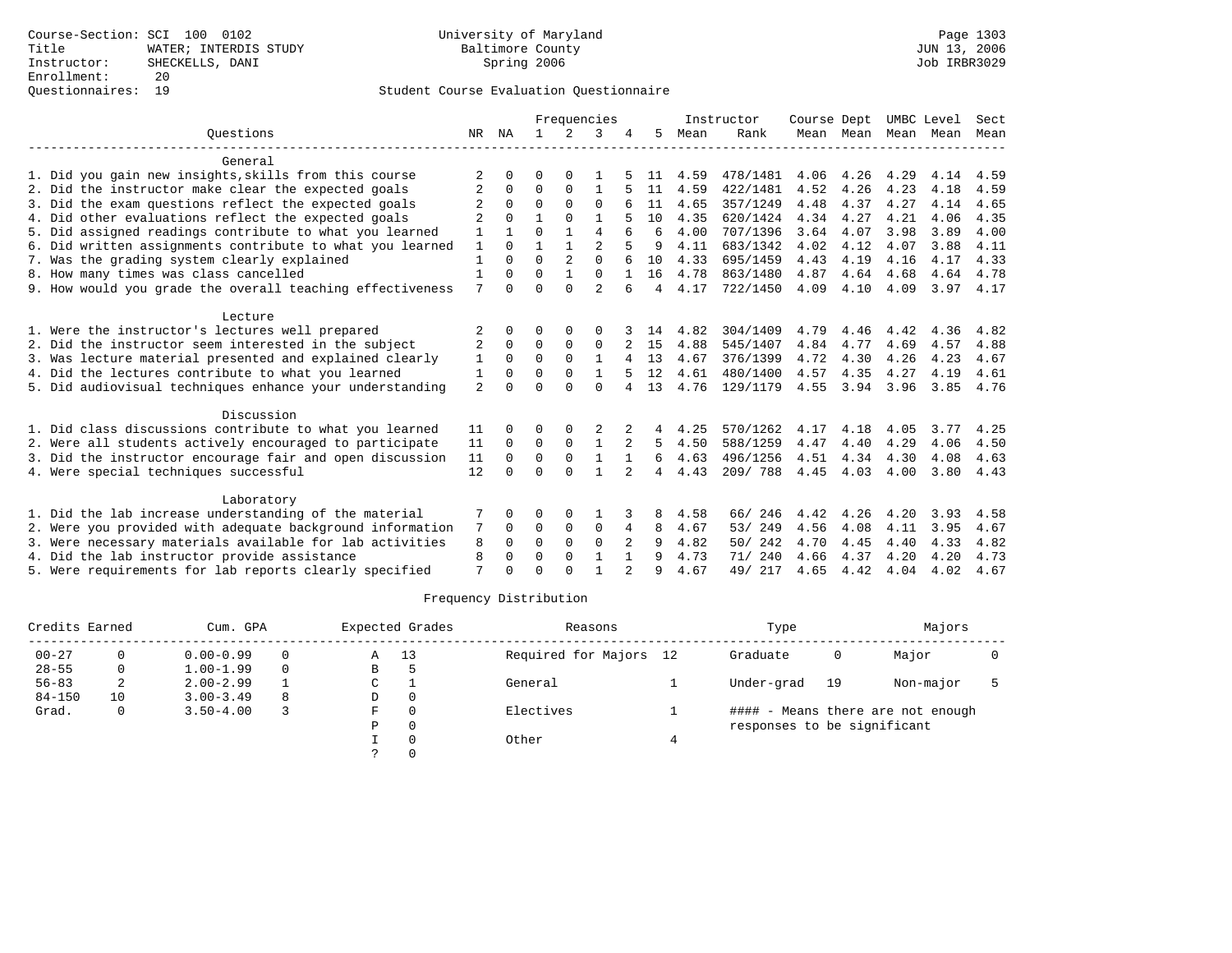Course-Section: SCI 100 0102
Title: WATER; INTERDIS STUDY
Instructor: SHECKELLS, DANI
Enrollment: 20
Questionnaires: 19

University of Maryland
Baltimore County
Spring 2006

JUN 13, 2006
Job IRBR3029

## Student Course Evaluation Questionnaire

| Questions | NR | NA | 1 | 2 | 3 | 4 | 5 | Instructor Mean | Rank | Course Mean | Dept Mean | UMBC Mean | Level Mean | Sect Mean |
|---|---|---|---|---|---|---|---|---|---|---|---|---|---|---|
| **General** | | | | | | | | | | | | | | |
| 1. Did you gain new insights,skills from this course | 2 | 0 | 0 | 0 | 1 | 5 | 11 | 4.59 | 478/1481 | 4.06 | 4.26 | 4.29 | 4.14 | 4.59 |
| 2. Did the instructor make clear the expected goals | 2 | 0 | 0 | 0 | 1 | 5 | 11 | 4.59 | 422/1481 | 4.52 | 4.26 | 4.23 | 4.18 | 4.59 |
| 3. Did the exam questions reflect the expected goals | 2 | 0 | 0 | 0 | 0 | 6 | 11 | 4.65 | 357/1249 | 4.48 | 4.37 | 4.27 | 4.14 | 4.65 |
| 4. Did other evaluations reflect the expected goals | 2 | 0 | 1 | 0 | 1 | 5 | 10 | 4.35 | 620/1424 | 4.34 | 4.27 | 4.21 | 4.06 | 4.35 |
| 5. Did assigned readings contribute to what you learned | 1 | 1 | 0 | 1 | 4 | 6 | 6 | 4.00 | 707/1396 | 3.64 | 4.07 | 3.98 | 3.89 | 4.00 |
| 6. Did written assignments contribute to what you learned | 1 | 0 | 1 | 1 | 2 | 5 | 9 | 4.11 | 683/1342 | 4.02 | 4.12 | 4.07 | 3.88 | 4.11 |
| 7. Was the grading system clearly explained | 1 | 0 | 0 | 2 | 0 | 6 | 10 | 4.33 | 695/1459 | 4.43 | 4.19 | 4.16 | 4.17 | 4.33 |
| 8. How many times was class cancelled | 1 | 0 | 0 | 1 | 0 | 1 | 16 | 4.78 | 863/1480 | 4.87 | 4.64 | 4.68 | 4.64 | 4.78 |
| 9. How would you grade the overall teaching effectiveness | 7 | 0 | 0 | 0 | 2 | 6 | 4 | 4.17 | 722/1450 | 4.09 | 4.10 | 4.09 | 3.97 | 4.17 |
| **Lecture** | | | | | | | | | | | | | | |
| 1. Were the instructor's lectures well prepared | 2 | 0 | 0 | 0 | 0 | 3 | 14 | 4.82 | 304/1409 | 4.79 | 4.46 | 4.42 | 4.36 | 4.82 |
| 2. Did the instructor seem interested in the subject | 2 | 0 | 0 | 0 | 0 | 2 | 15 | 4.88 | 545/1407 | 4.84 | 4.77 | 4.69 | 4.57 | 4.88 |
| 3. Was lecture material presented and explained clearly | 1 | 0 | 0 | 0 | 1 | 4 | 13 | 4.67 | 376/1399 | 4.72 | 4.30 | 4.26 | 4.23 | 4.67 |
| 4. Did the lectures contribute to what you learned | 1 | 0 | 0 | 0 | 1 | 5 | 12 | 4.61 | 480/1400 | 4.57 | 4.35 | 4.27 | 4.19 | 4.61 |
| 5. Did audiovisual techniques enhance your understanding | 2 | 0 | 0 | 0 | 0 | 4 | 13 | 4.76 | 129/1179 | 4.55 | 3.94 | 3.96 | 3.85 | 4.76 |
| **Discussion** | | | | | | | | | | | | | | |
| 1. Did class discussions contribute to what you learned | 11 | 0 | 0 | 0 | 2 | 2 | 4 | 4.25 | 570/1262 | 4.17 | 4.18 | 4.05 | 3.77 | 4.25 |
| 2. Were all students actively encouraged to participate | 11 | 0 | 0 | 0 | 1 | 2 | 5 | 4.50 | 588/1259 | 4.47 | 4.40 | 4.29 | 4.06 | 4.50 |
| 3. Did the instructor encourage fair and open discussion | 11 | 0 | 0 | 0 | 1 | 1 | 6 | 4.63 | 496/1256 | 4.51 | 4.34 | 4.30 | 4.08 | 4.63 |
| 4. Were special techniques successful | 12 | 0 | 0 | 0 | 1 | 2 | 4 | 4.43 | 209/ 788 | 4.45 | 4.03 | 4.00 | 3.80 | 4.43 |
| **Laboratory** | | | | | | | | | | | | | | |
| 1. Did the lab increase understanding of the material | 7 | 0 | 0 | 0 | 1 | 3 | 8 | 4.58 | 66/ 246 | 4.42 | 4.26 | 4.20 | 3.93 | 4.58 |
| 2. Were you provided with adequate background information | 7 | 0 | 0 | 0 | 0 | 4 | 8 | 4.67 | 53/ 249 | 4.56 | 4.08 | 4.11 | 3.95 | 4.67 |
| 3. Were necessary materials available for lab activities | 8 | 0 | 0 | 0 | 0 | 2 | 9 | 4.82 | 50/ 242 | 4.70 | 4.45 | 4.40 | 4.33 | 4.82 |
| 4. Did the lab instructor provide assistance | 8 | 0 | 0 | 0 | 1 | 1 | 9 | 4.73 | 71/ 240 | 4.66 | 4.37 | 4.20 | 4.20 | 4.73 |
| 5. Were requirements for lab reports clearly specified | 7 | 0 | 0 | 0 | 1 | 2 | 9 | 4.67 | 49/ 217 | 4.65 | 4.42 | 4.04 | 4.02 | 4.67 |

### Frequency Distribution

| Credits Earned | | Cum. GPA | | Expected Grades | | Reasons | | Type | | Majors | |
|---|---|---|---|---|---|---|---|---|---|---|---|
| 00-27 | 0 | 0.00-0.99 | 0 | A | 13 | Required for Majors | 12 | Graduate | 0 | Major | 0 |
| 28-55 | 0 | 1.00-1.99 | 0 | B | 5 | | | | | | |
| 56-83 | 2 | 2.00-2.99 | 1 | C | 1 | General | 1 | Under-grad | 19 | Non-major | 5 |
| 84-150 | 10 | 3.00-3.49 | 8 | D | 0 | | | | | | |
| Grad. | 0 | 3.50-4.00 | 3 | F | 0 | Electives | 1 | | | | |
| | | | | P | 0 | | | | | | |
| | | | | I | 0 | Other | 4 | | | | |
| | | | | ? | 0 | | | | | | |

#### - Means there are not enough responses to be significant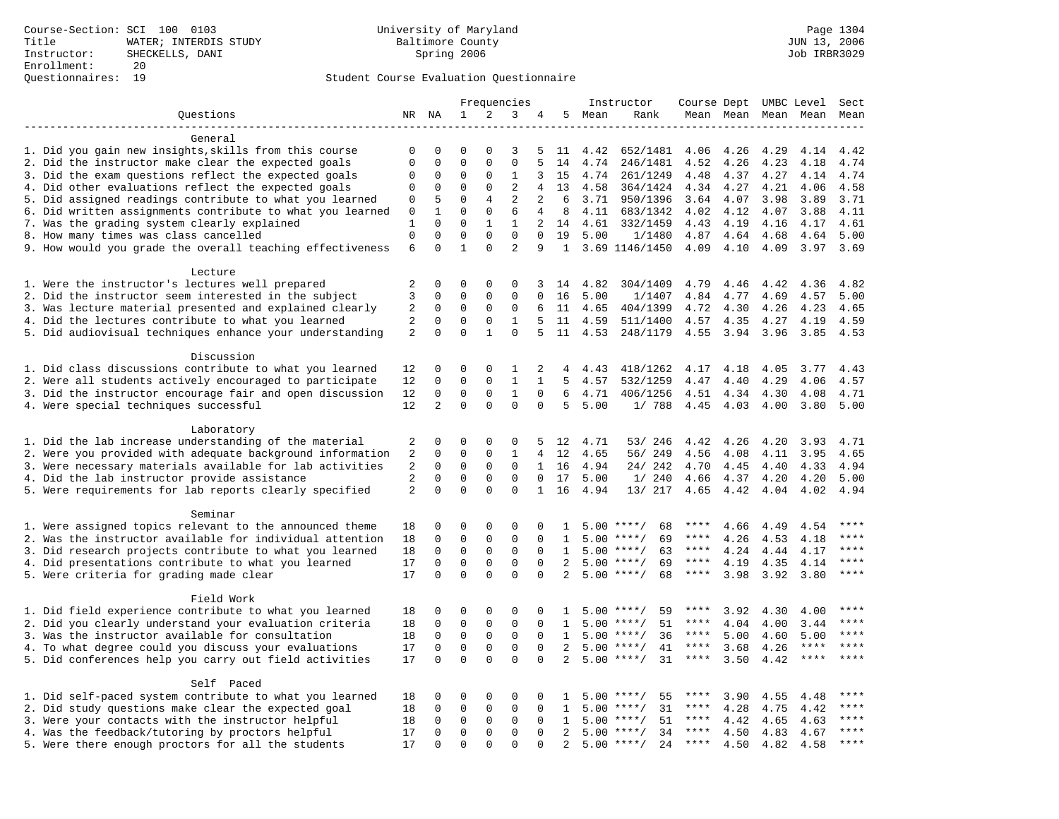Course-Section: SCI 100 0103
Title: WATER; INTERDIS STUDY
Instructor: SHECKELLS, DANI
Enrollment: 20
Questionnaires: 19

University of Maryland
Baltimore County
Spring 2006

Student Course Evaluation Questionnaire

| Questions | NR | NA | 1 | 2 | 3 | 4 | 5 | Instructor Mean | Instructor Rank | Course Mean | Dept Mean | UMBC Mean | Level Mean | Sect Mean |
|---|---|---|---|---|---|---|---|---|---|---|---|---|---|---|
| **General** | | | | | | | | | | | | | | |
| 1. Did you gain new insights,skills from this course | 0 | 0 | 0 | 0 | 3 | 5 | 11 | 4.42 | 652/1481 | 4.06 | 4.26 | 4.29 | 4.14 | 4.42 |
| 2. Did the instructor make clear the expected goals | 0 | 0 | 0 | 0 | 0 | 5 | 14 | 4.74 | 246/1481 | 4.52 | 4.26 | 4.23 | 4.18 | 4.74 |
| 3. Did the exam questions reflect the expected goals | 0 | 0 | 0 | 0 | 1 | 3 | 15 | 4.74 | 261/1249 | 4.48 | 4.37 | 4.27 | 4.14 | 4.74 |
| 4. Did other evaluations reflect the expected goals | 0 | 0 | 0 | 0 | 2 | 4 | 13 | 4.58 | 364/1424 | 4.34 | 4.27 | 4.21 | 4.06 | 4.58 |
| 5. Did assigned readings contribute to what you learned | 0 | 5 | 0 | 4 | 2 | 2 | 6 | 3.71 | 950/1396 | 3.64 | 4.07 | 3.98 | 3.89 | 3.71 |
| 6. Did written assignments contribute to what you learned | 0 | 1 | 0 | 0 | 6 | 4 | 8 | 4.11 | 683/1342 | 4.02 | 4.12 | 4.07 | 3.88 | 4.11 |
| 7. Was the grading system clearly explained | 1 | 0 | 0 | 1 | 1 | 2 | 14 | 4.61 | 332/1459 | 4.43 | 4.19 | 4.16 | 4.17 | 4.61 |
| 8. How many times was class cancelled | 0 | 0 | 0 | 0 | 0 | 0 | 19 | 5.00 | 1/1480 | 4.87 | 4.64 | 4.68 | 4.64 | 5.00 |
| 9. How would you grade the overall teaching effectiveness | 6 | 0 | 1 | 0 | 2 | 9 | 1 | 3.69 | 1146/1450 | 4.09 | 4.10 | 4.09 | 3.97 | 3.69 |
| **Lecture** | | | | | | | | | | | | | | |
| 1. Were the instructor's lectures well prepared | 2 | 0 | 0 | 0 | 0 | 3 | 14 | 4.82 | 304/1409 | 4.79 | 4.46 | 4.42 | 4.36 | 4.82 |
| 2. Did the instructor seem interested in the subject | 3 | 0 | 0 | 0 | 0 | 0 | 16 | 5.00 | 1/1407 | 4.84 | 4.77 | 4.69 | 4.57 | 5.00 |
| 3. Was lecture material presented and explained clearly | 2 | 0 | 0 | 0 | 0 | 6 | 11 | 4.65 | 404/1399 | 4.72 | 4.30 | 4.26 | 4.23 | 4.65 |
| 4. Did the lectures contribute to what you learned | 2 | 0 | 0 | 0 | 1 | 5 | 11 | 4.59 | 511/1400 | 4.57 | 4.35 | 4.27 | 4.19 | 4.59 |
| 5. Did audiovisual techniques enhance your understanding | 2 | 0 | 0 | 1 | 0 | 5 | 11 | 4.53 | 248/1179 | 4.55 | 3.94 | 3.96 | 3.85 | 4.53 |
| **Discussion** | | | | | | | | | | | | | | |
| 1. Did class discussions contribute to what you learned | 12 | 0 | 0 | 0 | 1 | 2 | 4 | 4.43 | 418/1262 | 4.17 | 4.18 | 4.05 | 3.77 | 4.43 |
| 2. Were all students actively encouraged to participate | 12 | 0 | 0 | 0 | 1 | 1 | 5 | 4.57 | 532/1259 | 4.47 | 4.40 | 4.29 | 4.06 | 4.57 |
| 3. Did the instructor encourage fair and open discussion | 12 | 0 | 0 | 0 | 1 | 0 | 6 | 4.71 | 406/1256 | 4.51 | 4.34 | 4.30 | 4.08 | 4.71 |
| 4. Were special techniques successful | 12 | 2 | 0 | 0 | 0 | 0 | 5 | 5.00 | 1/ 788 | 4.45 | 4.03 | 4.00 | 3.80 | 5.00 |
| **Laboratory** | | | | | | | | | | | | | | |
| 1. Did the lab increase understanding of the material | 2 | 0 | 0 | 0 | 0 | 5 | 12 | 4.71 | 53/ 246 | 4.42 | 4.26 | 4.20 | 3.93 | 4.71 |
| 2. Were you provided with adequate background information | 2 | 0 | 0 | 0 | 1 | 4 | 12 | 4.65 | 56/ 249 | 4.56 | 4.08 | 4.11 | 3.95 | 4.65 |
| 3. Were necessary materials available for lab activities | 2 | 0 | 0 | 0 | 0 | 1 | 16 | 4.94 | 24/ 242 | 4.70 | 4.45 | 4.40 | 4.33 | 4.94 |
| 4. Did the lab instructor provide assistance | 2 | 0 | 0 | 0 | 0 | 0 | 17 | 5.00 | 1/ 240 | 4.66 | 4.37 | 4.20 | 4.20 | 5.00 |
| 5. Were requirements for lab reports clearly specified | 2 | 0 | 0 | 0 | 0 | 1 | 16 | 4.94 | 13/ 217 | 4.65 | 4.42 | 4.04 | 4.02 | 4.94 |
| **Seminar** | | | | | | | | | | | | | | |
| 1. Were assigned topics relevant to the announced theme | 18 | 0 | 0 | 0 | 0 | 0 | 1 | 5.00 | ****/ 68 | **** | 4.66 | 4.49 | 4.54 | **** |
| 2. Was the instructor available for individual attention | 18 | 0 | 0 | 0 | 0 | 0 | 1 | 5.00 | ****/ 69 | **** | 4.26 | 4.53 | 4.18 | **** |
| 3. Did research projects contribute to what you learned | 18 | 0 | 0 | 0 | 0 | 0 | 1 | 5.00 | ****/ 63 | **** | 4.24 | 4.44 | 4.17 | **** |
| 4. Did presentations contribute to what you learned | 17 | 0 | 0 | 0 | 0 | 0 | 2 | 5.00 | ****/ 69 | **** | 4.19 | 4.35 | 4.14 | **** |
| 5. Were criteria for grading made clear | 17 | 0 | 0 | 0 | 0 | 0 | 2 | 5.00 | ****/ 68 | **** | 3.98 | 3.92 | 3.80 | **** |
| **Field Work** | | | | | | | | | | | | | | |
| 1. Did field experience contribute to what you learned | 18 | 0 | 0 | 0 | 0 | 0 | 1 | 5.00 | ****/ 59 | **** | 3.92 | 4.30 | 4.00 | **** |
| 2. Did you clearly understand your evaluation criteria | 18 | 0 | 0 | 0 | 0 | 0 | 1 | 5.00 | ****/ 51 | **** | 4.04 | 4.00 | 3.44 | **** |
| 3. Was the instructor available for consultation | 18 | 0 | 0 | 0 | 0 | 0 | 1 | 5.00 | ****/ 36 | **** | 5.00 | 4.60 | 5.00 | **** |
| 4. To what degree could you discuss your evaluations | 17 | 0 | 0 | 0 | 0 | 0 | 2 | 5.00 | ****/ 41 | **** | 3.68 | 4.26 | **** | **** |
| 5. Did conferences help you carry out field activities | 17 | 0 | 0 | 0 | 0 | 0 | 2 | 5.00 | ****/ 31 | **** | 3.50 | 4.42 | **** | **** |
| **Self Paced** | | | | | | | | | | | | | | |
| 1. Did self-paced system contribute to what you learned | 18 | 0 | 0 | 0 | 0 | 0 | 1 | 5.00 | ****/ 55 | **** | 3.90 | 4.55 | 4.48 | **** |
| 2. Did study questions make clear the expected goal | 18 | 0 | 0 | 0 | 0 | 0 | 1 | 5.00 | ****/ 31 | **** | 4.28 | 4.75 | 4.42 | **** |
| 3. Were your contacts with the instructor helpful | 18 | 0 | 0 | 0 | 0 | 0 | 1 | 5.00 | ****/ 51 | **** | 4.42 | 4.65 | 4.63 | **** |
| 4. Was the feedback/tutoring by proctors helpful | 17 | 0 | 0 | 0 | 0 | 0 | 2 | 5.00 | ****/ 34 | **** | 4.50 | 4.83 | 4.67 | **** |
| 5. Were there enough proctors for all the students | 17 | 0 | 0 | 0 | 0 | 0 | 2 | 5.00 | ****/ 24 | **** | 4.50 | 4.82 | 4.58 | **** |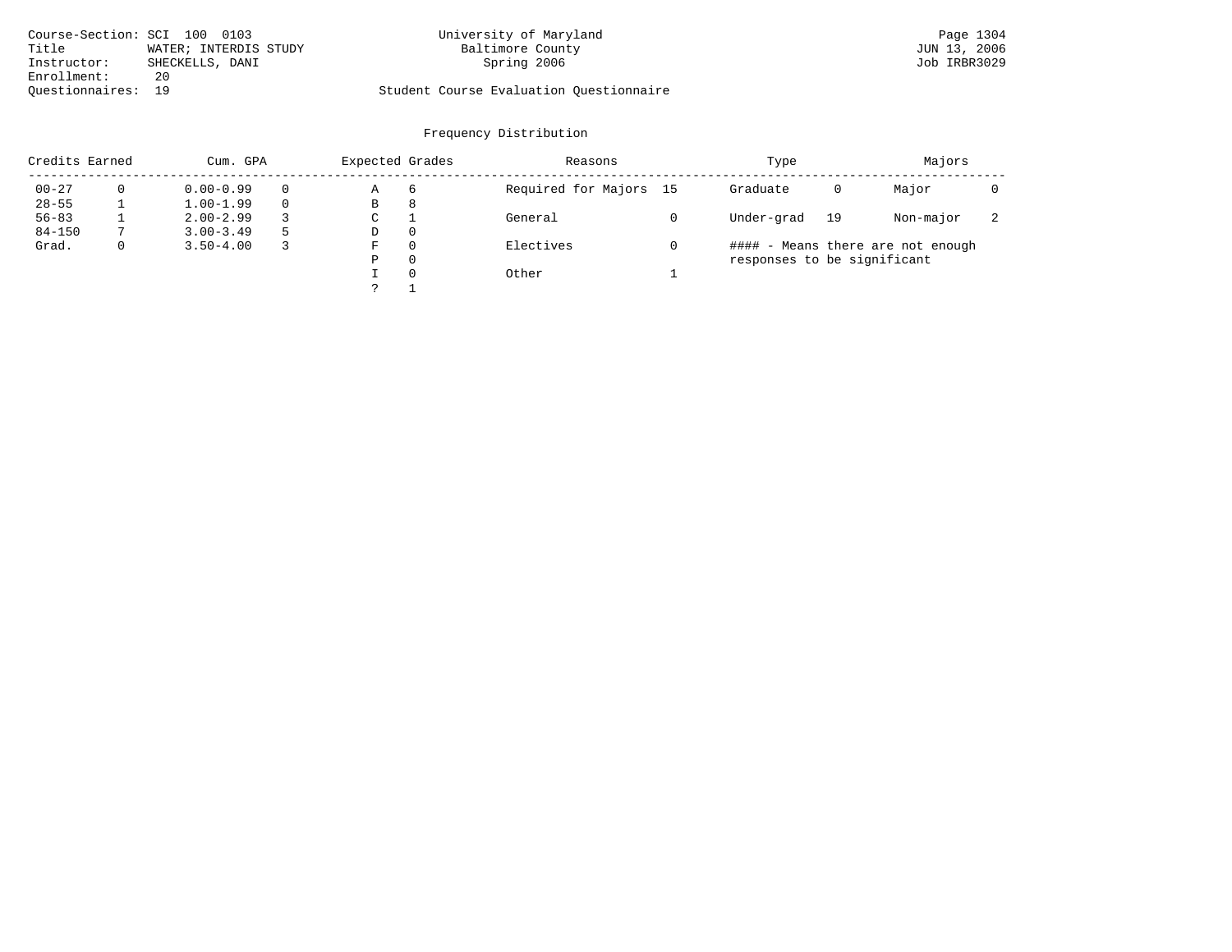Course-Section: SCI 100 0103
Title: WATER; INTERDIS STUDY
Instructor: SHECKELLS, DANI
Enrollment: 20
Questionnaires: 19

University of Maryland
Baltimore County
Spring 2006

Student Course Evaluation Questionnaire

JUN 13, 2006
Job IRBR3029

## Frequency Distribution

| Credits Earned | | Cum. GPA | | Expected Grades | | Reasons | | Type | | Majors | |
|---|---|---|---|---|---|---|---|---|---|---|---|
| 00-27 | 0 | 0.00-0.99 | 0 | A | 6 | Required for Majors | 15 | Graduate | 0 | Major | 0 |
| 28-55 | 1 | 1.00-1.99 | 0 | B | 8 | | | | | | |
| 56-83 | 1 | 2.00-2.99 | 3 | C | 1 | General | 0 | Under-grad | 19 | Non-major | 2 |
| 84-150 | 7 | 3.00-3.49 | 5 | D | 0 | | | | | | |
| Grad. | 0 | 3.50-4.00 | 3 | F | 0 | Electives | 0 | | | | |
| | | | | P | 0 | | | | | | |
| | | | | I | 0 | Other | 1 | | | | |
| | | | | ? | 1 | | | | | | |

#### - Means there are not enough responses to be significant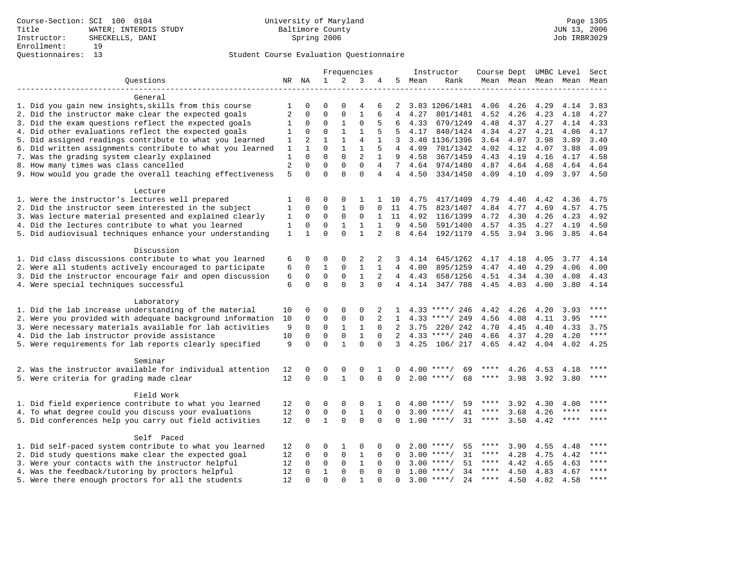Course-Section: SCI 100 0104
Title: WATER; INTERDIS STUDY
Instructor: SHECKELLS, DANI
Enrollment: 19
Questionnaires: 13

University of Maryland
Baltimore County
Spring 2006

Page 1305
JUN 13, 2006
Job IRBR3029

Student Course Evaluation Questionnaire

| Questions | NR | NA | 1 | 2 | 3 | 4 | 5 | Instructor Mean | Instructor Rank | Course Mean | Dept Mean | UMBC Mean | Level Mean | Sect Mean |
|---|---|---|---|---|---|---|---|---|---|---|---|---|---|---|
| **General** | | | | | | | | | | | | | | |
| 1. Did you gain new insights,skills from this course | 1 | 0 | 0 | 0 | 4 | 6 | 2 | 3.83 | 1206/1481 | 4.06 | 4.26 | 4.29 | 4.14 | 3.83 |
| 2. Did the instructor make clear the expected goals | 2 | 0 | 0 | 0 | 1 | 6 | 4 | 4.27 | 801/1481 | 4.52 | 4.26 | 4.23 | 4.18 | 4.27 |
| 3. Did the exam questions reflect the expected goals | 1 | 0 | 0 | 1 | 0 | 5 | 6 | 4.33 | 679/1249 | 4.48 | 4.37 | 4.27 | 4.14 | 4.33 |
| 4. Did other evaluations reflect the expected goals | 1 | 0 | 0 | 1 | 1 | 5 | 5 | 4.17 | 840/1424 | 4.34 | 4.27 | 4.21 | 4.06 | 4.17 |
| 5. Did assigned readings contribute to what you learned | 1 | 2 | 1 | 1 | 4 | 1 | 3 | 3.40 | 1136/1396 | 3.64 | 4.07 | 3.98 | 3.89 | 3.40 |
| 6. Did written assignments contribute to what you learned | 1 | 1 | 0 | 1 | 1 | 5 | 4 | 4.09 | 701/1342 | 4.02 | 4.12 | 4.07 | 3.88 | 4.09 |
| 7. Was the grading system clearly explained | 1 | 0 | 0 | 0 | 2 | 1 | 9 | 4.58 | 367/1459 | 4.43 | 4.19 | 4.16 | 4.17 | 4.58 |
| 8. How many times was class cancelled | 2 | 0 | 0 | 0 | 0 | 4 | 7 | 4.64 | 974/1480 | 4.87 | 4.64 | 4.68 | 4.64 | 4.64 |
| 9. How would you grade the overall teaching effectiveness | 5 | 0 | 0 | 0 | 0 | 4 | 4 | 4.50 | 334/1450 | 4.09 | 4.10 | 4.09 | 3.97 | 4.50 |
| **Lecture** | | | | | | | | | | | | | | |
| 1. Were the instructor's lectures well prepared | 1 | 0 | 0 | 0 | 1 | 1 | 10 | 4.75 | 417/1409 | 4.79 | 4.46 | 4.42 | 4.36 | 4.75 |
| 2. Did the instructor seem interested in the subject | 1 | 0 | 0 | 1 | 0 | 0 | 11 | 4.75 | 823/1407 | 4.84 | 4.77 | 4.69 | 4.57 | 4.75 |
| 3. Was lecture material presented and explained clearly | 1 | 0 | 0 | 0 | 0 | 1 | 11 | 4.92 | 116/1399 | 4.72 | 4.30 | 4.26 | 4.23 | 4.92 |
| 4. Did the lectures contribute to what you learned | 1 | 0 | 0 | 1 | 1 | 1 | 9 | 4.50 | 591/1400 | 4.57 | 4.35 | 4.27 | 4.19 | 4.50 |
| 5. Did audiovisual techniques enhance your understanding | 1 | 1 | 0 | 0 | 1 | 2 | 8 | 4.64 | 192/1179 | 4.55 | 3.94 | 3.96 | 3.85 | 4.64 |
| **Discussion** | | | | | | | | | | | | | | |
| 1. Did class discussions contribute to what you learned | 6 | 0 | 0 | 0 | 2 | 2 | 3 | 4.14 | 645/1262 | 4.17 | 4.18 | 4.05 | 3.77 | 4.14 |
| 2. Were all students actively encouraged to participate | 6 | 0 | 1 | 0 | 1 | 1 | 4 | 4.00 | 895/1259 | 4.47 | 4.40 | 4.29 | 4.06 | 4.00 |
| 3. Did the instructor encourage fair and open discussion | 6 | 0 | 0 | 0 | 1 | 2 | 4 | 4.43 | 658/1256 | 4.51 | 4.34 | 4.30 | 4.08 | 4.43 |
| 4. Were special techniques successful | 6 | 0 | 0 | 0 | 3 | 0 | 4 | 4.14 | 347/ 788 | 4.45 | 4.03 | 4.00 | 3.80 | 4.14 |
| **Laboratory** | | | | | | | | | | | | | | |
| 1. Did the lab increase understanding of the material | 10 | 0 | 0 | 0 | 0 | 2 | 1 | 4.33 | ****/ 246 | 4.42 | 4.26 | 4.20 | 3.93 | **** |
| 2. Were you provided with adequate background information | 10 | 0 | 0 | 0 | 0 | 2 | 1 | 4.33 | ****/ 249 | 4.56 | 4.08 | 4.11 | 3.95 | **** |
| 3. Were necessary materials available for lab activities | 9 | 0 | 0 | 1 | 1 | 0 | 2 | 3.75 | 220/ 242 | 4.70 | 4.45 | 4.40 | 4.33 | 3.75 |
| 4. Did the lab instructor provide assistance | 10 | 0 | 0 | 0 | 1 | 0 | 2 | 4.33 | ****/ 240 | 4.66 | 4.37 | 4.20 | 4.20 | **** |
| 5. Were requirements for lab reports clearly specified | 9 | 0 | 0 | 1 | 0 | 0 | 3 | 4.25 | 106/ 217 | 4.65 | 4.42 | 4.04 | 4.02 | 4.25 |
| **Seminar** | | | | | | | | | | | | | | |
| 2. Was the instructor available for individual attention | 12 | 0 | 0 | 0 | 0 | 1 | 0 | 4.00 | ****/ 69 | **** | 4.26 | 4.53 | 4.18 | **** |
| 5. Were criteria for grading made clear | 12 | 0 | 0 | 1 | 0 | 0 | 0 | 2.00 | ****/ 68 | **** | 3.98 | 3.92 | 3.80 | **** |
| **Field Work** | | | | | | | | | | | | | | |
| 1. Did field experience contribute to what you learned | 12 | 0 | 0 | 0 | 0 | 1 | 0 | 4.00 | ****/ 59 | **** | 3.92 | 4.30 | 4.00 | **** |
| 4. To what degree could you discuss your evaluations | 12 | 0 | 0 | 0 | 1 | 0 | 0 | 3.00 | ****/ 41 | **** | 3.68 | 4.26 | **** | **** |
| 5. Did conferences help you carry out field activities | 12 | 0 | 1 | 0 | 0 | 0 | 0 | 1.00 | ****/ 31 | **** | 3.50 | 4.42 | **** | **** |
| **Self Paced** | | | | | | | | | | | | | | |
| 1. Did self-paced system contribute to what you learned | 12 | 0 | 0 | 1 | 0 | 0 | 0 | 2.00 | ****/ 55 | **** | 3.90 | 4.55 | 4.48 | **** |
| 2. Did study questions make clear the expected goal | 12 | 0 | 0 | 0 | 1 | 0 | 0 | 3.00 | ****/ 31 | **** | 4.28 | 4.75 | 4.42 | **** |
| 3. Were your contacts with the instructor helpful | 12 | 0 | 0 | 0 | 1 | 0 | 0 | 3.00 | ****/ 51 | **** | 4.42 | 4.65 | 4.63 | **** |
| 4. Was the feedback/tutoring by proctors helpful | 12 | 0 | 1 | 0 | 0 | 0 | 0 | 1.00 | ****/ 34 | **** | 4.50 | 4.83 | 4.67 | **** |
| 5. Were there enough proctors for all the students | 12 | 0 | 0 | 0 | 1 | 0 | 0 | 3.00 | ****/ 24 | **** | 4.50 | 4.82 | 4.58 | **** |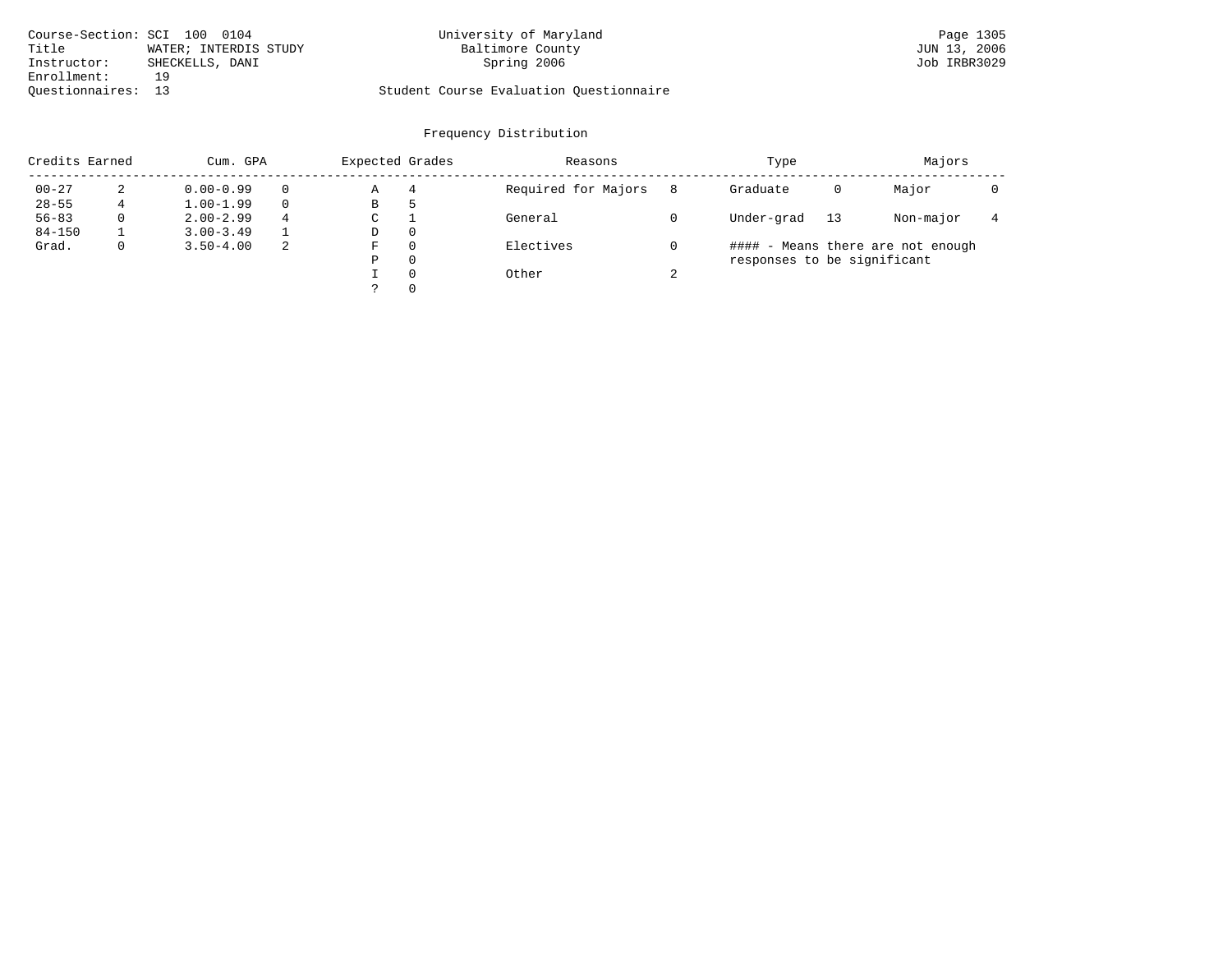Course-Section: SCI 100 0104
Title: WATER; INTERDIS STUDY
Instructor: SHECKELLS, DANI
Enrollment: 19
Questionnaires: 13

University of Maryland
Baltimore County
Spring 2006

Student Course Evaluation Questionnaire

Page 1305
JUN 13, 2006
Job IRBR3029

## Frequency Distribution

| Credits Earned | | Cum. GPA | | Expected Grades | | Reasons | | Type | | Majors | |
|---|---|---|---|---|---|---|---|---|---|---|---|
| 00-27 | 2 | 0.00-0.99 | 0 | A | 4 | Required for Majors | 8 | Graduate | 0 | Major | 0 |
| 28-55 | 4 | 1.00-1.99 | 0 | B | 5 | | | | | | |
| 56-83 | 0 | 2.00-2.99 | 4 | C | 1 | General | 0 | Under-grad | 13 | Non-major | 4 |
| 84-150 | 1 | 3.00-3.49 | 1 | D | 0 | | | | | | |
| Grad. | 0 | 3.50-4.00 | 2 | F | 0 | Electives | 0 | | | | |
| | | | | P | 0 | | | | | | |
| | | | | I | 0 | Other | 2 | | | | |
| | | | | ? | 0 | | | | | | |

#### - Means there are not enough responses to be significant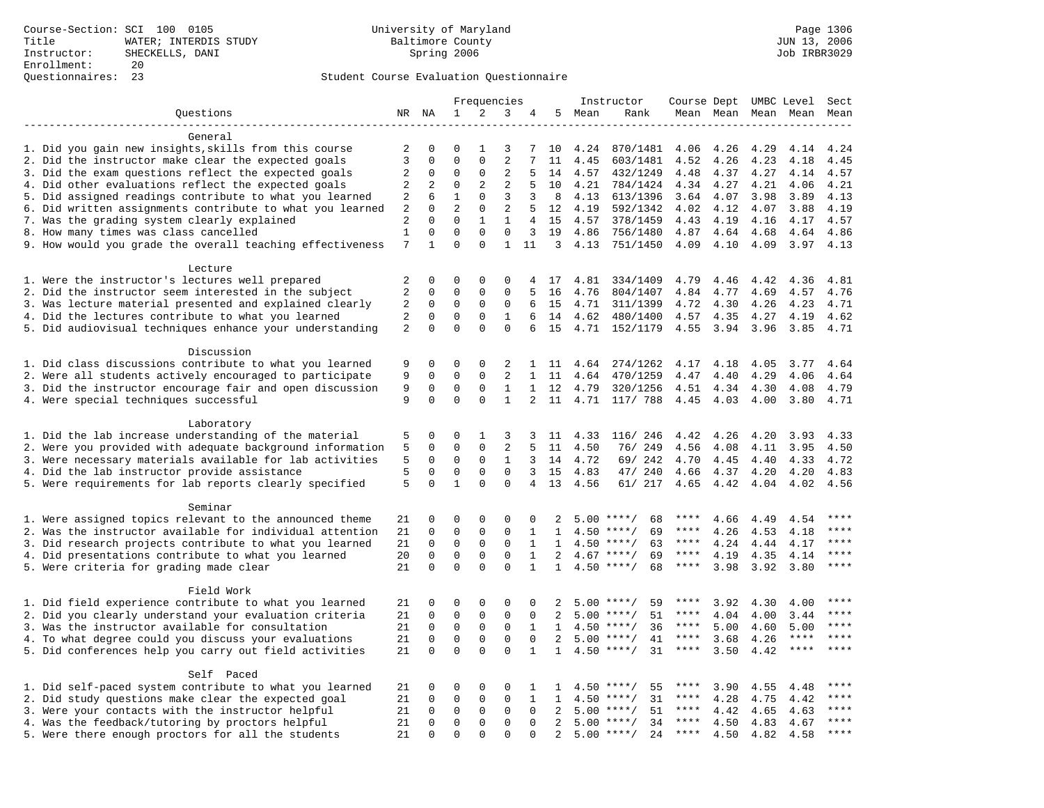Course-Section: SCI 100 0105
Title: WATER; INTERDIS STUDY
Instructor: SHECKELLS, DANI
Enrollment: 20
Questionnaires: 23

University of Maryland
Baltimore County
Spring 2006

JUN 13, 2006
Job IRBR3029

Student Course Evaluation Questionnaire

| Questions | NR | NA | 1 | 2 | 3 | 4 | 5 | Instructor Mean | Instructor Rank | Course Mean | Dept Mean | UMBC Mean | Level Mean | Sect Mean |
|---|---|---|---|---|---|---|---|---|---|---|---|---|---|---|
| **General** | | | | | | | | | | | | | | |
| 1. Did you gain new insights,skills from this course | 2 | 0 | 0 | 1 | 3 | 7 | 10 | 4.24 | 870/1481 | 4.06 | 4.26 | 4.29 | 4.14 | 4.24 |
| 2. Did the instructor make clear the expected goals | 3 | 0 | 0 | 0 | 2 | 7 | 11 | 4.45 | 603/1481 | 4.52 | 4.26 | 4.23 | 4.18 | 4.45 |
| 3. Did the exam questions reflect the expected goals | 2 | 0 | 0 | 0 | 2 | 5 | 14 | 4.57 | 432/1249 | 4.48 | 4.37 | 4.27 | 4.14 | 4.57 |
| 4. Did other evaluations reflect the expected goals | 2 | 2 | 0 | 2 | 2 | 5 | 10 | 4.21 | 784/1424 | 4.34 | 4.27 | 4.21 | 4.06 | 4.21 |
| 5. Did assigned readings contribute to what you learned | 2 | 6 | 1 | 0 | 3 | 3 | 8 | 4.13 | 613/1396 | 3.64 | 4.07 | 3.98 | 3.89 | 4.13 |
| 6. Did written assignments contribute to what you learned | 2 | 0 | 2 | 0 | 2 | 5 | 12 | 4.19 | 592/1342 | 4.02 | 4.12 | 4.07 | 3.88 | 4.19 |
| 7. Was the grading system clearly explained | 2 | 0 | 0 | 1 | 1 | 4 | 15 | 4.57 | 378/1459 | 4.43 | 4.19 | 4.16 | 4.17 | 4.57 |
| 8. How many times was class cancelled | 1 | 0 | 0 | 0 | 0 | 3 | 19 | 4.86 | 756/1480 | 4.87 | 4.64 | 4.68 | 4.64 | 4.86 |
| 9. How would you grade the overall teaching effectiveness | 7 | 1 | 0 | 0 | 1 | 11 | 3 | 4.13 | 751/1450 | 4.09 | 4.10 | 4.09 | 3.97 | 4.13 |
| **Lecture** | | | | | | | | | | | | | | |
| 1. Were the instructor's lectures well prepared | 2 | 0 | 0 | 0 | 0 | 4 | 17 | 4.81 | 334/1409 | 4.79 | 4.46 | 4.42 | 4.36 | 4.81 |
| 2. Did the instructor seem interested in the subject | 2 | 0 | 0 | 0 | 0 | 5 | 16 | 4.76 | 804/1407 | 4.84 | 4.77 | 4.69 | 4.57 | 4.76 |
| 3. Was lecture material presented and explained clearly | 2 | 0 | 0 | 0 | 0 | 6 | 15 | 4.71 | 311/1399 | 4.72 | 4.30 | 4.26 | 4.23 | 4.71 |
| 4. Did the lectures contribute to what you learned | 2 | 0 | 0 | 0 | 1 | 6 | 14 | 4.62 | 480/1400 | 4.57 | 4.35 | 4.27 | 4.19 | 4.62 |
| 5. Did audiovisual techniques enhance your understanding | 2 | 0 | 0 | 0 | 0 | 6 | 15 | 4.71 | 152/1179 | 4.55 | 3.94 | 3.96 | 3.85 | 4.71 |
| **Discussion** | | | | | | | | | | | | | | |
| 1. Did class discussions contribute to what you learned | 9 | 0 | 0 | 0 | 2 | 1 | 11 | 4.64 | 274/1262 | 4.17 | 4.18 | 4.05 | 3.77 | 4.64 |
| 2. Were all students actively encouraged to participate | 9 | 0 | 0 | 0 | 2 | 1 | 11 | 4.64 | 470/1259 | 4.47 | 4.40 | 4.29 | 4.06 | 4.64 |
| 3. Did the instructor encourage fair and open discussion | 9 | 0 | 0 | 0 | 1 | 1 | 12 | 4.79 | 320/1256 | 4.51 | 4.34 | 4.30 | 4.08 | 4.79 |
| 4. Were special techniques successful | 9 | 0 | 0 | 0 | 1 | 2 | 11 | 4.71 | 117/ 788 | 4.45 | 4.03 | 4.00 | 3.80 | 4.71 |
| **Laboratory** | | | | | | | | | | | | | | |
| 1. Did the lab increase understanding of the material | 5 | 0 | 0 | 1 | 3 | 3 | 11 | 4.33 | 116/ 246 | 4.42 | 4.26 | 4.20 | 3.93 | 4.33 |
| 2. Were you provided with adequate background information | 5 | 0 | 0 | 0 | 2 | 5 | 11 | 4.50 | 76/ 249 | 4.56 | 4.08 | 4.11 | 3.95 | 4.50 |
| 3. Were necessary materials available for lab activities | 5 | 0 | 0 | 0 | 1 | 3 | 14 | 4.72 | 69/ 242 | 4.70 | 4.45 | 4.40 | 4.33 | 4.72 |
| 4. Did the lab instructor provide assistance | 5 | 0 | 0 | 0 | 0 | 3 | 15 | 4.83 | 47/ 240 | 4.66 | 4.37 | 4.20 | 4.20 | 4.83 |
| 5. Were requirements for lab reports clearly specified | 5 | 0 | 1 | 0 | 0 | 4 | 13 | 4.56 | 61/ 217 | 4.65 | 4.42 | 4.04 | 4.02 | 4.56 |
| **Seminar** | | | | | | | | | | | | | | |
| 1. Were assigned topics relevant to the announced theme | 21 | 0 | 0 | 0 | 0 | 0 | 2 | 5.00 | ****/ 68 | **** | 4.66 | 4.49 | 4.54 | **** |
| 2. Was the instructor available for individual attention | 21 | 0 | 0 | 0 | 0 | 1 | 1 | 4.50 | ****/ 69 | **** | 4.26 | 4.53 | 4.18 | **** |
| 3. Did research projects contribute to what you learned | 21 | 0 | 0 | 0 | 0 | 1 | 1 | 4.50 | ****/ 63 | **** | 4.24 | 4.44 | 4.17 | **** |
| 4. Did presentations contribute to what you learned | 20 | 0 | 0 | 0 | 0 | 1 | 2 | 4.67 | ****/ 69 | **** | 4.19 | 4.35 | 4.14 | **** |
| 5. Were criteria for grading made clear | 21 | 0 | 0 | 0 | 0 | 1 | 1 | 4.50 | ****/ 68 | **** | 3.98 | 3.92 | 3.80 | **** |
| **Field Work** | | | | | | | | | | | | | | |
| 1. Did field experience contribute to what you learned | 21 | 0 | 0 | 0 | 0 | 0 | 2 | 5.00 | ****/ 59 | **** | 3.92 | 4.30 | 4.00 | **** |
| 2. Did you clearly understand your evaluation criteria | 21 | 0 | 0 | 0 | 0 | 0 | 2 | 5.00 | ****/ 51 | **** | 4.04 | 4.00 | 3.44 | **** |
| 3. Was the instructor available for consultation | 21 | 0 | 0 | 0 | 0 | 1 | 1 | 4.50 | ****/ 36 | **** | 5.00 | 4.60 | 5.00 | **** |
| 4. To what degree could you discuss your evaluations | 21 | 0 | 0 | 0 | 0 | 0 | 2 | 5.00 | ****/ 41 | **** | 3.68 | 4.26 | **** | **** |
| 5. Did conferences help you carry out field activities | 21 | 0 | 0 | 0 | 0 | 1 | 1 | 4.50 | ****/ 31 | **** | 3.50 | 4.42 | **** | **** |
| **Self Paced** | | | | | | | | | | | | | | |
| 1. Did self-paced system contribute to what you learned | 21 | 0 | 0 | 0 | 0 | 1 | 1 | 4.50 | ****/ 55 | **** | 3.90 | 4.55 | 4.48 | **** |
| 2. Did study questions make clear the expected goal | 21 | 0 | 0 | 0 | 0 | 1 | 1 | 4.50 | ****/ 31 | **** | 4.28 | 4.75 | 4.42 | **** |
| 3. Were your contacts with the instructor helpful | 21 | 0 | 0 | 0 | 0 | 0 | 2 | 5.00 | ****/ 51 | **** | 4.42 | 4.65 | 4.63 | **** |
| 4. Was the feedback/tutoring by proctors helpful | 21 | 0 | 0 | 0 | 0 | 0 | 2 | 5.00 | ****/ 34 | **** | 4.50 | 4.83 | 4.67 | **** |
| 5. Were there enough proctors for all the students | 21 | 0 | 0 | 0 | 0 | 0 | 2 | 5.00 | ****/ 24 | **** | 4.50 | 4.82 | 4.58 | **** |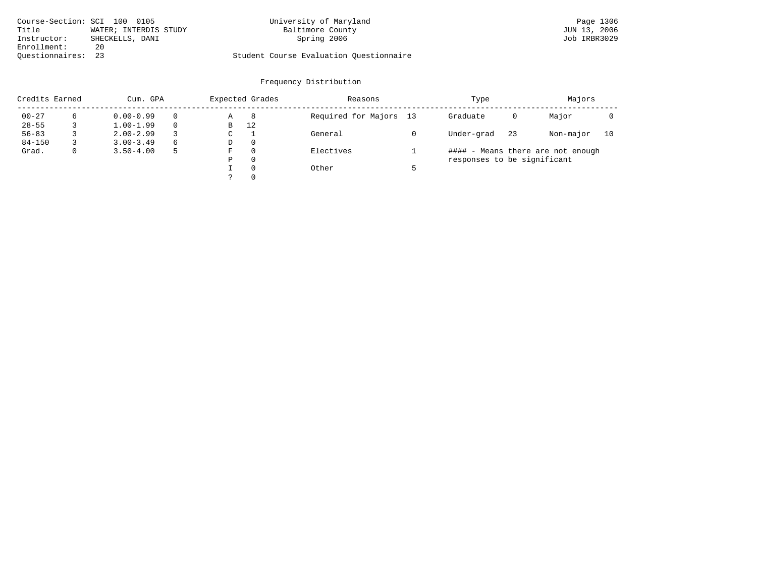Course-Section: SCI 100 0105
Title: WATER; INTERDIS STUDY
Instructor: SHECKELLS, DANI
Enrollment: 20
Questionnaires: 23

University of Maryland
Baltimore County
Spring 2006

Student Course Evaluation Questionnaire

Page 1306
JUN 13, 2006
Job IRBR3029

## Frequency Distribution

| Credits Earned | | Cum. GPA | | Expected Grades | | Reasons | | Type | | Majors | |
|---|---|---|---|---|---|---|---|---|---|---|---|
| 00-27 | 6 | 0.00-0.99 | 0 | A | 8 | Required for Majors | 13 | Graduate | 0 | Major | 0 |
| 28-55 | 3 | 1.00-1.99 | 0 | B | 12 | | | | | | |
| 56-83 | 3 | 2.00-2.99 | 3 | C | 1 | General | 0 | Under-grad | 23 | Non-major | 10 |
| 84-150 | 3 | 3.00-3.49 | 6 | D | 0 | | | | | | |
| Grad. | 0 | 3.50-4.00 | 5 | F | 0 | Electives | 1 | | | | |
| | | | | P | 0 | | | | | | |
| | | | | I | 0 | Other | 5 | | | | |
| | | | | ? | 0 | | | | | | |

#### - Means there are not enough responses to be significant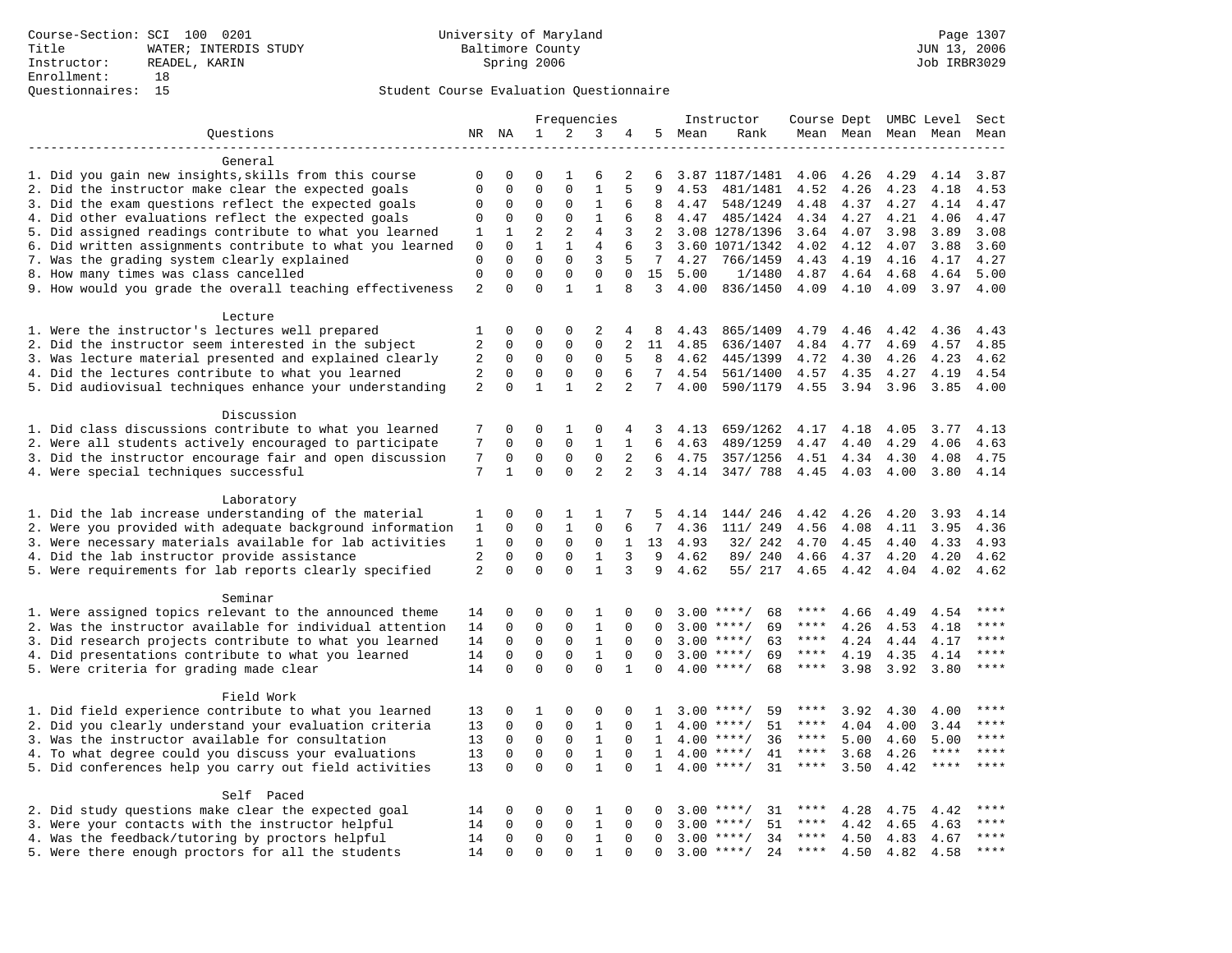Course-Section: SCI 100 0201
Title: WATER; INTERDIS STUDY
Instructor: READEL, KARIN
Enrollment: 18
Questionnaires: 15

University of Maryland
Baltimore County
Spring 2006

Page 1307
JUN 13, 2006
Job IRBR3029

## Student Course Evaluation Questionnaire

| Questions | NR | NA | 1 | 2 | 3 | 4 | 5 | Instructor Mean | Instructor Rank | Course Mean | Dept Mean | UMBC Level Mean | Level Mean | Sect Mean |
|---|---|---|---|---|---|---|---|---|---|---|---|---|---|---|
| **General** | | | | | | | | | | | | | | |
| 1. Did you gain new insights,skills from this course | 0 | 0 | 0 | 1 | 6 | 2 | 6 | 3.87 | 1187/1481 | 4.06 | 4.26 | 4.29 | 4.14 | 3.87 |
| 2. Did the instructor make clear the expected goals | 0 | 0 | 0 | 0 | 1 | 5 | 9 | 4.53 | 481/1481 | 4.52 | 4.26 | 4.23 | 4.18 | 4.53 |
| 3. Did the exam questions reflect the expected goals | 0 | 0 | 0 | 0 | 1 | 6 | 8 | 4.47 | 548/1249 | 4.48 | 4.37 | 4.27 | 4.14 | 4.47 |
| 4. Did other evaluations reflect the expected goals | 0 | 0 | 0 | 0 | 1 | 6 | 8 | 4.47 | 485/1424 | 4.34 | 4.27 | 4.21 | 4.06 | 4.47 |
| 5. Did assigned readings contribute to what you learned | 1 | 1 | 2 | 2 | 4 | 3 | 2 | 3.08 | 1278/1396 | 3.64 | 4.07 | 3.98 | 3.89 | 3.08 |
| 6. Did written assignments contribute to what you learned | 0 | 0 | 1 | 1 | 4 | 6 | 3 | 3.60 | 1071/1342 | 4.02 | 4.12 | 4.07 | 3.88 | 3.60 |
| 7. Was the grading system clearly explained | 0 | 0 | 0 | 0 | 3 | 5 | 7 | 4.27 | 766/1459 | 4.43 | 4.19 | 4.16 | 4.17 | 4.27 |
| 8. How many times was class cancelled | 0 | 0 | 0 | 0 | 0 | 0 | 15 | 5.00 | 1/1480 | 4.87 | 4.64 | 4.68 | 4.64 | 5.00 |
| 9. How would you grade the overall teaching effectiveness | 2 | 0 | 0 | 1 | 1 | 8 | 3 | 4.00 | 836/1450 | 4.09 | 4.10 | 4.09 | 3.97 | 4.00 |
| **Lecture** | | | | | | | | | | | | | | |
| 1. Were the instructor's lectures well prepared | 1 | 0 | 0 | 0 | 2 | 4 | 8 | 4.43 | 865/1409 | 4.79 | 4.46 | 4.42 | 4.36 | 4.43 |
| 2. Did the instructor seem interested in the subject | 2 | 0 | 0 | 0 | 0 | 2 | 11 | 4.85 | 636/1407 | 4.84 | 4.77 | 4.69 | 4.57 | 4.85 |
| 3. Was lecture material presented and explained clearly | 2 | 0 | 0 | 0 | 0 | 5 | 8 | 4.62 | 445/1399 | 4.72 | 4.30 | 4.26 | 4.23 | 4.62 |
| 4. Did the lectures contribute to what you learned | 2 | 0 | 0 | 0 | 0 | 6 | 7 | 4.54 | 561/1400 | 4.57 | 4.35 | 4.27 | 4.19 | 4.54 |
| 5. Did audiovisual techniques enhance your understanding | 2 | 0 | 1 | 1 | 2 | 2 | 7 | 4.00 | 590/1179 | 4.55 | 3.94 | 3.96 | 3.85 | 4.00 |
| **Discussion** | | | | | | | | | | | | | | |
| 1. Did class discussions contribute to what you learned | 7 | 0 | 0 | 1 | 0 | 4 | 3 | 4.13 | 659/1262 | 4.17 | 4.18 | 4.05 | 3.77 | 4.13 |
| 2. Were all students actively encouraged to participate | 7 | 0 | 0 | 0 | 1 | 1 | 6 | 4.63 | 489/1259 | 4.47 | 4.40 | 4.29 | 4.06 | 4.63 |
| 3. Did the instructor encourage fair and open discussion | 7 | 0 | 0 | 0 | 0 | 2 | 6 | 4.75 | 357/1256 | 4.51 | 4.34 | 4.30 | 4.08 | 4.75 |
| 4. Were special techniques successful | 7 | 1 | 0 | 0 | 2 | 2 | 3 | 4.14 | 347/ 788 | 4.45 | 4.03 | 4.00 | 3.80 | 4.14 |
| **Laboratory** | | | | | | | | | | | | | | |
| 1. Did the lab increase understanding of the material | 1 | 0 | 0 | 1 | 1 | 7 | 5 | 4.14 | 144/ 246 | 4.42 | 4.26 | 4.20 | 3.93 | 4.14 |
| 2. Were you provided with adequate background information | 1 | 0 | 0 | 1 | 0 | 6 | 7 | 4.36 | 111/ 249 | 4.56 | 4.08 | 4.11 | 3.95 | 4.36 |
| 3. Were necessary materials available for lab activities | 1 | 0 | 0 | 0 | 0 | 1 | 13 | 4.93 | 32/ 242 | 4.70 | 4.45 | 4.40 | 4.33 | 4.93 |
| 4. Did the lab instructor provide assistance | 2 | 0 | 0 | 0 | 1 | 3 | 9 | 4.62 | 89/ 240 | 4.66 | 4.37 | 4.20 | 4.20 | 4.62 |
| 5. Were requirements for lab reports clearly specified | 2 | 0 | 0 | 0 | 1 | 3 | 9 | 4.62 | 55/ 217 | 4.65 | 4.42 | 4.04 | 4.02 | 4.62 |
| **Seminar** | | | | | | | | | | | | | | |
| 1. Were assigned topics relevant to the announced theme | 14 | 0 | 0 | 0 | 1 | 0 | 0 | 3.00 | ****/ 68 | **** | 4.66 | 4.49 | 4.54 | **** |
| 2. Was the instructor available for individual attention | 14 | 0 | 0 | 0 | 1 | 0 | 0 | 3.00 | ****/ 69 | **** | 4.26 | 4.53 | 4.18 | **** |
| 3. Did research projects contribute to what you learned | 14 | 0 | 0 | 0 | 1 | 0 | 0 | 3.00 | ****/ 63 | **** | 4.24 | 4.44 | 4.17 | **** |
| 4. Did presentations contribute to what you learned | 14 | 0 | 0 | 0 | 1 | 0 | 0 | 3.00 | ****/ 69 | **** | 4.19 | 4.35 | 4.14 | **** |
| 5. Were criteria for grading made clear | 14 | 0 | 0 | 0 | 0 | 1 | 0 | 4.00 | ****/ 68 | **** | 3.98 | 3.92 | 3.80 | **** |
| **Field Work** | | | | | | | | | | | | | | |
| 1. Did field experience contribute to what you learned | 13 | 0 | 1 | 0 | 0 | 0 | 1 | 3.00 | ****/ 59 | **** | 3.92 | 4.30 | 4.00 | **** |
| 2. Did you clearly understand your evaluation criteria | 13 | 0 | 0 | 0 | 1 | 0 | 1 | 4.00 | ****/ 51 | **** | 4.04 | 4.00 | 3.44 | **** |
| 3. Was the instructor available for consultation | 13 | 0 | 0 | 0 | 1 | 0 | 1 | 4.00 | ****/ 36 | **** | 5.00 | 4.60 | 5.00 | **** |
| 4. To what degree could you discuss your evaluations | 13 | 0 | 0 | 0 | 1 | 0 | 1 | 4.00 | ****/ 41 | **** | 3.68 | 4.26 | **** | **** |
| 5. Did conferences help you carry out field activities | 13 | 0 | 0 | 0 | 1 | 0 | 1 | 4.00 | ****/ 31 | **** | 3.50 | 4.42 | **** | **** |
| **Self Paced** | | | | | | | | | | | | | | |
| 2. Did study questions make clear the expected goal | 14 | 0 | 0 | 0 | 1 | 0 | 0 | 3.00 | ****/ 31 | **** | 4.28 | 4.75 | 4.42 | **** |
| 3. Were your contacts with the instructor helpful | 14 | 0 | 0 | 0 | 1 | 0 | 0 | 3.00 | ****/ 51 | **** | 4.42 | 4.65 | 4.63 | **** |
| 4. Was the feedback/tutoring by proctors helpful | 14 | 0 | 0 | 0 | 1 | 0 | 0 | 3.00 | ****/ 34 | **** | 4.50 | 4.83 | 4.67 | **** |
| 5. Were there enough proctors for all the students | 14 | 0 | 0 | 0 | 1 | 0 | 0 | 3.00 | ****/ 24 | **** | 4.50 | 4.82 | 4.58 | **** |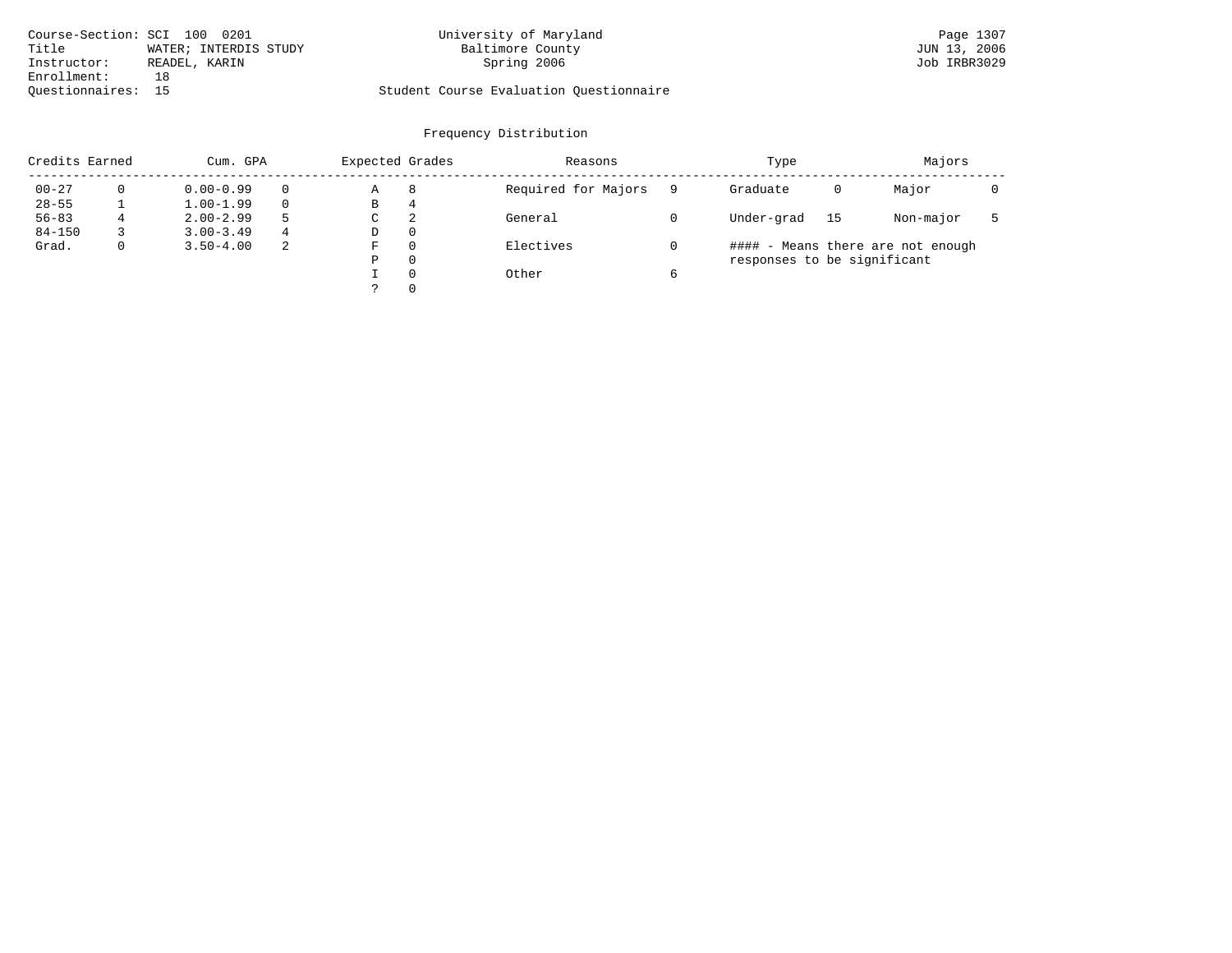Course-Section: SCI 100 0201
Title WATER; INTERDIS STUDY
Instructor: READEL, KARIN
Enrollment: 18
Questionnaires: 15

University of Maryland
Baltimore County
Spring 2006

Student Course Evaluation Questionnaire

Page 1307
JUN 13, 2006
Job IRBR3029

## Frequency Distribution

| Credits Earned | | Cum. GPA | | Expected Grades | | Reasons | | Type | | Majors | |
|---|---|---|---|---|---|---|---|---|---|---|---|
| 00-27 | 0 | 0.00-0.99 | 0 | A | 8 | Required for Majors | 9 | Graduate | 0 | Major | 0 |
| 28-55 | 1 | 1.00-1.99 | 0 | B | 4 | | | | | | |
| 56-83 | 4 | 2.00-2.99 | 5 | C | 2 | General | 0 | Under-grad | 15 | Non-major | 5 |
| 84-150 | 3 | 3.00-3.49 | 4 | D | 0 | | | | | | |
| Grad. | 0 | 3.50-4.00 | 2 | F | 0 | Electives | 0 | | | | |
| | | | | P | 0 | | | | | | |
| | | | | I | 0 | Other | 6 | | | | |
| | | | | ? | 0 | | | | | | |

#### - Means there are not enough responses to be significant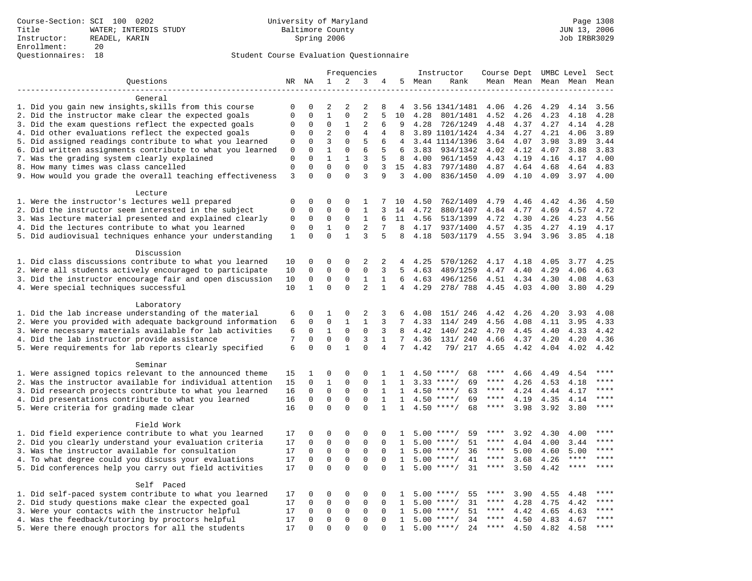Course-Section: SCI 100 0202
Title: WATER; INTERDIS STUDY
Instructor: READEL, KARIN
Enrollment: 20
Questionnaires: 18

University of Maryland
Baltimore County
Spring 2006

Page 1308
JUN 13, 2006
Job IRBR3029

Student Course Evaluation Questionnaire

| Questions | NR | NA | 1 | 2 | 3 | 4 | 5 | Instructor Mean | Instructor Rank | Course Mean | Dept Mean | UMBC Mean | Level Mean | Sect Mean |
|---|---|---|---|---|---|---|---|---|---|---|---|---|---|---|
| **General** | | | | | | | | | | | | | | |
| 1. Did you gain new insights,skills from this course | 0 | 0 | 2 | 2 | 2 | 8 | 4 | 3.56 | 1341/1481 | 4.06 | 4.26 | 4.29 | 4.14 | 3.56 |
| 2. Did the instructor make clear the expected goals | 0 | 0 | 1 | 0 | 2 | 5 | 10 | 4.28 | 801/1481 | 4.52 | 4.26 | 4.23 | 4.18 | 4.28 |
| 3. Did the exam questions reflect the expected goals | 0 | 0 | 0 | 1 | 2 | 6 | 9 | 4.28 | 726/1249 | 4.48 | 4.37 | 4.27 | 4.14 | 4.28 |
| 4. Did other evaluations reflect the expected goals | 0 | 0 | 2 | 0 | 4 | 4 | 8 | 3.89 | 1101/1424 | 4.34 | 4.27 | 4.21 | 4.06 | 3.89 |
| 5. Did assigned readings contribute to what you learned | 0 | 0 | 3 | 0 | 5 | 6 | 4 | 3.44 | 1114/1396 | 3.64 | 4.07 | 3.98 | 3.89 | 3.44 |
| 6. Did written assignments contribute to what you learned | 0 | 0 | 1 | 0 | 6 | 5 | 6 | 3.83 | 934/1342 | 4.02 | 4.12 | 4.07 | 3.88 | 3.83 |
| 7. Was the grading system clearly explained | 0 | 0 | 1 | 1 | 3 | 5 | 8 | 4.00 | 961/1459 | 4.43 | 4.19 | 4.16 | 4.17 | 4.00 |
| 8. How many times was class cancelled | 0 | 0 | 0 | 0 | 0 | 3 | 15 | 4.83 | 797/1480 | 4.87 | 4.64 | 4.68 | 4.64 | 4.83 |
| 9. How would you grade the overall teaching effectiveness | 3 | 0 | 0 | 0 | 3 | 9 | 3 | 4.00 | 836/1450 | 4.09 | 4.10 | 4.09 | 3.97 | 4.00 |
| **Lecture** | | | | | | | | | | | | | | |
| 1. Were the instructor's lectures well prepared | 0 | 0 | 0 | 0 | 1 | 7 | 10 | 4.50 | 762/1409 | 4.79 | 4.46 | 4.42 | 4.36 | 4.50 |
| 2. Did the instructor seem interested in the subject | 0 | 0 | 0 | 0 | 1 | 3 | 14 | 4.72 | 880/1407 | 4.84 | 4.77 | 4.69 | 4.57 | 4.72 |
| 3. Was lecture material presented and explained clearly | 0 | 0 | 0 | 0 | 1 | 6 | 11 | 4.56 | 513/1399 | 4.72 | 4.30 | 4.26 | 4.23 | 4.56 |
| 4. Did the lectures contribute to what you learned | 0 | 0 | 1 | 0 | 2 | 7 | 8 | 4.17 | 937/1400 | 4.57 | 4.35 | 4.27 | 4.19 | 4.17 |
| 5. Did audiovisual techniques enhance your understanding | 1 | 0 | 0 | 1 | 3 | 5 | 8 | 4.18 | 503/1179 | 4.55 | 3.94 | 3.96 | 3.85 | 4.18 |
| **Discussion** | | | | | | | | | | | | | | |
| 1. Did class discussions contribute to what you learned | 10 | 0 | 0 | 0 | 2 | 2 | 4 | 4.25 | 570/1262 | 4.17 | 4.18 | 4.05 | 3.77 | 4.25 |
| 2. Were all students actively encouraged to participate | 10 | 0 | 0 | 0 | 0 | 3 | 5 | 4.63 | 489/1259 | 4.47 | 4.40 | 4.29 | 4.06 | 4.63 |
| 3. Did the instructor encourage fair and open discussion | 10 | 0 | 0 | 0 | 1 | 1 | 6 | 4.63 | 496/1256 | 4.51 | 4.34 | 4.30 | 4.08 | 4.63 |
| 4. Were special techniques successful | 10 | 1 | 0 | 0 | 2 | 1 | 4 | 4.29 | 278/ 788 | 4.45 | 4.03 | 4.00 | 3.80 | 4.29 |
| **Laboratory** | | | | | | | | | | | | | | |
| 1. Did the lab increase understanding of the material | 6 | 0 | 1 | 0 | 2 | 3 | 6 | 4.08 | 151/ 246 | 4.42 | 4.26 | 4.20 | 3.93 | 4.08 |
| 2. Were you provided with adequate background information | 6 | 0 | 0 | 1 | 1 | 3 | 7 | 4.33 | 114/ 249 | 4.56 | 4.08 | 4.11 | 3.95 | 4.33 |
| 3. Were necessary materials available for lab activities | 6 | 0 | 1 | 0 | 0 | 3 | 8 | 4.42 | 140/ 242 | 4.70 | 4.45 | 4.40 | 4.33 | 4.42 |
| 4. Did the lab instructor provide assistance | 7 | 0 | 0 | 0 | 3 | 1 | 7 | 4.36 | 131/ 240 | 4.66 | 4.37 | 4.20 | 4.20 | 4.36 |
| 5. Were requirements for lab reports clearly specified | 6 | 0 | 0 | 1 | 0 | 4 | 7 | 4.42 | 79/ 217 | 4.65 | 4.42 | 4.04 | 4.02 | 4.42 |
| **Seminar** | | | | | | | | | | | | | | |
| 1. Were assigned topics relevant to the announced theme | 15 | 1 | 0 | 0 | 0 | 1 | 1 | 4.50 | ****/ 68 | **** | 4.66 | 4.49 | 4.54 | **** |
| 2. Was the instructor available for individual attention | 15 | 0 | 1 | 0 | 0 | 1 | 1 | 3.33 | ****/ 69 | **** | 4.26 | 4.53 | 4.18 | **** |
| 3. Did research projects contribute to what you learned | 16 | 0 | 0 | 0 | 0 | 1 | 1 | 4.50 | ****/ 63 | **** | 4.24 | 4.44 | 4.17 | **** |
| 4. Did presentations contribute to what you learned | 16 | 0 | 0 | 0 | 0 | 1 | 1 | 4.50 | ****/ 69 | **** | 4.19 | 4.35 | 4.14 | **** |
| 5. Were criteria for grading made clear | 16 | 0 | 0 | 0 | 0 | 1 | 1 | 4.50 | ****/ 68 | **** | 3.98 | 3.92 | 3.80 | **** |
| **Field Work** | | | | | | | | | | | | | | |
| 1. Did field experience contribute to what you learned | 17 | 0 | 0 | 0 | 0 | 0 | 1 | 5.00 | ****/ 59 | **** | 3.92 | 4.30 | 4.00 | **** |
| 2. Did you clearly understand your evaluation criteria | 17 | 0 | 0 | 0 | 0 | 0 | 1 | 5.00 | ****/ 51 | **** | 4.04 | 4.00 | 3.44 | **** |
| 3. Was the instructor available for consultation | 17 | 0 | 0 | 0 | 0 | 0 | 1 | 5.00 | ****/ 36 | **** | 5.00 | 4.60 | 5.00 | **** |
| 4. To what degree could you discuss your evaluations | 17 | 0 | 0 | 0 | 0 | 0 | 1 | 5.00 | ****/ 41 | **** | 3.68 | 4.26 | **** | **** |
| 5. Did conferences help you carry out field activities | 17 | 0 | 0 | 0 | 0 | 0 | 1 | 5.00 | ****/ 31 | **** | 3.50 | 4.42 | **** | **** |
| **Self Paced** | | | | | | | | | | | | | | |
| 1. Did self-paced system contribute to what you learned | 17 | 0 | 0 | 0 | 0 | 0 | 1 | 5.00 | ****/ 55 | **** | 3.90 | 4.55 | 4.48 | **** |
| 2. Did study questions make clear the expected goal | 17 | 0 | 0 | 0 | 0 | 0 | 1 | 5.00 | ****/ 31 | **** | 4.28 | 4.75 | 4.42 | **** |
| 3. Were your contacts with the instructor helpful | 17 | 0 | 0 | 0 | 0 | 0 | 1 | 5.00 | ****/ 51 | **** | 4.42 | 4.65 | 4.63 | **** |
| 4. Was the feedback/tutoring by proctors helpful | 17 | 0 | 0 | 0 | 0 | 0 | 1 | 5.00 | ****/ 34 | **** | 4.50 | 4.83 | 4.67 | **** |
| 5. Were there enough proctors for all the students | 17 | 0 | 0 | 0 | 0 | 0 | 1 | 5.00 | ****/ 24 | **** | 4.50 | 4.82 | 4.58 | **** |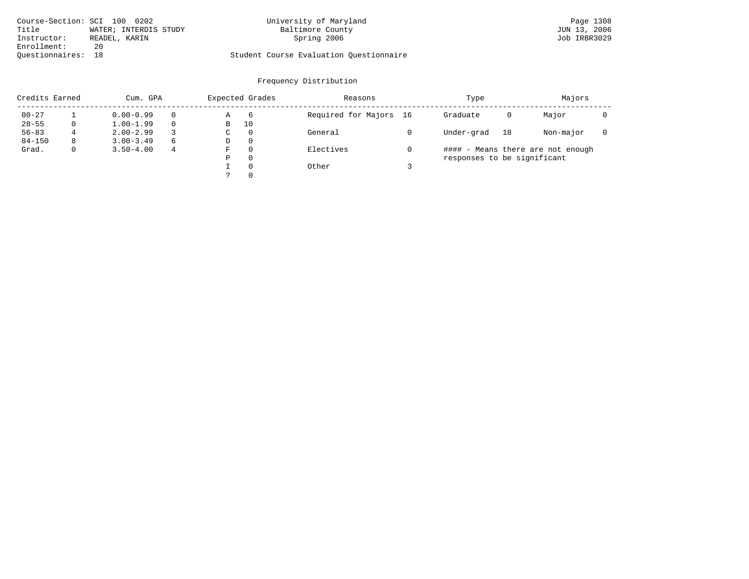Course-Section: SCI 100 0202
Title WATER; INTERDIS STUDY
Instructor: READEL, KARIN
Enrollment: 20
Questionnaires: 18

University of Maryland
Baltimore County
Spring 2006

Student Course Evaluation Questionnaire

JUN 13, 2006
Job IRBR3029

## Frequency Distribution

| Credits Earned | | Cum. GPA | | Expected Grades | | Reasons | | Type | | Majors | |
|---|---|---|---|---|---|---|---|---|---|---|---|
| 00-27 | 1 | 0.00-0.99 | 0 | A | 6 | Required for Majors | 16 | Graduate | 0 | Major | 0 |
| 28-55 | 0 | 1.00-1.99 | 0 | B | 10 | | | | | | |
| 56-83 | 4 | 2.00-2.99 | 3 | C | 0 | General | 0 | Under-grad | 18 | Non-major | 0 |
| 84-150 | 8 | 3.00-3.49 | 6 | D | 0 | | | | | | |
| Grad. | 0 | 3.50-4.00 | 4 | F | 0 | Electives | 0 | #### - Means there are not enough responses to be significant | | | |
| | | | | P | 0 | | | | | | |
| | | | | I | 0 | Other | 3 | | | | |
| | | | | ? | 0 | | | | | | |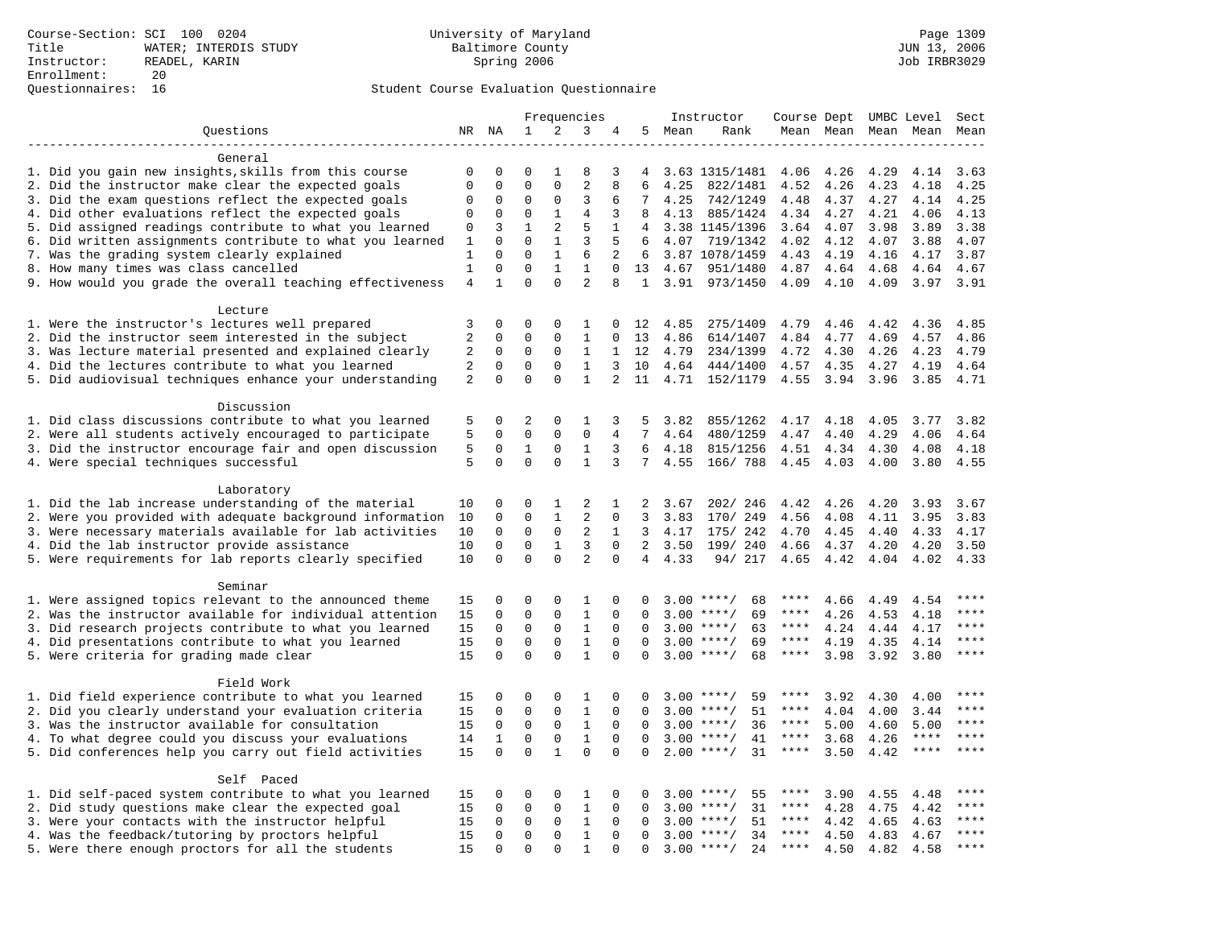Course-Section: SCI 100 0204
Title: WATER; INTERDIS STUDY
Instructor: READEL, KARIN
Enrollment: 20
Questionnaires: 16

University of Maryland
Baltimore County
Spring 2006

JUN 13, 2006
Job IRBR3029

## Student Course Evaluation Questionnaire

| Questions | NR | NA | 1 | 2 | 3 | 4 | 5 | Instructor Mean | Instructor Rank | Course Mean | Dept Mean | UMBC Mean | Level Mean | Sect Mean |
|---|---|---|---|---|---|---|---|---|---|---|---|---|---|---|
| **General** | | | | | | | | | | | | | | |
| 1. Did you gain new insights,skills from this course | 0 | 0 | 0 | 1 | 8 | 3 | 4 | 3.63 | 1315/1481 | 4.06 | 4.26 | 4.29 | 4.14 | 3.63 |
| 2. Did the instructor make clear the expected goals | 0 | 0 | 0 | 0 | 2 | 8 | 6 | 4.25 | 822/1481 | 4.52 | 4.26 | 4.23 | 4.18 | 4.25 |
| 3. Did the exam questions reflect the expected goals | 0 | 0 | 0 | 0 | 3 | 6 | 7 | 4.25 | 742/1249 | 4.48 | 4.37 | 4.27 | 4.14 | 4.25 |
| 4. Did other evaluations reflect the expected goals | 0 | 0 | 0 | 1 | 4 | 3 | 8 | 4.13 | 885/1424 | 4.34 | 4.27 | 4.21 | 4.06 | 4.13 |
| 5. Did assigned readings contribute to what you learned | 0 | 3 | 1 | 2 | 5 | 1 | 4 | 3.38 | 1145/1396 | 3.64 | 4.07 | 3.98 | 3.89 | 3.38 |
| 6. Did written assignments contribute to what you learned | 1 | 0 | 0 | 1 | 3 | 5 | 6 | 4.07 | 719/1342 | 4.02 | 4.12 | 4.07 | 3.88 | 4.07 |
| 7. Was the grading system clearly explained | 1 | 0 | 0 | 1 | 6 | 2 | 6 | 3.87 | 1078/1459 | 4.43 | 4.19 | 4.16 | 4.17 | 3.87 |
| 8. How many times was class cancelled | 1 | 0 | 0 | 1 | 1 | 0 | 13 | 4.67 | 951/1480 | 4.87 | 4.64 | 4.68 | 4.64 | 4.67 |
| 9. How would you grade the overall teaching effectiveness | 4 | 1 | 0 | 0 | 2 | 8 | 1 | 3.91 | 973/1450 | 4.09 | 4.10 | 4.09 | 3.97 | 3.91 |
| **Lecture** | | | | | | | | | | | | | | |
| 1. Were the instructor's lectures well prepared | 3 | 0 | 0 | 0 | 1 | 0 | 12 | 4.85 | 275/1409 | 4.79 | 4.46 | 4.42 | 4.36 | 4.85 |
| 2. Did the instructor seem interested in the subject | 2 | 0 | 0 | 0 | 1 | 0 | 13 | 4.86 | 614/1407 | 4.84 | 4.77 | 4.69 | 4.57 | 4.86 |
| 3. Was lecture material presented and explained clearly | 2 | 0 | 0 | 0 | 1 | 1 | 12 | 4.79 | 234/1399 | 4.72 | 4.30 | 4.26 | 4.23 | 4.79 |
| 4. Did the lectures contribute to what you learned | 2 | 0 | 0 | 0 | 1 | 3 | 10 | 4.64 | 444/1400 | 4.57 | 4.35 | 4.27 | 4.19 | 4.64 |
| 5. Did audiovisual techniques enhance your understanding | 2 | 0 | 0 | 0 | 1 | 2 | 11 | 4.71 | 152/1179 | 4.55 | 3.94 | 3.96 | 3.85 | 4.71 |
| **Discussion** | | | | | | | | | | | | | | |
| 1. Did class discussions contribute to what you learned | 5 | 0 | 2 | 0 | 1 | 3 | 5 | 3.82 | 855/1262 | 4.17 | 4.18 | 4.05 | 3.77 | 3.82 |
| 2. Were all students actively encouraged to participate | 5 | 0 | 0 | 0 | 0 | 4 | 7 | 4.64 | 480/1259 | 4.47 | 4.40 | 4.29 | 4.06 | 4.64 |
| 3. Did the instructor encourage fair and open discussion | 5 | 0 | 1 | 0 | 1 | 3 | 6 | 4.18 | 815/1256 | 4.51 | 4.34 | 4.30 | 4.08 | 4.18 |
| 4. Were special techniques successful | 5 | 0 | 0 | 0 | 1 | 3 | 7 | 4.55 | 166/ 788 | 4.45 | 4.03 | 4.00 | 3.80 | 4.55 |
| **Laboratory** | | | | | | | | | | | | | | |
| 1. Did the lab increase understanding of the material | 10 | 0 | 0 | 1 | 2 | 1 | 2 | 3.67 | 202/ 246 | 4.42 | 4.26 | 4.20 | 3.93 | 3.67 |
| 2. Were you provided with adequate background information | 10 | 0 | 0 | 1 | 2 | 0 | 3 | 3.83 | 170/ 249 | 4.56 | 4.08 | 4.11 | 3.95 | 3.83 |
| 3. Were necessary materials available for lab activities | 10 | 0 | 0 | 0 | 2 | 1 | 3 | 4.17 | 175/ 242 | 4.70 | 4.45 | 4.40 | 4.33 | 4.17 |
| 4. Did the lab instructor provide assistance | 10 | 0 | 0 | 1 | 3 | 0 | 2 | 3.50 | 199/ 240 | 4.66 | 4.37 | 4.20 | 4.20 | 3.50 |
| 5. Were requirements for lab reports clearly specified | 10 | 0 | 0 | 0 | 2 | 0 | 4 | 4.33 | 94/ 217 | 4.65 | 4.42 | 4.04 | 4.02 | 4.33 |
| **Seminar** | | | | | | | | | | | | | | |
| 1. Were assigned topics relevant to the announced theme | 15 | 0 | 0 | 0 | 1 | 0 | 0 | 3.00 | ****/ 68 | **** | 4.66 | 4.49 | 4.54 | **** |
| 2. Was the instructor available for individual attention | 15 | 0 | 0 | 0 | 1 | 0 | 0 | 3.00 | ****/ 69 | **** | 4.26 | 4.53 | 4.18 | **** |
| 3. Did research projects contribute to what you learned | 15 | 0 | 0 | 0 | 1 | 0 | 0 | 3.00 | ****/ 63 | **** | 4.24 | 4.44 | 4.17 | **** |
| 4. Did presentations contribute to what you learned | 15 | 0 | 0 | 0 | 1 | 0 | 0 | 3.00 | ****/ 69 | **** | 4.19 | 4.35 | 4.14 | **** |
| 5. Were criteria for grading made clear | 15 | 0 | 0 | 0 | 1 | 0 | 0 | 3.00 | ****/ 68 | **** | 3.98 | 3.92 | 3.80 | **** |
| **Field Work** | | | | | | | | | | | | | | |
| 1. Did field experience contribute to what you learned | 15 | 0 | 0 | 0 | 1 | 0 | 0 | 3.00 | ****/ 59 | **** | 3.92 | 4.30 | 4.00 | **** |
| 2. Did you clearly understand your evaluation criteria | 15 | 0 | 0 | 0 | 1 | 0 | 0 | 3.00 | ****/ 51 | **** | 4.04 | 4.00 | 3.44 | **** |
| 3. Was the instructor available for consultation | 15 | 0 | 0 | 0 | 1 | 0 | 0 | 3.00 | ****/ 36 | **** | 5.00 | 4.60 | 5.00 | **** |
| 4. To what degree could you discuss your evaluations | 14 | 1 | 0 | 0 | 1 | 0 | 0 | 3.00 | ****/ 41 | **** | 3.68 | 4.26 | **** | **** |
| 5. Did conferences help you carry out field activities | 15 | 0 | 0 | 1 | 0 | 0 | 0 | 2.00 | ****/ 31 | **** | 3.50 | 4.42 | **** | **** |
| **Self Paced** | | | | | | | | | | | | | | |
| 1. Did self-paced system contribute to what you learned | 15 | 0 | 0 | 0 | 1 | 0 | 0 | 3.00 | ****/ 55 | **** | 3.90 | 4.55 | 4.48 | **** |
| 2. Did study questions make clear the expected goal | 15 | 0 | 0 | 0 | 1 | 0 | 0 | 3.00 | ****/ 31 | **** | 4.28 | 4.75 | 4.42 | **** |
| 3. Were your contacts with the instructor helpful | 15 | 0 | 0 | 0 | 1 | 0 | 0 | 3.00 | ****/ 51 | **** | 4.42 | 4.65 | 4.63 | **** |
| 4. Was the feedback/tutoring by proctors helpful | 15 | 0 | 0 | 0 | 1 | 0 | 0 | 3.00 | ****/ 34 | **** | 4.50 | 4.83 | 4.67 | **** |
| 5. Were there enough proctors for all the students | 15 | 0 | 0 | 0 | 1 | 0 | 0 | 3.00 | ****/ 24 | **** | 4.50 | 4.82 | 4.58 | **** |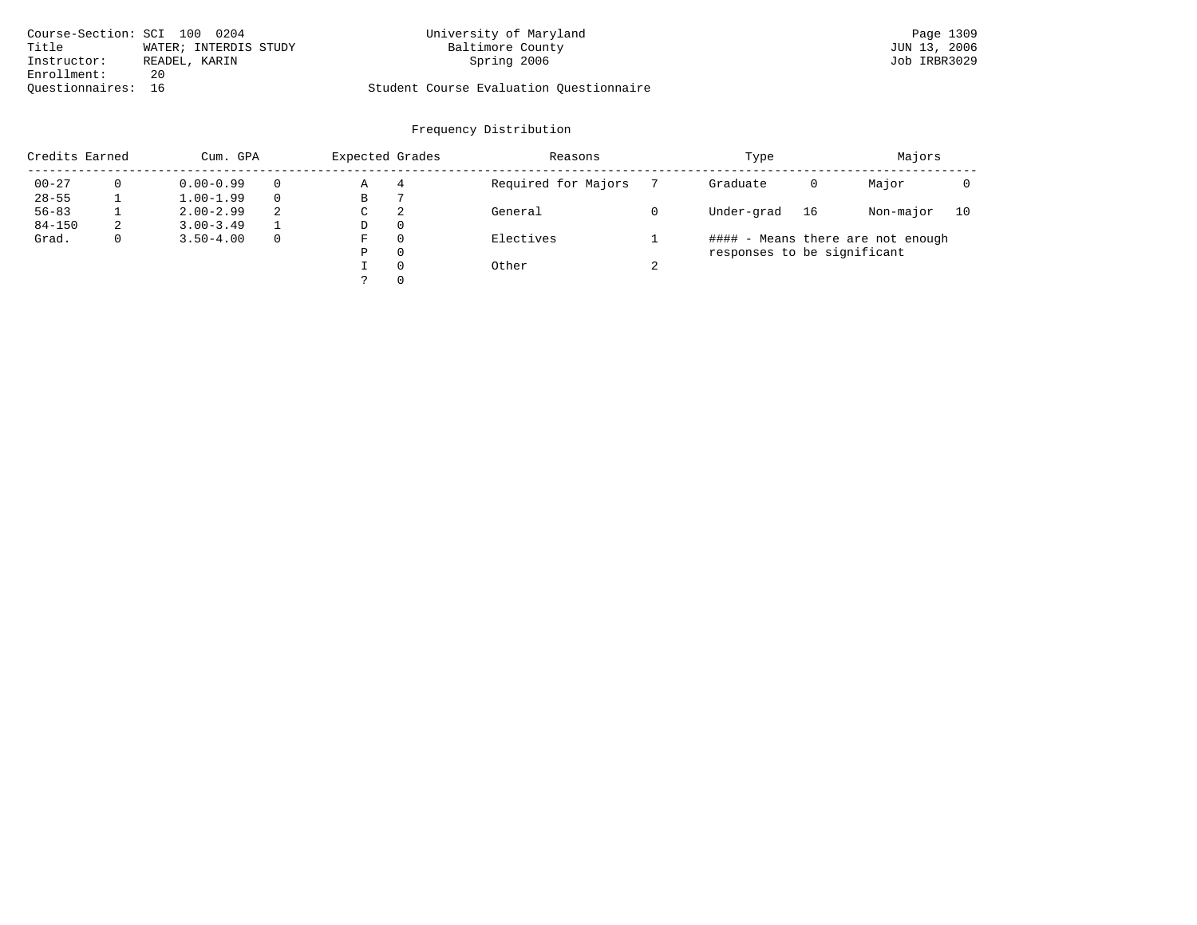Course-Section: SCI 100 0204
Title: WATER; INTERDIS STUDY
Instructor: READEL, KARIN
Enrollment: 20
Questionnaires: 16

University of Maryland
Baltimore County
Spring 2006

Student Course Evaluation Questionnaire

JUN 13, 2006
Job IRBR3029

## Frequency Distribution

| Credits Earned | | Cum. GPA | | Expected Grades | | Reasons | | Type | | Majors | |
|---|---|---|---|---|---|---|---|---|---|---|---|
| 00-27 | 0 | 0.00-0.99 | 0 | A | 4 | Required for Majors | 7 | Graduate | 0 | Major | 0 |
| 28-55 | 1 | 1.00-1.99 | 0 | B | 7 | | | | | | |
| 56-83 | 1 | 2.00-2.99 | 2 | C | 2 | General | 0 | Under-grad | 16 | Non-major | 10 |
| 84-150 | 2 | 3.00-3.49 | 1 | D | 0 | | | | | | |
| Grad. | 0 | 3.50-4.00 | 0 | F | 0 | Electives | 1 | | | | |
| | | | | P | 0 | | | | | | |
| | | | | I | 0 | Other | 2 | | | | |
| | | | | ? | 0 | | | | | | |

#### - Means there are not enough responses to be significant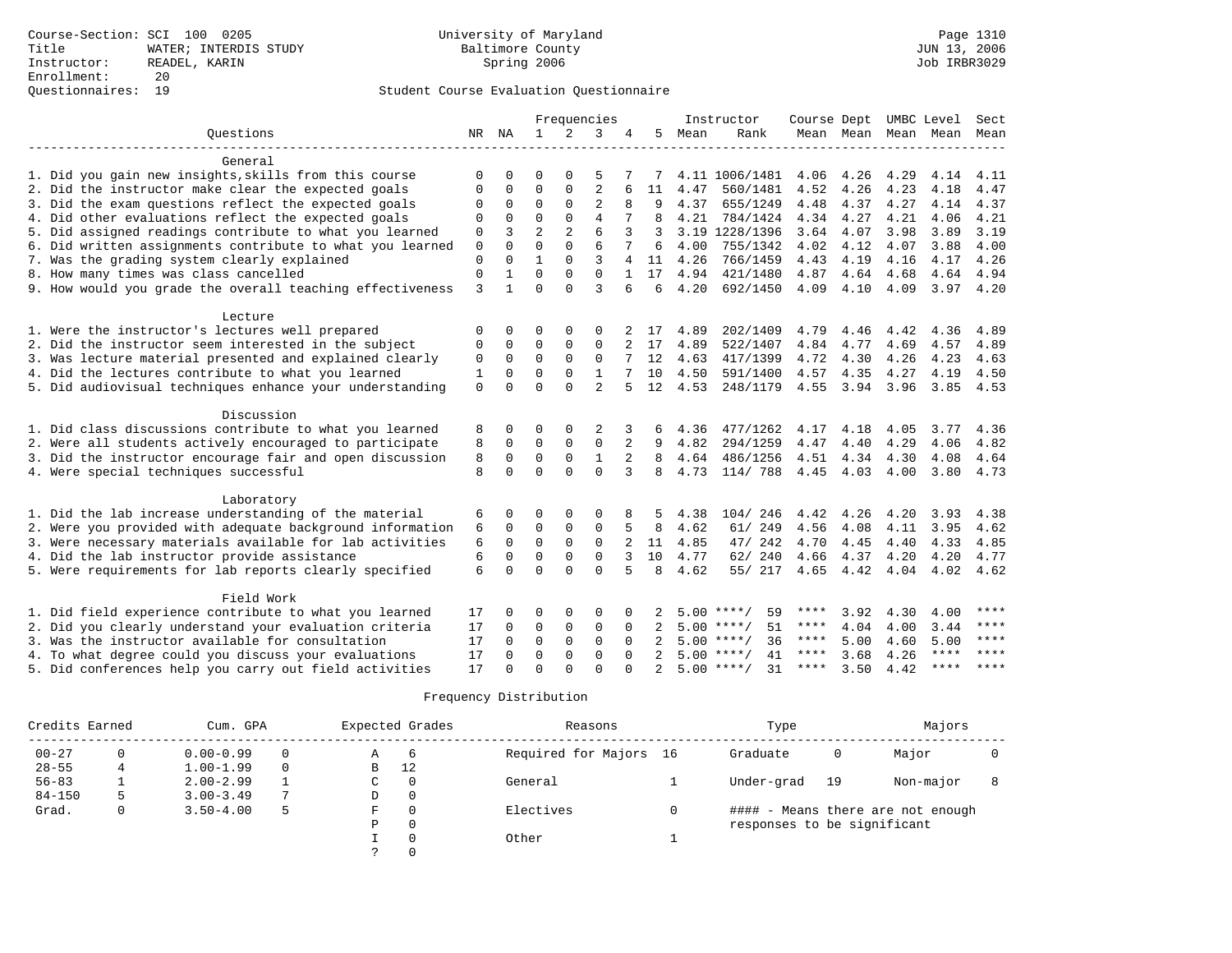Course-Section: SCI 100 0205
Title: WATER; INTERDIS STUDY
Instructor: READEL, KARIN
Enrollment: 20
Questionnaires: 19

University of Maryland
Baltimore County
Spring 2006

Page 1310
JUN 13, 2006
Job IRBR3029

## Student Course Evaluation Questionnaire

| Questions | NR | NA | 1 | 2 | 3 | 4 | 5 | Instructor Mean | Instructor Rank | Course Mean | Dept Mean | UMBC Mean | Level Mean | Sect Mean |
|---|---|---|---|---|---|---|---|---|---|---|---|---|---|---|
| **General** | | | | | | | | | | | | | | |
| 1. Did you gain new insights,skills from this course | 0 | 0 | 0 | 0 | 5 | 7 | 7 | 4.11 | 1006/1481 | 4.06 | 4.26 | 4.29 | 4.14 | 4.11 |
| 2. Did the instructor make clear the expected goals | 0 | 0 | 0 | 0 | 2 | 6 | 11 | 4.47 | 560/1481 | 4.52 | 4.26 | 4.23 | 4.18 | 4.47 |
| 3. Did the exam questions reflect the expected goals | 0 | 0 | 0 | 0 | 2 | 8 | 9 | 4.37 | 655/1249 | 4.48 | 4.37 | 4.27 | 4.14 | 4.37 |
| 4. Did other evaluations reflect the expected goals | 0 | 0 | 0 | 0 | 4 | 7 | 8 | 4.21 | 784/1424 | 4.34 | 4.27 | 4.21 | 4.06 | 4.21 |
| 5. Did assigned readings contribute to what you learned | 0 | 3 | 2 | 2 | 6 | 3 | 3 | 3.19 | 1228/1396 | 3.64 | 4.07 | 3.98 | 3.89 | 3.19 |
| 6. Did written assignments contribute to what you learned | 0 | 0 | 0 | 0 | 6 | 7 | 6 | 4.00 | 755/1342 | 4.02 | 4.12 | 4.07 | 3.88 | 4.00 |
| 7. Was the grading system clearly explained | 0 | 0 | 1 | 0 | 3 | 4 | 11 | 4.26 | 766/1459 | 4.43 | 4.19 | 4.16 | 4.17 | 4.26 |
| 8. How many times was class cancelled | 0 | 1 | 0 | 0 | 0 | 1 | 17 | 4.94 | 421/1480 | 4.87 | 4.64 | 4.68 | 4.64 | 4.94 |
| 9. How would you grade the overall teaching effectiveness | 3 | 1 | 0 | 0 | 3 | 6 | 6 | 4.20 | 692/1450 | 4.09 | 4.10 | 4.09 | 3.97 | 4.20 |
| **Lecture** | | | | | | | | | | | | | | |
| 1. Were the instructor's lectures well prepared | 0 | 0 | 0 | 0 | 0 | 2 | 17 | 4.89 | 202/1409 | 4.79 | 4.46 | 4.42 | 4.36 | 4.89 |
| 2. Did the instructor seem interested in the subject | 0 | 0 | 0 | 0 | 0 | 2 | 17 | 4.89 | 522/1407 | 4.84 | 4.77 | 4.69 | 4.57 | 4.89 |
| 3. Was lecture material presented and explained clearly | 0 | 0 | 0 | 0 | 0 | 7 | 12 | 4.63 | 417/1399 | 4.72 | 4.30 | 4.26 | 4.23 | 4.63 |
| 4. Did the lectures contribute to what you learned | 1 | 0 | 0 | 0 | 1 | 7 | 10 | 4.50 | 591/1400 | 4.57 | 4.35 | 4.27 | 4.19 | 4.50 |
| 5. Did audiovisual techniques enhance your understanding | 0 | 0 | 0 | 0 | 2 | 5 | 12 | 4.53 | 248/1179 | 4.55 | 3.94 | 3.96 | 3.85 | 4.53 |
| **Discussion** | | | | | | | | | | | | | | |
| 1. Did class discussions contribute to what you learned | 8 | 0 | 0 | 0 | 2 | 3 | 6 | 4.36 | 477/1262 | 4.17 | 4.18 | 4.05 | 3.77 | 4.36 |
| 2. Were all students actively encouraged to participate | 8 | 0 | 0 | 0 | 0 | 2 | 9 | 4.82 | 294/1259 | 4.47 | 4.40 | 4.29 | 4.06 | 4.82 |
| 3. Did the instructor encourage fair and open discussion | 8 | 0 | 0 | 0 | 1 | 2 | 8 | 4.64 | 486/1256 | 4.51 | 4.34 | 4.30 | 4.08 | 4.64 |
| 4. Were special techniques successful | 8 | 0 | 0 | 0 | 0 | 3 | 8 | 4.73 | 114/ 788 | 4.45 | 4.03 | 4.00 | 3.80 | 4.73 |
| **Laboratory** | | | | | | | | | | | | | | |
| 1. Did the lab increase understanding of the material | 6 | 0 | 0 | 0 | 0 | 8 | 5 | 4.38 | 104/ 246 | 4.42 | 4.26 | 4.20 | 3.93 | 4.38 |
| 2. Were you provided with adequate background information | 6 | 0 | 0 | 0 | 0 | 5 | 8 | 4.62 | 61/ 249 | 4.56 | 4.08 | 4.11 | 3.95 | 4.62 |
| 3. Were necessary materials available for lab activities | 6 | 0 | 0 | 0 | 0 | 2 | 11 | 4.85 | 47/ 242 | 4.70 | 4.45 | 4.40 | 4.33 | 4.85 |
| 4. Did the lab instructor provide assistance | 6 | 0 | 0 | 0 | 0 | 3 | 10 | 4.77 | 62/ 240 | 4.66 | 4.37 | 4.20 | 4.20 | 4.77 |
| 5. Were requirements for lab reports clearly specified | 6 | 0 | 0 | 0 | 0 | 5 | 8 | 4.62 | 55/ 217 | 4.65 | 4.42 | 4.04 | 4.02 | 4.62 |
| **Field Work** | | | | | | | | | | | | | | |
| 1. Did field experience contribute to what you learned | 17 | 0 | 0 | 0 | 0 | 0 | 2 | 5.00 | ****/ 59 | **** | 3.92 | 4.30 | 4.00 | **** |
| 2. Did you clearly understand your evaluation criteria | 17 | 0 | 0 | 0 | 0 | 0 | 2 | 5.00 | ****/ 51 | **** | 4.04 | 4.00 | 3.44 | **** |
| 3. Was the instructor available for consultation | 17 | 0 | 0 | 0 | 0 | 0 | 2 | 5.00 | ****/ 36 | **** | 5.00 | 4.60 | 5.00 | **** |
| 4. To what degree could you discuss your evaluations | 17 | 0 | 0 | 0 | 0 | 0 | 2 | 5.00 | ****/ 41 | **** | 3.68 | 4.26 | **** | **** |
| 5. Did conferences help you carry out field activities | 17 | 0 | 0 | 0 | 0 | 0 | 2 | 5.00 | ****/ 31 | **** | 3.50 | 4.42 | **** | **** |

### Frequency Distribution

| Credits Earned | | Cum. GPA | | Expected Grades | | Reasons | | Type | | Majors | |
|---|---|---|---|---|---|---|---|---|---|---|---|
| 00-27 | 0 | 0.00-0.99 | 0 | A | 6 | Required for Majors | 16 | Graduate | 0 | Major | 0 |
| 28-55 | 4 | 1.00-1.99 | 0 | B | 12 | | | | | | |
| 56-83 | 1 | 2.00-2.99 | 1 | C | 0 | General | 1 | Under-grad | 19 | Non-major | 8 |
| 84-150 | 5 | 3.00-3.49 | 7 | D | 0 | | | | | | |
| Grad. | 0 | 3.50-4.00 | 5 | F | 0 | Electives | 0 | #### - Means there are not enough responses to be significant | | | |
| | | | | P | 0 | | | | | | |
| | | | | I | 0 | Other | 1 | | | | |
| | | | | ? | 0 | | | | | | |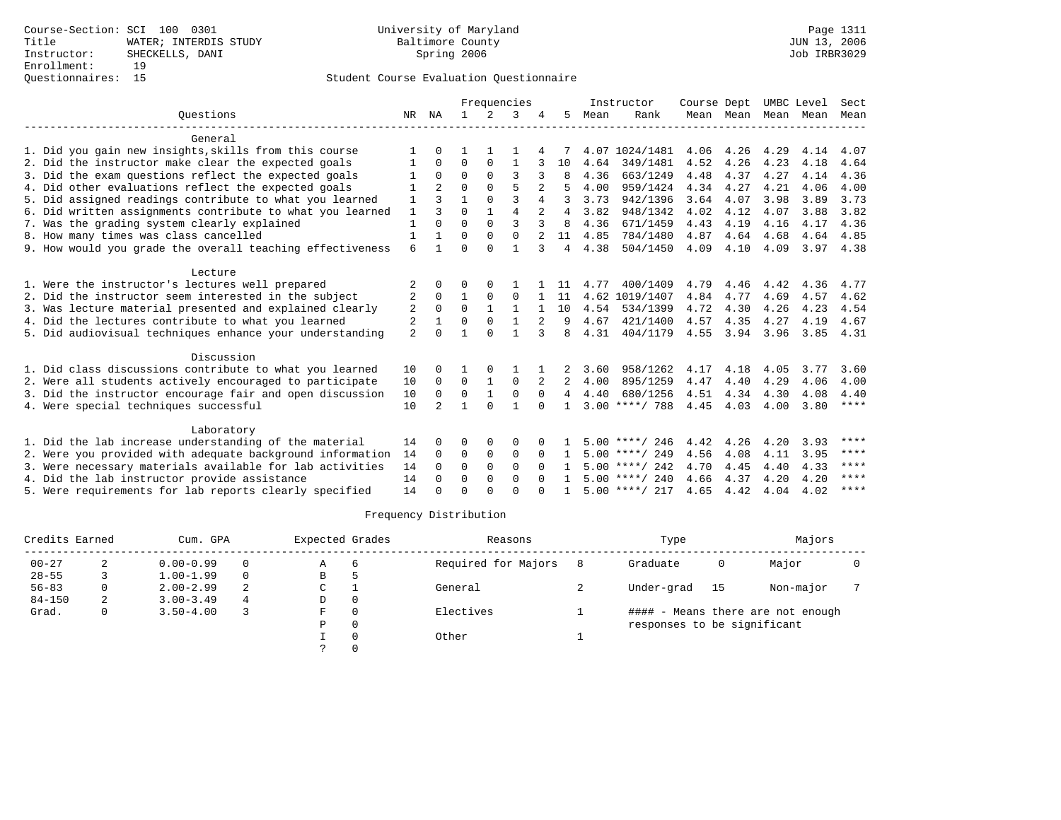Course-Section: SCI 100 0301
Title: WATER; INTERDIS STUDY
Instructor: SHECKELLS, DANI
Enrollment: 19
Questionnaires: 15

University of Maryland
Baltimore County
Spring 2006

Student Course Evaluation Questionnaire

| Questions | NR | NA | 1 | 2 | 3 | 4 | 5 | Instructor Mean | Instructor Rank | Course Mean | Dept Mean | UMBC Mean | Level Mean | Sect Mean |
|---|---|---|---|---|---|---|---|---|---|---|---|---|---|---|
| **General** | | | | | | | | | | | | | | |
| 1. Did you gain new insights,skills from this course | 1 | 0 | 1 | 1 | 1 | 4 | 7 | 4.07 | 1024/1481 | 4.06 | 4.26 | 4.29 | 4.14 | 4.07 |
| 2. Did the instructor make clear the expected goals | 1 | 0 | 0 | 0 | 1 | 3 | 10 | 4.64 | 349/1481 | 4.52 | 4.26 | 4.23 | 4.18 | 4.64 |
| 3. Did the exam questions reflect the expected goals | 1 | 0 | 0 | 0 | 3 | 3 | 8 | 4.36 | 663/1249 | 4.48 | 4.37 | 4.27 | 4.14 | 4.36 |
| 4. Did other evaluations reflect the expected goals | 1 | 2 | 0 | 0 | 5 | 2 | 5 | 4.00 | 959/1424 | 4.34 | 4.27 | 4.21 | 4.06 | 4.00 |
| 5. Did assigned readings contribute to what you learned | 1 | 3 | 1 | 0 | 3 | 4 | 3 | 3.73 | 942/1396 | 3.64 | 4.07 | 3.98 | 3.89 | 3.73 |
| 6. Did written assignments contribute to what you learned | 1 | 3 | 0 | 1 | 4 | 2 | 4 | 3.82 | 948/1342 | 4.02 | 4.12 | 4.07 | 3.88 | 3.82 |
| 7. Was the grading system clearly explained | 1 | 0 | 0 | 0 | 3 | 3 | 8 | 4.36 | 671/1459 | 4.43 | 4.19 | 4.16 | 4.17 | 4.36 |
| 8. How many times was class cancelled | 1 | 1 | 0 | 0 | 0 | 2 | 11 | 4.85 | 784/1480 | 4.87 | 4.64 | 4.68 | 4.64 | 4.85 |
| 9. How would you grade the overall teaching effectiveness | 6 | 1 | 0 | 0 | 1 | 3 | 4 | 4.38 | 504/1450 | 4.09 | 4.10 | 4.09 | 3.97 | 4.38 |
| **Lecture** | | | | | | | | | | | | | | |
| 1. Were the instructor's lectures well prepared | 2 | 0 | 0 | 0 | 1 | 1 | 11 | 4.77 | 400/1409 | 4.79 | 4.46 | 4.42 | 4.36 | 4.77 |
| 2. Did the instructor seem interested in the subject | 2 | 0 | 1 | 0 | 0 | 1 | 11 | 4.62 | 1019/1407 | 4.84 | 4.77 | 4.69 | 4.57 | 4.62 |
| 3. Was lecture material presented and explained clearly | 2 | 0 | 0 | 1 | 1 | 1 | 10 | 4.54 | 534/1399 | 4.72 | 4.30 | 4.26 | 4.23 | 4.54 |
| 4. Did the lectures contribute to what you learned | 2 | 1 | 0 | 0 | 1 | 2 | 9 | 4.67 | 421/1400 | 4.57 | 4.35 | 4.27 | 4.19 | 4.67 |
| 5. Did audiovisual techniques enhance your understanding | 2 | 0 | 1 | 0 | 1 | 3 | 8 | 4.31 | 404/1179 | 4.55 | 3.94 | 3.96 | 3.85 | 4.31 |
| **Discussion** | | | | | | | | | | | | | | |
| 1. Did class discussions contribute to what you learned | 10 | 0 | 1 | 0 | 1 | 1 | 2 | 3.60 | 958/1262 | 4.17 | 4.18 | 4.05 | 3.77 | 3.60 |
| 2. Were all students actively encouraged to participate | 10 | 0 | 0 | 1 | 0 | 2 | 2 | 4.00 | 895/1259 | 4.47 | 4.40 | 4.29 | 4.06 | 4.00 |
| 3. Did the instructor encourage fair and open discussion | 10 | 0 | 0 | 1 | 0 | 0 | 4 | 4.40 | 680/1256 | 4.51 | 4.34 | 4.30 | 4.08 | 4.40 |
| 4. Were special techniques successful | 10 | 2 | 1 | 0 | 1 | 0 | 1 | 3.00 | ****/ 788 | 4.45 | 4.03 | 4.00 | 3.80 | **** |
| **Laboratory** | | | | | | | | | | | | | | |
| 1. Did the lab increase understanding of the material | 14 | 0 | 0 | 0 | 0 | 0 | 1 | 5.00 | ****/ 246 | 4.42 | 4.26 | 4.20 | 3.93 | **** |
| 2. Were you provided with adequate background information | 14 | 0 | 0 | 0 | 0 | 0 | 1 | 5.00 | ****/ 249 | 4.56 | 4.08 | 4.11 | 3.95 | **** |
| 3. Were necessary materials available for lab activities | 14 | 0 | 0 | 0 | 0 | 0 | 1 | 5.00 | ****/ 242 | 4.70 | 4.45 | 4.40 | 4.33 | **** |
| 4. Did the lab instructor provide assistance | 14 | 0 | 0 | 0 | 0 | 0 | 1 | 5.00 | ****/ 240 | 4.66 | 4.37 | 4.20 | 4.20 | **** |
| 5. Were requirements for lab reports clearly specified | 14 | 0 | 0 | 0 | 0 | 0 | 1 | 5.00 | ****/ 217 | 4.65 | 4.42 | 4.04 | 4.02 | **** |

Frequency Distribution

| Credits Earned | | Cum. GPA | | Expected Grades | | Reasons | | Type | | Majors | |
|---|---|---|---|---|---|---|---|---|---|---|---|
| 00-27 | 2 | 0.00-0.99 | 0 | A | 6 | Required for Majors | 8 | Graduate | 0 | Major | 0 |
| 28-55 | 3 | 1.00-1.99 | 0 | B | 5 | | | | | | |
| 56-83 | 0 | 2.00-2.99 | 2 | C | 1 | General | 2 | Under-grad | 15 | Non-major | 7 |
| 84-150 | 2 | 3.00-3.49 | 4 | D | 0 | | | | | | |
| Grad. | 0 | 3.50-4.00 | 3 | F | 0 | Electives | 1 | #### - Means there are not enough responses to be significant | | | |
| | | | | P | 0 | | | | | | |
| | | | | I | 0 | Other | 1 | | | | |
| | | | | ? | 0 | | | | | | |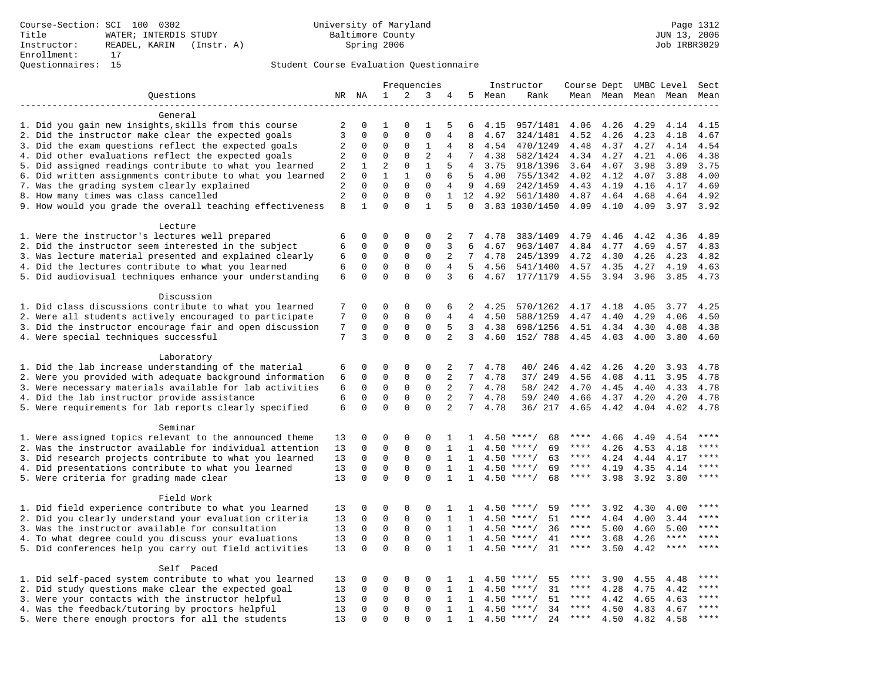Course-Section: SCI 100 0302
Title: WATER; INTERDIS STUDY
Instructor: READEL, KARIN (Instr. A)
Enrollment: 17
Questionnaires: 15

University of Maryland
Baltimore County
Spring 2006

JUN 13, 2006
Job IRBR3029

## Student Course Evaluation Questionnaire

| Questions | NR | NA | 1 | 2 | 3 | 4 | 5 | Instructor Mean | Instructor Rank | Course Mean | Dept Mean | UMBC Mean | Level Mean | Sect Mean |
|---|---|---|---|---|---|---|---|---|---|---|---|---|---|---|
| **General** | | | | | | | | | | | | | | |
| 1. Did you gain new insights,skills from this course | 2 | 0 | 1 | 0 | 1 | 5 | 6 | 4.15 | 957/1481 | 4.06 | 4.26 | 4.29 | 4.14 | 4.15 |
| 2. Did the instructor make clear the expected goals | 3 | 0 | 0 | 0 | 0 | 4 | 8 | 4.67 | 324/1481 | 4.52 | 4.26 | 4.23 | 4.18 | 4.67 |
| 3. Did the exam questions reflect the expected goals | 2 | 0 | 0 | 0 | 1 | 4 | 8 | 4.54 | 470/1249 | 4.48 | 4.37 | 4.27 | 4.14 | 4.54 |
| 4. Did other evaluations reflect the expected goals | 2 | 0 | 0 | 0 | 2 | 4 | 7 | 4.38 | 582/1424 | 4.34 | 4.27 | 4.21 | 4.06 | 4.38 |
| 5. Did assigned readings contribute to what you learned | 2 | 1 | 2 | 0 | 1 | 5 | 4 | 3.75 | 918/1396 | 3.64 | 4.07 | 3.98 | 3.89 | 3.75 |
| 6. Did written assignments contribute to what you learned | 2 | 0 | 1 | 1 | 0 | 6 | 5 | 4.00 | 755/1342 | 4.02 | 4.12 | 4.07 | 3.88 | 4.00 |
| 7. Was the grading system clearly explained | 2 | 0 | 0 | 0 | 0 | 4 | 9 | 4.69 | 242/1459 | 4.43 | 4.19 | 4.16 | 4.17 | 4.69 |
| 8. How many times was class cancelled | 2 | 0 | 0 | 0 | 0 | 1 | 12 | 4.92 | 561/1480 | 4.87 | 4.64 | 4.68 | 4.64 | 4.92 |
| 9. How would you grade the overall teaching effectiveness | 8 | 1 | 0 | 0 | 1 | 5 | 0 | 3.83 | 1030/1450 | 4.09 | 4.10 | 4.09 | 3.97 | 3.92 |
| **Lecture** | | | | | | | | | | | | | | |
| 1. Were the instructor's lectures well prepared | 6 | 0 | 0 | 0 | 0 | 2 | 7 | 4.78 | 383/1409 | 4.79 | 4.46 | 4.42 | 4.36 | 4.89 |
| 2. Did the instructor seem interested in the subject | 6 | 0 | 0 | 0 | 0 | 3 | 6 | 4.67 | 963/1407 | 4.84 | 4.77 | 4.69 | 4.57 | 4.83 |
| 3. Was lecture material presented and explained clearly | 6 | 0 | 0 | 0 | 0 | 2 | 7 | 4.78 | 245/1399 | 4.72 | 4.30 | 4.26 | 4.23 | 4.82 |
| 4. Did the lectures contribute to what you learned | 6 | 0 | 0 | 0 | 0 | 4 | 5 | 4.56 | 541/1400 | 4.57 | 4.35 | 4.27 | 4.19 | 4.63 |
| 5. Did audiovisual techniques enhance your understanding | 6 | 0 | 0 | 0 | 0 | 3 | 6 | 4.67 | 177/1179 | 4.55 | 3.94 | 3.96 | 3.85 | 4.73 |
| **Discussion** | | | | | | | | | | | | | | |
| 1. Did class discussions contribute to what you learned | 7 | 0 | 0 | 0 | 0 | 6 | 2 | 4.25 | 570/1262 | 4.17 | 4.18 | 4.05 | 3.77 | 4.25 |
| 2. Were all students actively encouraged to participate | 7 | 0 | 0 | 0 | 0 | 4 | 4 | 4.50 | 588/1259 | 4.47 | 4.40 | 4.29 | 4.06 | 4.50 |
| 3. Did the instructor encourage fair and open discussion | 7 | 0 | 0 | 0 | 0 | 5 | 3 | 4.38 | 698/1256 | 4.51 | 4.34 | 4.30 | 4.08 | 4.38 |
| 4. Were special techniques successful | 7 | 3 | 0 | 0 | 0 | 2 | 3 | 4.60 | 152/ 788 | 4.45 | 4.03 | 4.00 | 3.80 | 4.60 |
| **Laboratory** | | | | | | | | | | | | | | |
| 1. Did the lab increase understanding of the material | 6 | 0 | 0 | 0 | 0 | 2 | 7 | 4.78 | 40/ 246 | 4.42 | 4.26 | 4.20 | 3.93 | 4.78 |
| 2. Were you provided with adequate background information | 6 | 0 | 0 | 0 | 0 | 2 | 7 | 4.78 | 37/ 249 | 4.56 | 4.08 | 4.11 | 3.95 | 4.78 |
| 3. Were necessary materials available for lab activities | 6 | 0 | 0 | 0 | 0 | 2 | 7 | 4.78 | 58/ 242 | 4.70 | 4.45 | 4.40 | 4.33 | 4.78 |
| 4. Did the lab instructor provide assistance | 6 | 0 | 0 | 0 | 0 | 2 | 7 | 4.78 | 59/ 240 | 4.66 | 4.37 | 4.20 | 4.20 | 4.78 |
| 5. Were requirements for lab reports clearly specified | 6 | 0 | 0 | 0 | 0 | 2 | 7 | 4.78 | 36/ 217 | 4.65 | 4.42 | 4.04 | 4.02 | 4.78 |
| **Seminar** | | | | | | | | | | | | | | |
| 1. Were assigned topics relevant to the announced theme | 13 | 0 | 0 | 0 | 0 | 1 | 1 | 4.50 | ****/ 68 | **** | 4.66 | 4.49 | 4.54 | **** |
| 2. Was the instructor available for individual attention | 13 | 0 | 0 | 0 | 0 | 1 | 1 | 4.50 | ****/ 69 | **** | 4.26 | 4.53 | 4.18 | **** |
| 3. Did research projects contribute to what you learned | 13 | 0 | 0 | 0 | 0 | 1 | 1 | 4.50 | ****/ 63 | **** | 4.24 | 4.44 | 4.17 | **** |
| 4. Did presentations contribute to what you learned | 13 | 0 | 0 | 0 | 0 | 1 | 1 | 4.50 | ****/ 69 | **** | 4.19 | 4.35 | 4.14 | **** |
| 5. Were criteria for grading made clear | 13 | 0 | 0 | 0 | 0 | 1 | 1 | 4.50 | ****/ 68 | **** | 3.98 | 3.92 | 3.80 | **** |
| **Field Work** | | | | | | | | | | | | | | |
| 1. Did field experience contribute to what you learned | 13 | 0 | 0 | 0 | 0 | 1 | 1 | 4.50 | ****/ 59 | **** | 3.92 | 4.30 | 4.00 | **** |
| 2. Did you clearly understand your evaluation criteria | 13 | 0 | 0 | 0 | 0 | 1 | 1 | 4.50 | ****/ 51 | **** | 4.04 | 4.00 | 3.44 | **** |
| 3. Was the instructor available for consultation | 13 | 0 | 0 | 0 | 0 | 1 | 1 | 4.50 | ****/ 36 | **** | 5.00 | 4.60 | 5.00 | **** |
| 4. To what degree could you discuss your evaluations | 13 | 0 | 0 | 0 | 0 | 1 | 1 | 4.50 | ****/ 41 | **** | 3.68 | 4.26 | **** | **** |
| 5. Did conferences help you carry out field activities | 13 | 0 | 0 | 0 | 0 | 1 | 1 | 4.50 | ****/ 31 | **** | 3.50 | 4.42 | **** | **** |
| **Self Paced** | | | | | | | | | | | | | | |
| 1. Did self-paced system contribute to what you learned | 13 | 0 | 0 | 0 | 0 | 1 | 1 | 4.50 | ****/ 55 | **** | 3.90 | 4.55 | 4.48 | **** |
| 2. Did study questions make clear the expected goal | 13 | 0 | 0 | 0 | 0 | 1 | 1 | 4.50 | ****/ 31 | **** | 4.28 | 4.75 | 4.42 | **** |
| 3. Were your contacts with the instructor helpful | 13 | 0 | 0 | 0 | 0 | 1 | 1 | 4.50 | ****/ 51 | **** | 4.42 | 4.65 | 4.63 | **** |
| 4. Was the feedback/tutoring by proctors helpful | 13 | 0 | 0 | 0 | 0 | 1 | 1 | 4.50 | ****/ 34 | **** | 4.50 | 4.83 | 4.67 | **** |
| 5. Were there enough proctors for all the students | 13 | 0 | 0 | 0 | 0 | 1 | 1 | 4.50 | ****/ 24 | **** | 4.50 | 4.82 | 4.58 | **** |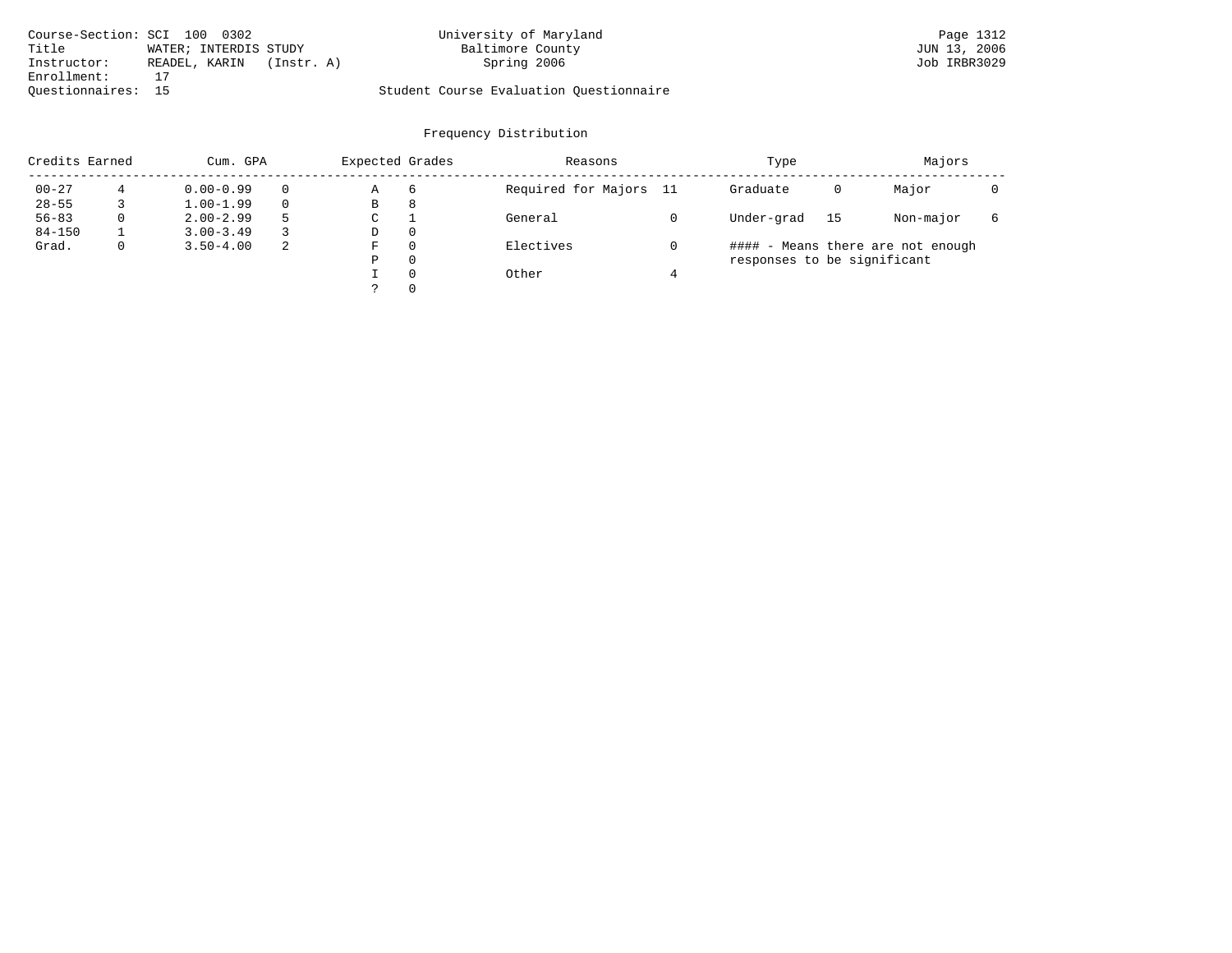Course-Section: SCI 100 0302
Title: WATER; INTERDIS STUDY
Instructor: READEL, KARIN (Instr. A)
Enrollment: 17
Questionnaires: 15

University of Maryland
Baltimore County
Spring 2006

Student Course Evaluation Questionnaire

Page 1312
JUN 13, 2006
Job IRBR3029

## Frequency Distribution

| Credits Earned | | Cum. GPA | | Expected Grades | | Reasons | | Type | | Majors | |
|---|---|---|---|---|---|---|---|---|---|---|---|
| 00-27 | 4 | 0.00-0.99 | 0 | A | 6 | Required for Majors | 11 | Graduate | 0 | Major | 0 |
| 28-55 | 3 | 1.00-1.99 | 0 | B | 8 | | | | | | |
| 56-83 | 0 | 2.00-2.99 | 5 | C | 1 | General | 0 | Under-grad | 15 | Non-major | 6 |
| 84-150 | 1 | 3.00-3.49 | 3 | D | 0 | | | | | | |
| Grad. | 0 | 3.50-4.00 | 2 | F | 0 | Electives | 0 | | | | |
| | | | | P | 0 | | | | | | |
| | | | | I | 0 | Other | 4 | | | | |
| | | | | ? | 0 | | | | | | |

#### - Means there are not enough responses to be significant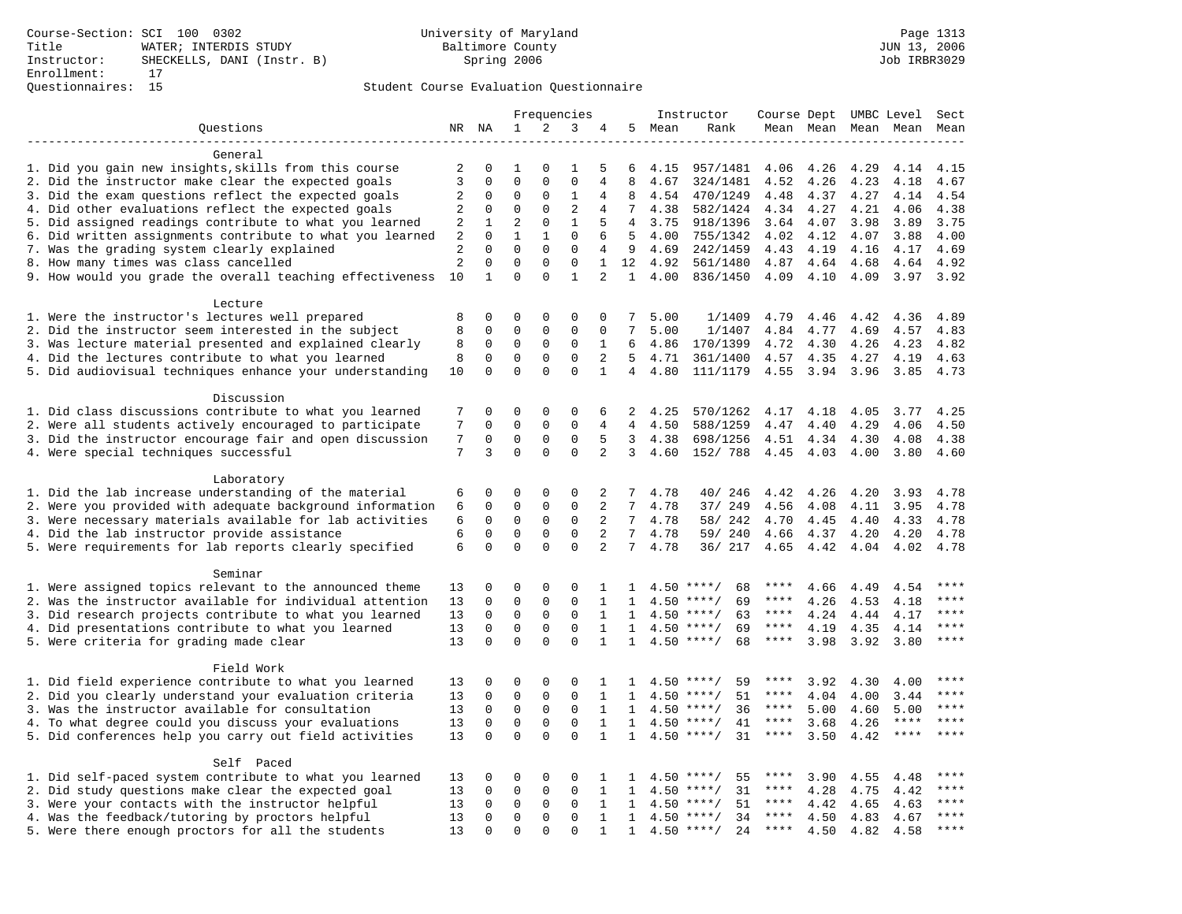Course-Section: SCI 100 0302
Title: WATER; INTERDIS STUDY
Instructor: SHECKELLS, DANI (Instr. B)
Enrollment: 17
Questionnaires: 15

University of Maryland
Baltimore County
Spring 2006

JUN 13, 2006
Job IRBR3029

Student Course Evaluation Questionnaire

| Questions | NR | NA | 1 | 2 | 3 | 4 | 5 | Instructor Mean | Instructor Rank | Course Mean | Dept Mean | UMBC Mean | Level Mean | Sect Mean |
|---|---|---|---|---|---|---|---|---|---|---|---|---|---|---|
| **General** | | | | | | | | | | | | | | |
| 1. Did you gain new insights,skills from this course | 2 | 0 | 1 | 0 | 1 | 5 | 6 | 4.15 | 957/1481 | 4.06 | 4.26 | 4.29 | 4.14 | 4.15 |
| 2. Did the instructor make clear the expected goals | 3 | 0 | 0 | 0 | 0 | 4 | 8 | 4.67 | 324/1481 | 4.52 | 4.26 | 4.23 | 4.18 | 4.67 |
| 3. Did the exam questions reflect the expected goals | 2 | 0 | 0 | 0 | 1 | 4 | 8 | 4.54 | 470/1249 | 4.48 | 4.37 | 4.27 | 4.14 | 4.54 |
| 4. Did other evaluations reflect the expected goals | 2 | 0 | 0 | 0 | 2 | 4 | 7 | 4.38 | 582/1424 | 4.34 | 4.27 | 4.21 | 4.06 | 4.38 |
| 5. Did assigned readings contribute to what you learned | 2 | 1 | 2 | 0 | 1 | 5 | 4 | 3.75 | 918/1396 | 3.64 | 4.07 | 3.98 | 3.89 | 3.75 |
| 6. Did written assignments contribute to what you learned | 2 | 0 | 1 | 1 | 0 | 6 | 5 | 4.00 | 755/1342 | 4.02 | 4.12 | 4.07 | 3.88 | 4.00 |
| 7. Was the grading system clearly explained | 2 | 0 | 0 | 0 | 0 | 4 | 9 | 4.69 | 242/1459 | 4.43 | 4.19 | 4.16 | 4.17 | 4.69 |
| 8. How many times was class cancelled | 2 | 0 | 0 | 0 | 0 | 1 | 12 | 4.92 | 561/1480 | 4.87 | 4.64 | 4.68 | 4.64 | 4.92 |
| 9. How would you grade the overall teaching effectiveness | 10 | 1 | 0 | 0 | 1 | 2 | 1 | 4.00 | 836/1450 | 4.09 | 4.10 | 4.09 | 3.97 | 3.92 |
| **Lecture** | | | | | | | | | | | | | | |
| 1. Were the instructor's lectures well prepared | 8 | 0 | 0 | 0 | 0 | 0 | 7 | 5.00 | 1/1409 | 4.79 | 4.46 | 4.42 | 4.36 | 4.89 |
| 2. Did the instructor seem interested in the subject | 8 | 0 | 0 | 0 | 0 | 0 | 7 | 5.00 | 1/1407 | 4.84 | 4.77 | 4.69 | 4.57 | 4.83 |
| 3. Was lecture material presented and explained clearly | 8 | 0 | 0 | 0 | 0 | 1 | 6 | 4.86 | 170/1399 | 4.72 | 4.30 | 4.26 | 4.23 | 4.82 |
| 4. Did the lectures contribute to what you learned | 8 | 0 | 0 | 0 | 0 | 2 | 5 | 4.71 | 361/1400 | 4.57 | 4.35 | 4.27 | 4.19 | 4.63 |
| 5. Did audiovisual techniques enhance your understanding | 10 | 0 | 0 | 0 | 0 | 1 | 4 | 4.80 | 111/1179 | 4.55 | 3.94 | 3.96 | 3.85 | 4.73 |
| **Discussion** | | | | | | | | | | | | | | |
| 1. Did class discussions contribute to what you learned | 7 | 0 | 0 | 0 | 0 | 6 | 2 | 4.25 | 570/1262 | 4.17 | 4.18 | 4.05 | 3.77 | 4.25 |
| 2. Were all students actively encouraged to participate | 7 | 0 | 0 | 0 | 0 | 4 | 4 | 4.50 | 588/1259 | 4.47 | 4.40 | 4.29 | 4.06 | 4.50 |
| 3. Did the instructor encourage fair and open discussion | 7 | 0 | 0 | 0 | 0 | 5 | 3 | 4.38 | 698/1256 | 4.51 | 4.34 | 4.30 | 4.08 | 4.38 |
| 4. Were special techniques successful | 7 | 3 | 0 | 0 | 0 | 2 | 3 | 4.60 | 152/ 788 | 4.45 | 4.03 | 4.00 | 3.80 | 4.60 |
| **Laboratory** | | | | | | | | | | | | | | |
| 1. Did the lab increase understanding of the material | 6 | 0 | 0 | 0 | 0 | 2 | 7 | 4.78 | 40/ 246 | 4.42 | 4.26 | 4.20 | 3.93 | 4.78 |
| 2. Were you provided with adequate background information | 6 | 0 | 0 | 0 | 0 | 2 | 7 | 4.78 | 37/ 249 | 4.56 | 4.08 | 4.11 | 3.95 | 4.78 |
| 3. Were necessary materials available for lab activities | 6 | 0 | 0 | 0 | 0 | 2 | 7 | 4.78 | 58/ 242 | 4.70 | 4.45 | 4.40 | 4.33 | 4.78 |
| 4. Did the lab instructor provide assistance | 6 | 0 | 0 | 0 | 0 | 2 | 7 | 4.78 | 59/ 240 | 4.66 | 4.37 | 4.20 | 4.20 | 4.78 |
| 5. Were requirements for lab reports clearly specified | 6 | 0 | 0 | 0 | 0 | 2 | 7 | 4.78 | 36/ 217 | 4.65 | 4.42 | 4.04 | 4.02 | 4.78 |
| **Seminar** | | | | | | | | | | | | | | |
| 1. Were assigned topics relevant to the announced theme | 13 | 0 | 0 | 0 | 0 | 1 | 1 | 4.50 | ****/ 68 | **** | 4.66 | 4.49 | 4.54 | **** |
| 2. Was the instructor available for individual attention | 13 | 0 | 0 | 0 | 0 | 1 | 1 | 4.50 | ****/ 69 | **** | 4.26 | 4.53 | 4.18 | **** |
| 3. Did research projects contribute to what you learned | 13 | 0 | 0 | 0 | 0 | 1 | 1 | 4.50 | ****/ 63 | **** | 4.24 | 4.44 | 4.17 | **** |
| 4. Did presentations contribute to what you learned | 13 | 0 | 0 | 0 | 0 | 1 | 1 | 4.50 | ****/ 69 | **** | 4.19 | 4.35 | 4.14 | **** |
| 5. Were criteria for grading made clear | 13 | 0 | 0 | 0 | 0 | 1 | 1 | 4.50 | ****/ 68 | **** | 3.98 | 3.92 | 3.80 | **** |
| **Field Work** | | | | | | | | | | | | | | |
| 1. Did field experience contribute to what you learned | 13 | 0 | 0 | 0 | 0 | 1 | 1 | 4.50 | ****/ 59 | **** | 3.92 | 4.30 | 4.00 | **** |
| 2. Did you clearly understand your evaluation criteria | 13 | 0 | 0 | 0 | 0 | 1 | 1 | 4.50 | ****/ 51 | **** | 4.04 | 4.00 | 3.44 | **** |
| 3. Was the instructor available for consultation | 13 | 0 | 0 | 0 | 0 | 1 | 1 | 4.50 | ****/ 36 | **** | 5.00 | 4.60 | 5.00 | **** |
| 4. To what degree could you discuss your evaluations | 13 | 0 | 0 | 0 | 0 | 1 | 1 | 4.50 | ****/ 41 | **** | 3.68 | 4.26 | **** | **** |
| 5. Did conferences help you carry out field activities | 13 | 0 | 0 | 0 | 0 | 1 | 1 | 4.50 | ****/ 31 | **** | 3.50 | 4.42 | **** | **** |
| **Self Paced** | | | | | | | | | | | | | | |
| 1. Did self-paced system contribute to what you learned | 13 | 0 | 0 | 0 | 0 | 1 | 1 | 4.50 | ****/ 55 | **** | 3.90 | 4.55 | 4.48 | **** |
| 2. Did study questions make clear the expected goal | 13 | 0 | 0 | 0 | 0 | 1 | 1 | 4.50 | ****/ 31 | **** | 4.28 | 4.75 | 4.42 | **** |
| 3. Were your contacts with the instructor helpful | 13 | 0 | 0 | 0 | 0 | 1 | 1 | 4.50 | ****/ 51 | **** | 4.42 | 4.65 | 4.63 | **** |
| 4. Was the feedback/tutoring by proctors helpful | 13 | 0 | 0 | 0 | 0 | 1 | 1 | 4.50 | ****/ 34 | **** | 4.50 | 4.83 | 4.67 | **** |
| 5. Were there enough proctors for all the students | 13 | 0 | 0 | 0 | 0 | 1 | 1 | 4.50 | ****/ 24 | **** | 4.50 | 4.82 | 4.58 | **** |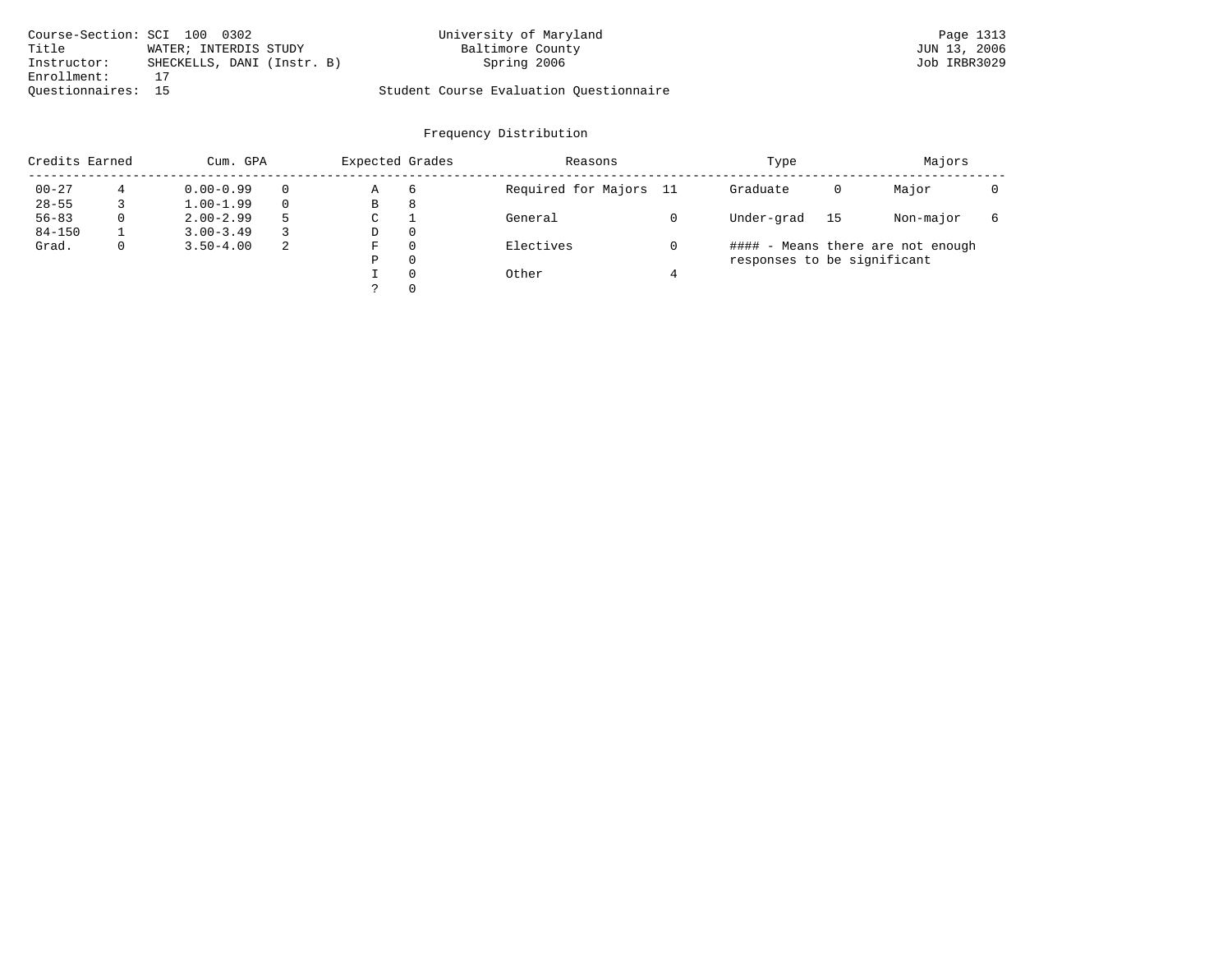Course-Section: SCI 100 0302
Title: WATER; INTERDIS STUDY
Instructor: SHECKELLS, DANI (Instr. B)
Enrollment: 17
Questionnaires: 15

University of Maryland
Baltimore County
Spring 2006

Student Course Evaluation Questionnaire

JUN 13, 2006
Job IRBR3029

## Frequency Distribution

| Credits Earned | | Cum. GPA | | Expected Grades | | Reasons | | Type | | Majors | |
|---|---|---|---|---|---|---|---|---|---|---|---|
| 00-27 | 4 | 0.00-0.99 | 0 | A | 6 | Required for Majors | 11 | Graduate | 0 | Major | 0 |
| 28-55 | 3 | 1.00-1.99 | 0 | B | 8 | | | | | | |
| 56-83 | 0 | 2.00-2.99 | 5 | C | 1 | General | 0 | Under-grad | 15 | Non-major | 6 |
| 84-150 | 1 | 3.00-3.49 | 3 | D | 0 | | | | | | |
| Grad. | 0 | 3.50-4.00 | 2 | F | 0 | Electives | 0 | | | | |
| | | | | P | 0 | | | | | | |
| | | | | I | 0 | Other | 4 | | | | |
| | | | | ? | 0 | | | | | | |

#### - Means there are not enough responses to be significant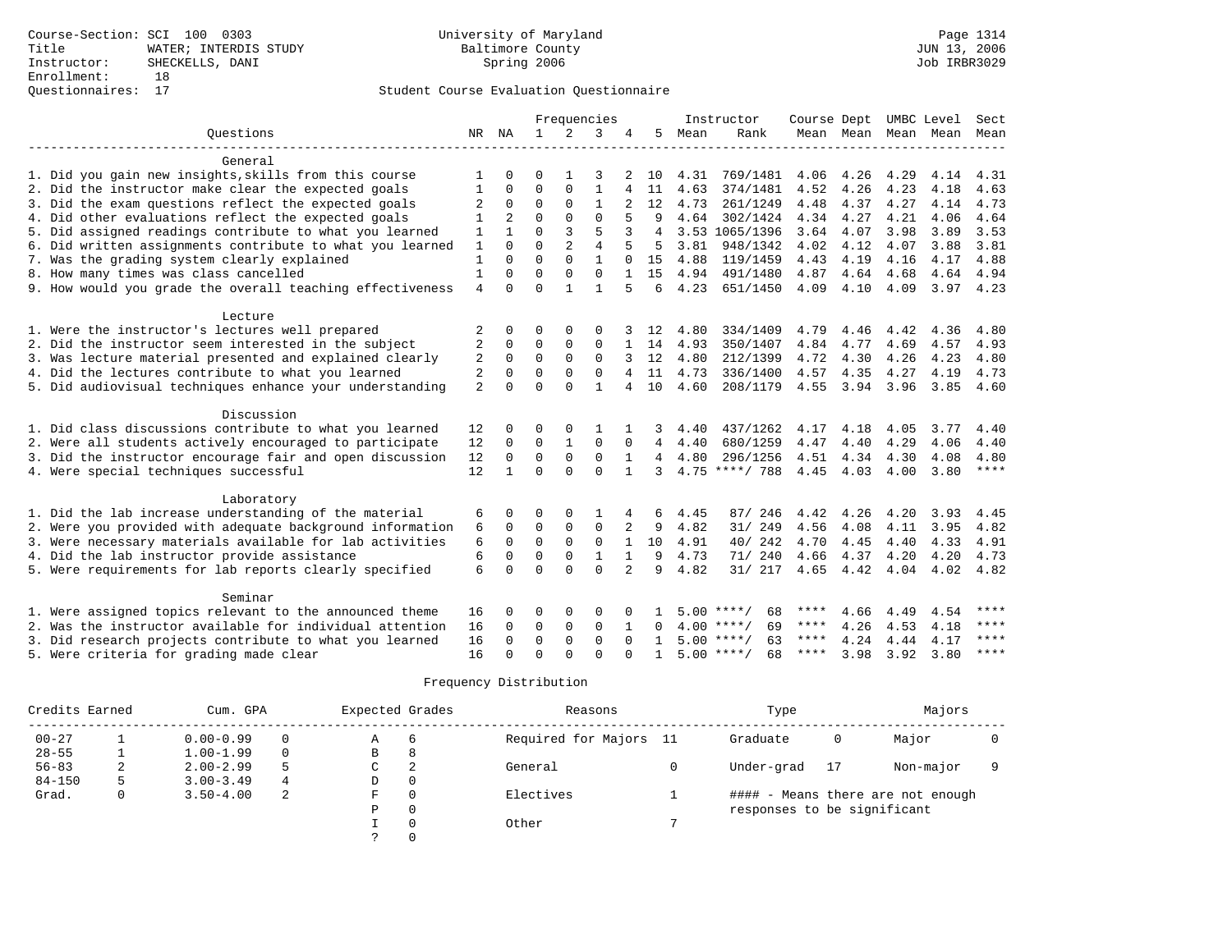Course-Section: SCI 100 0303
Title: WATER; INTERDIS STUDY
Instructor: SHECKELLS, DANI
Enrollment: 18
Questionnaires: 17

University of Maryland
Baltimore County
Spring 2006

Page 1314
JUN 13, 2006
Job IRBR3029

Student Course Evaluation Questionnaire

| Questions | NR | NA | 1 | 2 | 3 | 4 | 5 | Instructor Mean | Rank | Course Mean | Dept Mean | UMBC Level Mean | Level Mean | Sect Mean |
|---|---|---|---|---|---|---|---|---|---|---|---|---|---|---|
| **General** | | | | | | | | | | | | | | |
| 1. Did you gain new insights,skills from this course | 1 | 0 | 0 | 1 | 3 | 2 | 10 | 4.31 | 769/1481 | 4.06 | 4.26 | 4.29 | 4.14 | 4.31 |
| 2. Did the instructor make clear the expected goals | 1 | 0 | 0 | 0 | 1 | 4 | 11 | 4.63 | 374/1481 | 4.52 | 4.26 | 4.23 | 4.18 | 4.63 |
| 3. Did the exam questions reflect the expected goals | 2 | 0 | 0 | 0 | 1 | 2 | 12 | 4.73 | 261/1249 | 4.48 | 4.37 | 4.27 | 4.14 | 4.73 |
| 4. Did other evaluations reflect the expected goals | 1 | 2 | 0 | 0 | 0 | 5 | 9 | 4.64 | 302/1424 | 4.34 | 4.27 | 4.21 | 4.06 | 4.64 |
| 5. Did assigned readings contribute to what you learned | 1 | 1 | 0 | 3 | 5 | 3 | 4 | 3.53 | 1065/1396 | 3.64 | 4.07 | 3.98 | 3.89 | 3.53 |
| 6. Did written assignments contribute to what you learned | 1 | 0 | 0 | 2 | 4 | 5 | 5 | 3.81 | 948/1342 | 4.02 | 4.12 | 4.07 | 3.88 | 3.81 |
| 7. Was the grading system clearly explained | 1 | 0 | 0 | 0 | 1 | 0 | 15 | 4.88 | 119/1459 | 4.43 | 4.19 | 4.16 | 4.17 | 4.88 |
| 8. How many times was class cancelled | 1 | 0 | 0 | 0 | 0 | 1 | 15 | 4.94 | 491/1480 | 4.87 | 4.64 | 4.68 | 4.64 | 4.94 |
| 9. How would you grade the overall teaching effectiveness | 4 | 0 | 0 | 1 | 1 | 5 | 6 | 4.23 | 651/1450 | 4.09 | 4.10 | 4.09 | 3.97 | 4.23 |
| **Lecture** | | | | | | | | | | | | | | |
| 1. Were the instructor's lectures well prepared | 2 | 0 | 0 | 0 | 0 | 3 | 12 | 4.80 | 334/1409 | 4.79 | 4.46 | 4.42 | 4.36 | 4.80 |
| 2. Did the instructor seem interested in the subject | 2 | 0 | 0 | 0 | 0 | 1 | 14 | 4.93 | 350/1407 | 4.84 | 4.77 | 4.69 | 4.57 | 4.93 |
| 3. Was lecture material presented and explained clearly | 2 | 0 | 0 | 0 | 0 | 3 | 12 | 4.80 | 212/1399 | 4.72 | 4.30 | 4.26 | 4.23 | 4.80 |
| 4. Did the lectures contribute to what you learned | 2 | 0 | 0 | 0 | 0 | 4 | 11 | 4.73 | 336/1400 | 4.57 | 4.35 | 4.27 | 4.19 | 4.73 |
| 5. Did audiovisual techniques enhance your understanding | 2 | 0 | 0 | 0 | 1 | 4 | 10 | 4.60 | 208/1179 | 4.55 | 3.94 | 3.96 | 3.85 | 4.60 |
| **Discussion** | | | | | | | | | | | | | | |
| 1. Did class discussions contribute to what you learned | 12 | 0 | 0 | 0 | 1 | 1 | 3 | 4.40 | 437/1262 | 4.17 | 4.18 | 4.05 | 3.77 | 4.40 |
| 2. Were all students actively encouraged to participate | 12 | 0 | 0 | 1 | 0 | 0 | 4 | 4.40 | 680/1259 | 4.47 | 4.40 | 4.29 | 4.06 | 4.40 |
| 3. Did the instructor encourage fair and open discussion | 12 | 0 | 0 | 0 | 0 | 1 | 4 | 4.80 | 296/1256 | 4.51 | 4.34 | 4.30 | 4.08 | 4.80 |
| 4. Were special techniques successful | 12 | 1 | 0 | 0 | 0 | 1 | 3 | 4.75 | ****/ 788 | 4.45 | 4.03 | 4.00 | 3.80 | **** |
| **Laboratory** | | | | | | | | | | | | | | |
| 1. Did the lab increase understanding of the material | 6 | 0 | 0 | 0 | 1 | 4 | 6 | 4.45 | 87/ 246 | 4.42 | 4.26 | 4.20 | 3.93 | 4.45 |
| 2. Were you provided with adequate background information | 6 | 0 | 0 | 0 | 0 | 2 | 9 | 4.82 | 31/ 249 | 4.56 | 4.08 | 4.11 | 3.95 | 4.82 |
| 3. Were necessary materials available for lab activities | 6 | 0 | 0 | 0 | 0 | 1 | 10 | 4.91 | 40/ 242 | 4.70 | 4.45 | 4.40 | 4.33 | 4.91 |
| 4. Did the lab instructor provide assistance | 6 | 0 | 0 | 0 | 1 | 1 | 9 | 4.73 | 71/ 240 | 4.66 | 4.37 | 4.20 | 4.20 | 4.73 |
| 5. Were requirements for lab reports clearly specified | 6 | 0 | 0 | 0 | 0 | 2 | 9 | 4.82 | 31/ 217 | 4.65 | 4.42 | 4.04 | 4.02 | 4.82 |
| **Seminar** | | | | | | | | | | | | | | |
| 1. Were assigned topics relevant to the announced theme | 16 | 0 | 0 | 0 | 0 | 0 | 1 | 5.00 | ****/ 68 | **** | 4.66 | 4.49 | 4.54 | **** |
| 2. Was the instructor available for individual attention | 16 | 0 | 0 | 0 | 0 | 1 | 0 | 4.00 | ****/ 69 | **** | 4.26 | 4.53 | 4.18 | **** |
| 3. Did research projects contribute to what you learned | 16 | 0 | 0 | 0 | 0 | 0 | 1 | 5.00 | ****/ 63 | **** | 4.24 | 4.44 | 4.17 | **** |
| 5. Were criteria for grading made clear | 16 | 0 | 0 | 0 | 0 | 0 | 1 | 5.00 | ****/ 68 | **** | 3.98 | 3.92 | 3.80 | **** |

Frequency Distribution

| Credits Earned | | Cum. GPA | | Expected Grades | | Reasons | | Type | | Majors | |
|---|---|---|---|---|---|---|---|---|---|---|---|
| 00-27 | 1 | 0.00-0.99 | 0 | A | 6 | Required for Majors | 11 | Graduate | 0 | Major | 0 |
| 28-55 | 1 | 1.00-1.99 | 0 | B | 8 | | | | | | |
| 56-83 | 2 | 2.00-2.99 | 5 | C | 2 | General | 0 | Under-grad | 17 | Non-major | 9 |
| 84-150 | 5 | 3.00-3.49 | 4 | D | 0 | | | | | | |
| Grad. | 0 | 3.50-4.00 | 2 | F | 0 | Electives | 1 | #### - Means there are not enough responses to be significant | | | |
| | | | | P | 0 | | | | | | |
| | | | | I | 0 | Other | 7 | | | | |
| | | | | ? | 0 | | | | | | |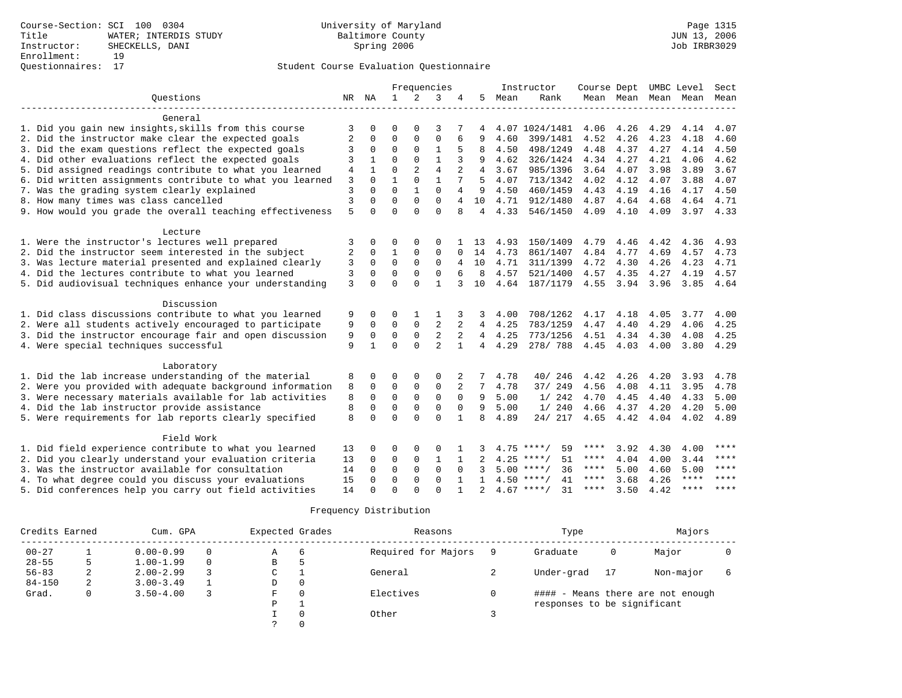Course-Section: SCI 100 0304
Title: WATER; INTERDIS STUDY
Instructor: SHECKELLS, DANI
Enrollment: 19
Questionnaires: 17

University of Maryland
Baltimore County
Spring 2006

JUN 13, 2006
Job IRBR3029

## Student Course Evaluation Questionnaire

| Questions | NR | NA | 1 | 2 | 3 | 4 | 5 | Instructor Mean | Rank | Course Mean | Dept Mean | UMBC Mean | Level Mean | Sect Mean |
|---|---|---|---|---|---|---|---|---|---|---|---|---|---|---|
| **General** | | | | | | | | | | | | | | |
| 1. Did you gain new insights,skills from this course | 3 | 0 | 0 | 0 | 3 | 7 | 4 | 4.07 | 1024/1481 | 4.06 | 4.26 | 4.29 | 4.14 | 4.07 |
| 2. Did the instructor make clear the expected goals | 2 | 0 | 0 | 0 | 0 | 6 | 9 | 4.60 | 399/1481 | 4.52 | 4.26 | 4.23 | 4.18 | 4.60 |
| 3. Did the exam questions reflect the expected goals | 3 | 0 | 0 | 0 | 1 | 5 | 8 | 4.50 | 498/1249 | 4.48 | 4.37 | 4.27 | 4.14 | 4.50 |
| 4. Did other evaluations reflect the expected goals | 3 | 1 | 0 | 0 | 1 | 3 | 9 | 4.62 | 326/1424 | 4.34 | 4.27 | 4.21 | 4.06 | 4.62 |
| 5. Did assigned readings contribute to what you learned | 4 | 1 | 0 | 2 | 4 | 2 | 4 | 3.67 | 985/1396 | 3.64 | 4.07 | 3.98 | 3.89 | 3.67 |
| 6. Did written assignments contribute to what you learned | 3 | 0 | 1 | 0 | 1 | 7 | 5 | 4.07 | 713/1342 | 4.02 | 4.12 | 4.07 | 3.88 | 4.07 |
| 7. Was the grading system clearly explained | 3 | 0 | 0 | 1 | 0 | 4 | 9 | 4.50 | 460/1459 | 4.43 | 4.19 | 4.16 | 4.17 | 4.50 |
| 8. How many times was class cancelled | 3 | 0 | 0 | 0 | 0 | 4 | 10 | 4.71 | 912/1480 | 4.87 | 4.64 | 4.68 | 4.64 | 4.71 |
| 9. How would you grade the overall teaching effectiveness | 5 | 0 | 0 | 0 | 0 | 8 | 4 | 4.33 | 546/1450 | 4.09 | 4.10 | 4.09 | 3.97 | 4.33 |
| **Lecture** | | | | | | | | | | | | | | |
| 1. Were the instructor's lectures well prepared | 3 | 0 | 0 | 0 | 0 | 1 | 13 | 4.93 | 150/1409 | 4.79 | 4.46 | 4.42 | 4.36 | 4.93 |
| 2. Did the instructor seem interested in the subject | 2 | 0 | 1 | 0 | 0 | 0 | 14 | 4.73 | 861/1407 | 4.84 | 4.77 | 4.69 | 4.57 | 4.73 |
| 3. Was lecture material presented and explained clearly | 3 | 0 | 0 | 0 | 0 | 4 | 10 | 4.71 | 311/1399 | 4.72 | 4.30 | 4.26 | 4.23 | 4.71 |
| 4. Did the lectures contribute to what you learned | 3 | 0 | 0 | 0 | 0 | 6 | 8 | 4.57 | 521/1400 | 4.57 | 4.35 | 4.27 | 4.19 | 4.57 |
| 5. Did audiovisual techniques enhance your understanding | 3 | 0 | 0 | 0 | 1 | 3 | 10 | 4.64 | 187/1179 | 4.55 | 3.94 | 3.96 | 3.85 | 4.64 |
| **Discussion** | | | | | | | | | | | | | | |
| 1. Did class discussions contribute to what you learned | 9 | 0 | 0 | 1 | 1 | 3 | 3 | 4.00 | 708/1262 | 4.17 | 4.18 | 4.05 | 3.77 | 4.00 |
| 2. Were all students actively encouraged to participate | 9 | 0 | 0 | 0 | 2 | 2 | 4 | 4.25 | 783/1259 | 4.47 | 4.40 | 4.29 | 4.06 | 4.25 |
| 3. Did the instructor encourage fair and open discussion | 9 | 0 | 0 | 0 | 2 | 2 | 4 | 4.25 | 773/1256 | 4.51 | 4.34 | 4.30 | 4.08 | 4.25 |
| 4. Were special techniques successful | 9 | 1 | 0 | 0 | 2 | 1 | 4 | 4.29 | 278/ 788 | 4.45 | 4.03 | 4.00 | 3.80 | 4.29 |
| **Laboratory** | | | | | | | | | | | | | | |
| 1. Did the lab increase understanding of the material | 8 | 0 | 0 | 0 | 0 | 2 | 7 | 4.78 | 40/ 246 | 4.42 | 4.26 | 4.20 | 3.93 | 4.78 |
| 2. Were you provided with adequate background information | 8 | 0 | 0 | 0 | 0 | 2 | 7 | 4.78 | 37/ 249 | 4.56 | 4.08 | 4.11 | 3.95 | 4.78 |
| 3. Were necessary materials available for lab activities | 8 | 0 | 0 | 0 | 0 | 0 | 9 | 5.00 | 1/ 242 | 4.70 | 4.45 | 4.40 | 4.33 | 5.00 |
| 4. Did the lab instructor provide assistance | 8 | 0 | 0 | 0 | 0 | 0 | 9 | 5.00 | 1/ 240 | 4.66 | 4.37 | 4.20 | 4.20 | 5.00 |
| 5. Were requirements for lab reports clearly specified | 8 | 0 | 0 | 0 | 0 | 1 | 8 | 4.89 | 24/ 217 | 4.65 | 4.42 | 4.04 | 4.02 | 4.89 |
| **Field Work** | | | | | | | | | | | | | | |
| 1. Did field experience contribute to what you learned | 13 | 0 | 0 | 0 | 0 | 1 | 3 | 4.75 | ****/ 59 | **** | 3.92 | 4.30 | 4.00 | **** |
| 2. Did you clearly understand your evaluation criteria | 13 | 0 | 0 | 0 | 1 | 1 | 2 | 4.25 | ****/ 51 | **** | 4.04 | 4.00 | 3.44 | **** |
| 3. Was the instructor available for consultation | 14 | 0 | 0 | 0 | 0 | 0 | 3 | 5.00 | ****/ 36 | **** | 5.00 | 4.60 | 5.00 | **** |
| 4. To what degree could you discuss your evaluations | 15 | 0 | 0 | 0 | 0 | 1 | 1 | 4.50 | ****/ 41 | **** | 3.68 | 4.26 | **** | **** |
| 5. Did conferences help you carry out field activities | 14 | 0 | 0 | 0 | 0 | 1 | 2 | 4.67 | ****/ 31 | **** | 3.50 | 4.42 | **** | **** |

### Frequency Distribution

| Credits Earned | | Cum. GPA | | Expected Grades | | Reasons | | Type | | Majors | |
|---|---|---|---|---|---|---|---|---|---|---|---|
| 00-27 | 1 | 0.00-0.99 | 0 | A | 6 | Required for Majors | 9 | Graduate | 0 | Major | 0 |
| 28-55 | 5 | 1.00-1.99 | 0 | B | 5 | | | | | | |
| 56-83 | 2 | 2.00-2.99 | 3 | C | 1 | General | 2 | Under-grad | 17 | Non-major | 6 |
| 84-150 | 2 | 3.00-3.49 | 1 | D | 0 | | | | | | |
| Grad. | 0 | 3.50-4.00 | 3 | F | 0 | Electives | 0 | #### - Means there are not enough responses to be significant | | | |
| | | | | P | 1 | | | | | | |
| | | | | I | 0 | Other | 3 | | | | |
| | | | | ? | 0 | | | | | | |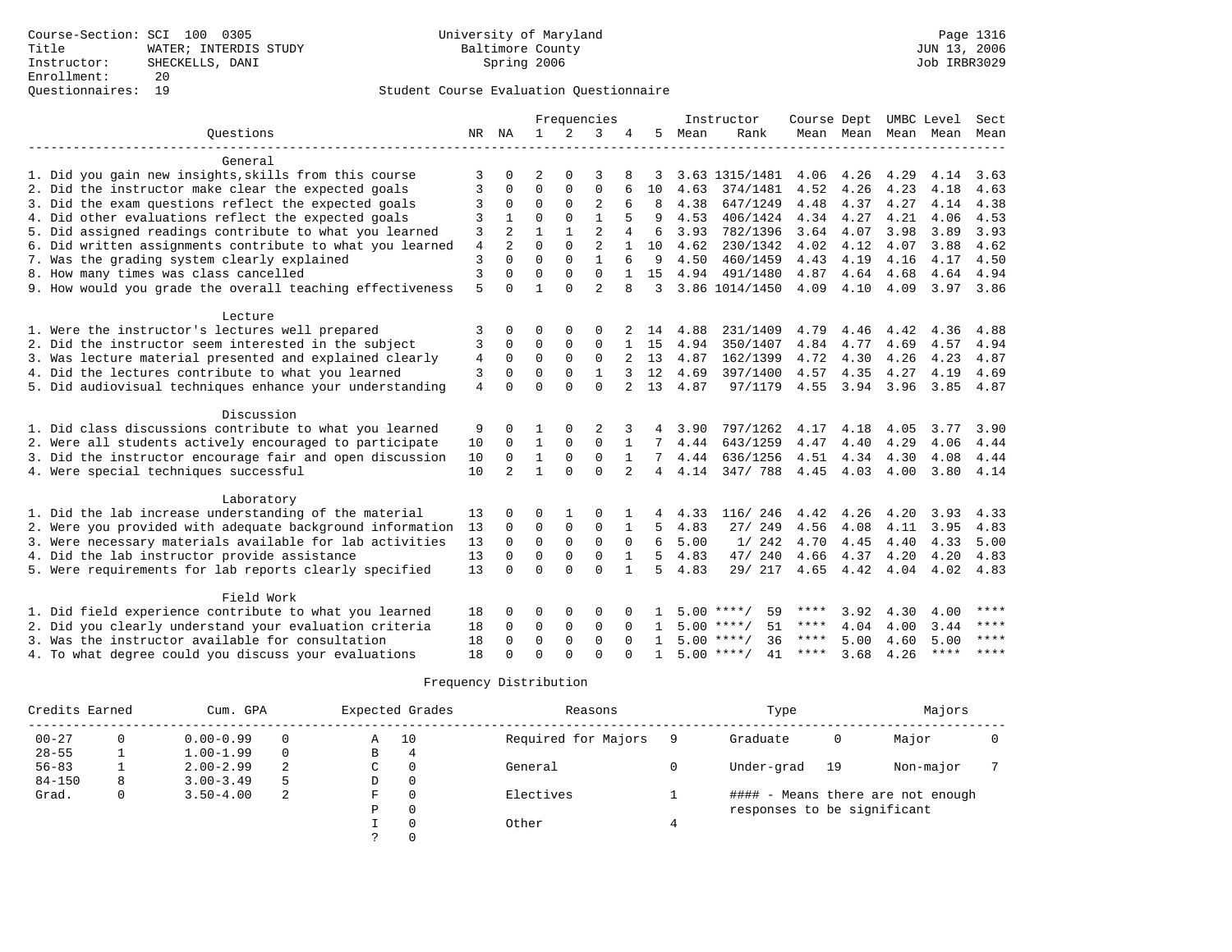Course-Section: SCI 100 0305
Title: WATER; INTERDIS STUDY
Instructor: SHECKELLS, DANI
Enrollment: 20
Questionnaires: 19

University of Maryland
Baltimore County
Spring 2006

Student Course Evaluation Questionnaire

| Questions | NR | NA | 1 | 2 | 3 | 4 | 5 | Instructor Mean | Instructor Rank | Course Mean | Dept Mean | UMBC Mean | Level Mean | Sect Mean |
|---|---|---|---|---|---|---|---|---|---|---|---|---|---|---|
| **General** | | | | | | | | | | | | | | |
| 1. Did you gain new insights,skills from this course | 3 | 0 | 2 | 0 | 3 | 8 | 3 | 3.63 | 1315/1481 | 4.06 | 4.26 | 4.29 | 4.14 | 3.63 |
| 2. Did the instructor make clear the expected goals | 3 | 0 | 0 | 0 | 0 | 6 | 10 | 4.63 | 374/1481 | 4.52 | 4.26 | 4.23 | 4.18 | 4.63 |
| 3. Did the exam questions reflect the expected goals | 3 | 0 | 0 | 0 | 2 | 6 | 8 | 4.38 | 647/1249 | 4.48 | 4.37 | 4.27 | 4.14 | 4.38 |
| 4. Did other evaluations reflect the expected goals | 3 | 1 | 0 | 0 | 1 | 5 | 9 | 4.53 | 406/1424 | 4.34 | 4.27 | 4.21 | 4.06 | 4.53 |
| 5. Did assigned readings contribute to what you learned | 3 | 2 | 1 | 1 | 2 | 4 | 6 | 3.93 | 782/1396 | 3.64 | 4.07 | 3.98 | 3.89 | 3.93 |
| 6. Did written assignments contribute to what you learned | 4 | 2 | 0 | 0 | 2 | 1 | 10 | 4.62 | 230/1342 | 4.02 | 4.12 | 4.07 | 3.88 | 4.62 |
| 7. Was the grading system clearly explained | 3 | 0 | 0 | 0 | 1 | 6 | 9 | 4.50 | 460/1459 | 4.43 | 4.19 | 4.16 | 4.17 | 4.50 |
| 8. How many times was class cancelled | 3 | 0 | 0 | 0 | 0 | 1 | 15 | 4.94 | 491/1480 | 4.87 | 4.64 | 4.68 | 4.64 | 4.94 |
| 9. How would you grade the overall teaching effectiveness | 5 | 0 | 1 | 0 | 2 | 8 | 3 | 3.86 | 1014/1450 | 4.09 | 4.10 | 4.09 | 3.97 | 3.86 |
| **Lecture** | | | | | | | | | | | | | | |
| 1. Were the instructor's lectures well prepared | 3 | 0 | 0 | 0 | 0 | 2 | 14 | 4.88 | 231/1409 | 4.79 | 4.46 | 4.42 | 4.36 | 4.88 |
| 2. Did the instructor seem interested in the subject | 3 | 0 | 0 | 0 | 0 | 1 | 15 | 4.94 | 350/1407 | 4.84 | 4.77 | 4.69 | 4.57 | 4.94 |
| 3. Was lecture material presented and explained clearly | 4 | 0 | 0 | 0 | 0 | 2 | 13 | 4.87 | 162/1399 | 4.72 | 4.30 | 4.26 | 4.23 | 4.87 |
| 4. Did the lectures contribute to what you learned | 3 | 0 | 0 | 0 | 1 | 3 | 12 | 4.69 | 397/1400 | 4.57 | 4.35 | 4.27 | 4.19 | 4.69 |
| 5. Did audiovisual techniques enhance your understanding | 4 | 0 | 0 | 0 | 0 | 2 | 13 | 4.87 | 97/1179 | 4.55 | 3.94 | 3.96 | 3.85 | 4.87 |
| **Discussion** | | | | | | | | | | | | | | |
| 1. Did class discussions contribute to what you learned | 9 | 0 | 1 | 0 | 2 | 3 | 4 | 3.90 | 797/1262 | 4.17 | 4.18 | 4.05 | 3.77 | 3.90 |
| 2. Were all students actively encouraged to participate | 10 | 0 | 1 | 0 | 0 | 1 | 7 | 4.44 | 643/1259 | 4.47 | 4.40 | 4.29 | 4.06 | 4.44 |
| 3. Did the instructor encourage fair and open discussion | 10 | 0 | 1 | 0 | 0 | 1 | 7 | 4.44 | 636/1256 | 4.51 | 4.34 | 4.30 | 4.08 | 4.44 |
| 4. Were special techniques successful | 10 | 2 | 1 | 0 | 0 | 2 | 4 | 4.14 | 347/ 788 | 4.45 | 4.03 | 4.00 | 3.80 | 4.14 |
| **Laboratory** | | | | | | | | | | | | | | |
| 1. Did the lab increase understanding of the material | 13 | 0 | 0 | 1 | 0 | 1 | 4 | 4.33 | 116/ 246 | 4.42 | 4.26 | 4.20 | 3.93 | 4.33 |
| 2. Were you provided with adequate background information | 13 | 0 | 0 | 0 | 0 | 1 | 5 | 4.83 | 27/ 249 | 4.56 | 4.08 | 4.11 | 3.95 | 4.83 |
| 3. Were necessary materials available for lab activities | 13 | 0 | 0 | 0 | 0 | 0 | 6 | 5.00 | 1/ 242 | 4.70 | 4.45 | 4.40 | 4.33 | 5.00 |
| 4. Did the lab instructor provide assistance | 13 | 0 | 0 | 0 | 0 | 1 | 5 | 4.83 | 47/ 240 | 4.66 | 4.37 | 4.20 | 4.20 | 4.83 |
| 5. Were requirements for lab reports clearly specified | 13 | 0 | 0 | 0 | 0 | 1 | 5 | 4.83 | 29/ 217 | 4.65 | 4.42 | 4.04 | 4.02 | 4.83 |
| **Field Work** | | | | | | | | | | | | | | |
| 1. Did field experience contribute to what you learned | 18 | 0 | 0 | 0 | 0 | 0 | 1 | 5.00 | ****/ 59 | **** | 3.92 | 4.30 | 4.00 | **** |
| 2. Did you clearly understand your evaluation criteria | 18 | 0 | 0 | 0 | 0 | 0 | 1 | 5.00 | ****/ 51 | **** | 4.04 | 4.00 | 3.44 | **** |
| 3. Was the instructor available for consultation | 18 | 0 | 0 | 0 | 0 | 0 | 1 | 5.00 | ****/ 36 | **** | 5.00 | 4.60 | 5.00 | **** |
| 4. To what degree could you discuss your evaluations | 18 | 0 | 0 | 0 | 0 | 0 | 1 | 5.00 | ****/ 41 | **** | 3.68 | 4.26 | **** | **** |

Frequency Distribution

| Credits Earned | | Cum. GPA | | Expected Grades | | Reasons | | Type | | Majors | |
|---|---|---|---|---|---|---|---|---|---|---|---|
| 00-27 | 0 | 0.00-0.99 | 0 | A | 10 | Required for Majors | 9 | Graduate | 0 | Major | 0 |
| 28-55 | 1 | 1.00-1.99 | 0 | B | 4 | | | | | | |
| 56-83 | 1 | 2.00-2.99 | 2 | C | 0 | General | 0 | Under-grad | 19 | Non-major | 7 |
| 84-150 | 8 | 3.00-3.49 | 5 | D | 0 | | | | | | |
| Grad. | 0 | 3.50-4.00 | 2 | F | 0 | Electives | 1 | #### - Means there are not enough responses to be significant | | | |
| | | | | P | 0 | | | | | | |
| | | | | I | 0 | Other | 4 | | | | |
| | | | | ? | 0 | | | | | | |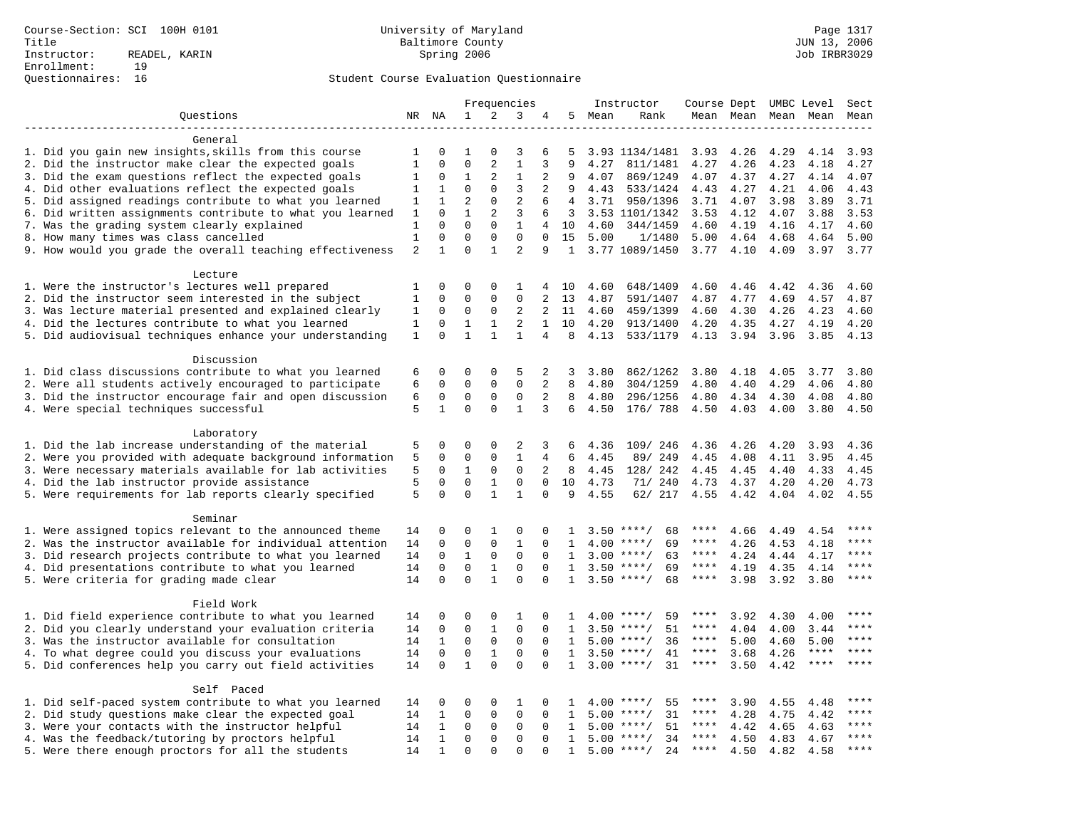Course-Section: SCI 100H 0101
Title
Instructor: READEL, KARIN
Enrollment: 19
Questionnaires: 16

University of Maryland
Baltimore County
Spring 2006

JUN 13, 2006
Job IRBR3029

Student Course Evaluation Questionnaire

| Questions | NR | NA | Frequencies 1 | 2 | 3 | 4 | 5 | Instructor Mean | Rank | Course Mean | Dept Mean | UMBC Level Mean | Level Mean | Sect Mean |
|---|---|---|---|---|---|---|---|---|---|---|---|---|---|---|
| **General** | | | | | | | | | | | | | | |
| 1. Did you gain new insights,skills from this course | 1 | 0 | 1 | 0 | 3 | 6 | 5 | 3.93 | 1134/1481 | 3.93 | 4.26 | 4.29 | 4.14 | 3.93 |
| 2. Did the instructor make clear the expected goals | 1 | 0 | 0 | 2 | 1 | 3 | 9 | 4.27 | 811/1481 | 4.27 | 4.26 | 4.23 | 4.18 | 4.27 |
| 3. Did the exam questions reflect the expected goals | 1 | 0 | 1 | 2 | 1 | 2 | 9 | 4.07 | 869/1249 | 4.07 | 4.37 | 4.27 | 4.14 | 4.07 |
| 4. Did other evaluations reflect the expected goals | 1 | 1 | 0 | 0 | 3 | 2 | 9 | 4.43 | 533/1424 | 4.43 | 4.27 | 4.21 | 4.06 | 4.43 |
| 5. Did assigned readings contribute to what you learned | 1 | 1 | 2 | 0 | 2 | 6 | 4 | 3.71 | 950/1396 | 3.71 | 4.07 | 3.98 | 3.89 | 3.71 |
| 6. Did written assignments contribute to what you learned | 1 | 0 | 1 | 2 | 3 | 6 | 3 | 3.53 | 1101/1342 | 3.53 | 4.12 | 4.07 | 3.88 | 3.53 |
| 7. Was the grading system clearly explained | 1 | 0 | 0 | 0 | 1 | 4 | 10 | 4.60 | 344/1459 | 4.60 | 4.19 | 4.16 | 4.17 | 4.60 |
| 8. How many times was class cancelled | 1 | 0 | 0 | 0 | 0 | 0 | 15 | 5.00 | 1/1480 | 5.00 | 4.64 | 4.68 | 4.64 | 5.00 |
| 9. How would you grade the overall teaching effectiveness | 2 | 1 | 0 | 1 | 2 | 9 | 1 | 3.77 | 1089/1450 | 3.77 | 4.10 | 4.09 | 3.97 | 3.77 |
| **Lecture** | | | | | | | | | | | | | | |
| 1. Were the instructor's lectures well prepared | 1 | 0 | 0 | 0 | 1 | 4 | 10 | 4.60 | 648/1409 | 4.60 | 4.46 | 4.42 | 4.36 | 4.60 |
| 2. Did the instructor seem interested in the subject | 1 | 0 | 0 | 0 | 0 | 2 | 13 | 4.87 | 591/1407 | 4.87 | 4.77 | 4.69 | 4.57 | 4.87 |
| 3. Was lecture material presented and explained clearly | 1 | 0 | 0 | 0 | 2 | 2 | 11 | 4.60 | 459/1399 | 4.60 | 4.30 | 4.26 | 4.23 | 4.60 |
| 4. Did the lectures contribute to what you learned | 1 | 0 | 1 | 1 | 2 | 1 | 10 | 4.20 | 913/1400 | 4.20 | 4.35 | 4.27 | 4.19 | 4.20 |
| 5. Did audiovisual techniques enhance your understanding | 1 | 0 | 1 | 1 | 1 | 4 | 8 | 4.13 | 533/1179 | 4.13 | 3.94 | 3.96 | 3.85 | 4.13 |
| **Discussion** | | | | | | | | | | | | | | |
| 1. Did class discussions contribute to what you learned | 6 | 0 | 0 | 0 | 5 | 2 | 3 | 3.80 | 862/1262 | 3.80 | 4.18 | 4.05 | 3.77 | 3.80 |
| 2. Were all students actively encouraged to participate | 6 | 0 | 0 | 0 | 0 | 2 | 8 | 4.80 | 304/1259 | 4.80 | 4.40 | 4.29 | 4.06 | 4.80 |
| 3. Did the instructor encourage fair and open discussion | 6 | 0 | 0 | 0 | 0 | 2 | 8 | 4.80 | 296/1256 | 4.80 | 4.34 | 4.30 | 4.08 | 4.80 |
| 4. Were special techniques successful | 5 | 1 | 0 | 0 | 1 | 3 | 6 | 4.50 | 176/ 788 | 4.50 | 4.03 | 4.00 | 3.80 | 4.50 |
| **Laboratory** | | | | | | | | | | | | | | |
| 1. Did the lab increase understanding of the material | 5 | 0 | 0 | 0 | 2 | 3 | 6 | 4.36 | 109/ 246 | 4.36 | 4.26 | 4.20 | 3.93 | 4.36 |
| 2. Were you provided with adequate background information | 5 | 0 | 0 | 0 | 1 | 4 | 6 | 4.45 | 89/ 249 | 4.45 | 4.08 | 4.11 | 3.95 | 4.45 |
| 3. Were necessary materials available for lab activities | 5 | 0 | 1 | 0 | 0 | 2 | 8 | 4.45 | 128/ 242 | 4.45 | 4.45 | 4.40 | 4.33 | 4.45 |
| 4. Did the lab instructor provide assistance | 5 | 0 | 0 | 1 | 0 | 0 | 10 | 4.73 | 71/ 240 | 4.73 | 4.37 | 4.20 | 4.20 | 4.73 |
| 5. Were requirements for lab reports clearly specified | 5 | 0 | 0 | 1 | 1 | 0 | 9 | 4.55 | 62/ 217 | 4.55 | 4.42 | 4.04 | 4.02 | 4.55 |
| **Seminar** | | | | | | | | | | | | | | |
| 1. Were assigned topics relevant to the announced theme | 14 | 0 | 0 | 1 | 0 | 0 | 1 | 3.50 | ****/ 68 | **** | 4.66 | 4.49 | 4.54 | **** |
| 2. Was the instructor available for individual attention | 14 | 0 | 0 | 0 | 1 | 0 | 1 | 4.00 | ****/ 69 | **** | 4.26 | 4.53 | 4.18 | **** |
| 3. Did research projects contribute to what you learned | 14 | 0 | 1 | 0 | 0 | 0 | 1 | 3.00 | ****/ 63 | **** | 4.24 | 4.44 | 4.17 | **** |
| 4. Did presentations contribute to what you learned | 14 | 0 | 0 | 1 | 0 | 0 | 1 | 3.50 | ****/ 69 | **** | 4.19 | 4.35 | 4.14 | **** |
| 5. Were criteria for grading made clear | 14 | 0 | 0 | 1 | 0 | 0 | 1 | 3.50 | ****/ 68 | **** | 3.98 | 3.92 | 3.80 | **** |
| **Field Work** | | | | | | | | | | | | | | |
| 1. Did field experience contribute to what you learned | 14 | 0 | 0 | 0 | 1 | 0 | 1 | 4.00 | ****/ 59 | **** | 3.92 | 4.30 | 4.00 | **** |
| 2. Did you clearly understand your evaluation criteria | 14 | 0 | 0 | 1 | 0 | 0 | 1 | 3.50 | ****/ 51 | **** | 4.04 | 4.00 | 3.44 | **** |
| 3. Was the instructor available for consultation | 14 | 1 | 0 | 0 | 0 | 0 | 1 | 5.00 | ****/ 36 | **** | 5.00 | 4.60 | 5.00 | **** |
| 4. To what degree could you discuss your evaluations | 14 | 0 | 0 | 1 | 0 | 0 | 1 | 3.50 | ****/ 41 | **** | 3.68 | 4.26 | **** | **** |
| 5. Did conferences help you carry out field activities | 14 | 0 | 1 | 0 | 0 | 0 | 1 | 3.00 | ****/ 31 | **** | 3.50 | 4.42 | **** | **** |
| **Self Paced** | | | | | | | | | | | | | | |
| 1. Did self-paced system contribute to what you learned | 14 | 0 | 0 | 0 | 1 | 0 | 1 | 4.00 | ****/ 55 | **** | 3.90 | 4.55 | 4.48 | **** |
| 2. Did study questions make clear the expected goal | 14 | 1 | 0 | 0 | 0 | 0 | 1 | 5.00 | ****/ 31 | **** | 4.28 | 4.75 | 4.42 | **** |
| 3. Were your contacts with the instructor helpful | 14 | 1 | 0 | 0 | 0 | 0 | 1 | 5.00 | ****/ 51 | **** | 4.42 | 4.65 | 4.63 | **** |
| 4. Was the feedback/tutoring by proctors helpful | 14 | 1 | 0 | 0 | 0 | 0 | 1 | 5.00 | ****/ 34 | **** | 4.50 | 4.83 | 4.67 | **** |
| 5. Were there enough proctors for all the students | 14 | 1 | 0 | 0 | 0 | 0 | 1 | 5.00 | ****/ 24 | **** | 4.50 | 4.82 | 4.58 | **** |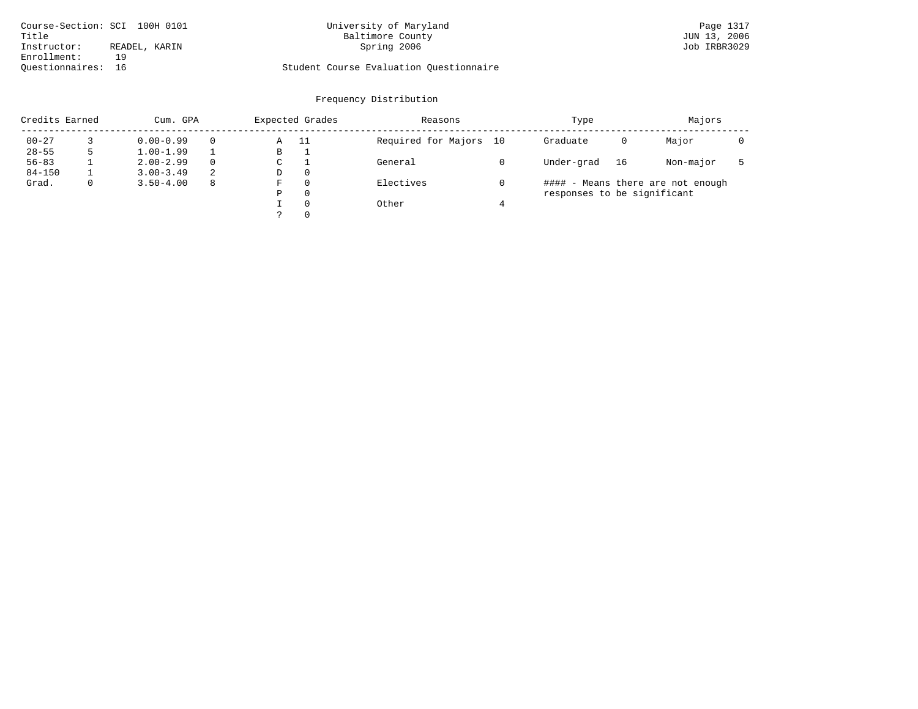Course-Section: SCI 100H 0101
Title
Instructor: READEL, KARIN
Enrollment: 19
Questionnaires: 16

University of Maryland
Baltimore County
Spring 2006

Student Course Evaluation Questionnaire

Page 1317
JUN 13, 2006
Job IRBR3029

## Frequency Distribution

| Credits Earned | | Cum. GPA | | Expected Grades | | Reasons | | Type | | Majors | |
|---|---|---|---|---|---|---|---|---|---|---|---|
| 00-27 | 3 | 0.00-0.99 | 0 | A | 11 | Required for Majors | 10 | Graduate | 0 | Major | 0 |
| 28-55 | 5 | 1.00-1.99 | 1 | B | 1 | | | | | | |
| 56-83 | 1 | 2.00-2.99 | 0 | C | 1 | General | 0 | Under-grad | 16 | Non-major | 5 |
| 84-150 | 1 | 3.00-3.49 | 2 | D | 0 | | | | | | |
| Grad. | 0 | 3.50-4.00 | 8 | F | 0 | Electives | 0 | | | | |
| | | | | P | 0 | | | | | | |
| | | | | I | 0 | Other | 4 | | | | |
| | | | | ? | 0 | | | | | | |

#### - Means there are not enough responses to be significant